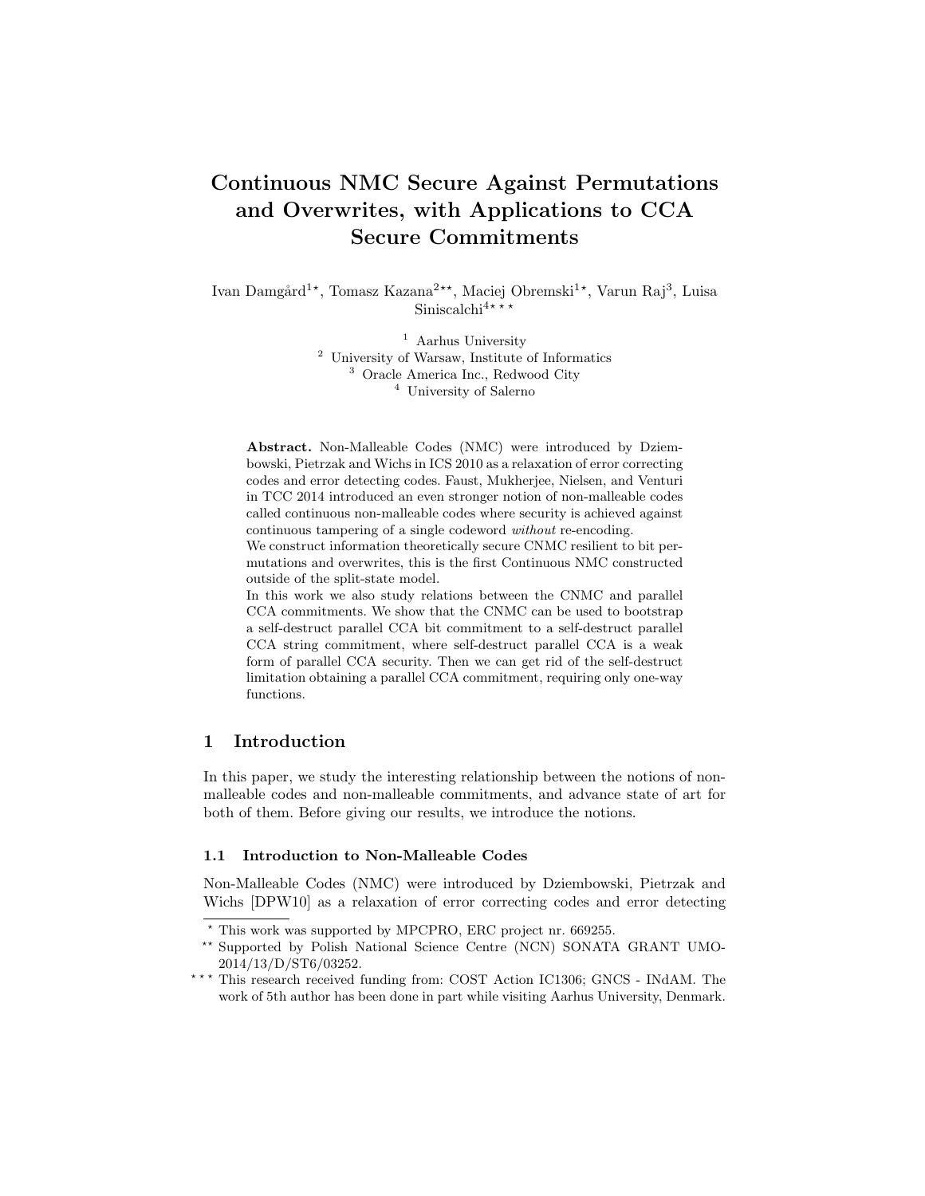# Continuous NMC Secure Against Permutations and Overwrites, with Applications to CCA Secure Commitments

Ivan Damgård[1*], Tomasz Kazana[2**], Maciej Obremski[1*], Varun Raj[3], Luisa Siniscalchi[4***]

[1] Aarhus University
[2] University of Warsaw, Institute of Informatics
[3] Oracle America Inc., Redwood City
[4] University of Salerno

**Abstract.** Non-Malleable Codes (NMC) were introduced by Dziembowski, Pietrzak and Wichs in ICS 2010 as a relaxation of error correcting codes and error detecting codes. Faust, Mukherjee, Nielsen, and Venturi in TCC 2014 introduced an even stronger notion of non-malleable codes called continuous non-malleable codes where security is achieved against continuous tampering of a single codeword *without* re-encoding.
We construct information theoretically secure CNMC resilient to bit permutations and overwrites, this is the first Continuous NMC constructed outside of the split-state model.
In this work we also study relations between the CNMC and parallel CCA commitments. We show that the CNMC can be used to bootstrap a self-destruct parallel CCA bit commitment to a self-destruct parallel CCA string commitment, where self-destruct parallel CCA is a weak form of parallel CCA security. Then we can get rid of the self-destruct limitation obtaining a parallel CCA commitment, requiring only one-way functions.

## 1 Introduction

In this paper, we study the interesting relationship between the notions of non-malleable codes and non-malleable commitments, and advance state of art for both of them. Before giving our results, we introduce the notions.

### 1.1 Introduction to Non-Malleable Codes

Non-Malleable Codes (NMC) were introduced by Dziembowski, Pietrzak and Wichs [DPW10] as a relaxation of error correcting codes and error detecting

---

\* This work was supported by MPCPRO, ERC project nr. 669255.

\** Supported by Polish National Science Centre (NCN) SONATA GRANT UMO-2014/13/D/ST6/03252.

\*** This research received funding from: COST Action IC1306; GNCS - INdAM. The work of 5th author has been done in part while visiting Aarhus University, Denmark.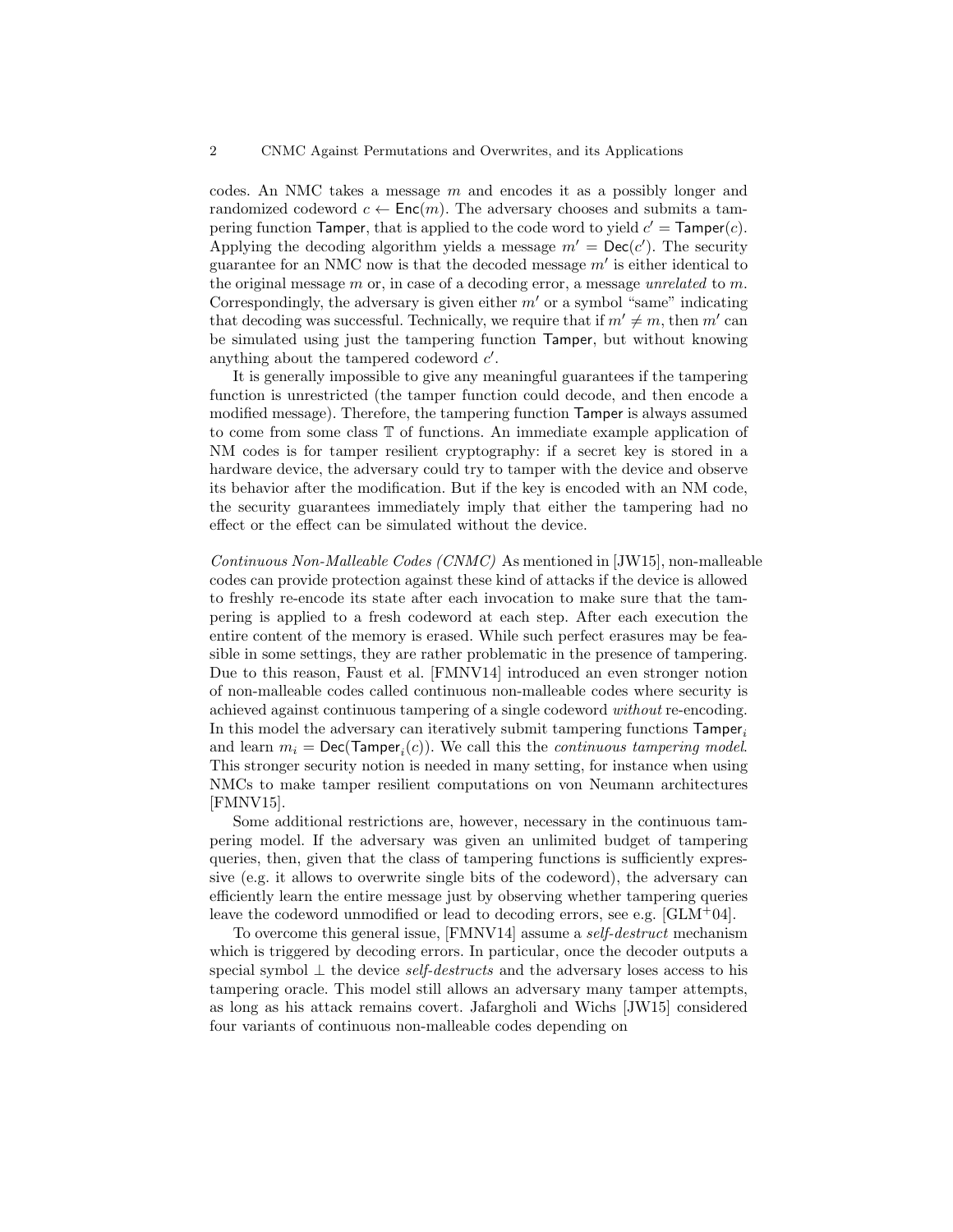codes. An NMC takes a message $m$ and encodes it as a possibly longer and randomized codeword $c \leftarrow \mathsf{Enc}(m)$. The adversary chooses and submits a tampering function $\mathsf{Tamper}$, that is applied to the code word to yield $c' = \mathsf{Tamper}(c)$. Applying the decoding algorithm yields a message $m' = \mathsf{Dec}(c')$. The security guarantee for an NMC now is that the decoded message $m'$ is either identical to the original message $m$ or, in case of a decoding error, a message *unrelated* to $m$. Correspondingly, the adversary is given either $m'$ or a symbol "same" indicating that decoding was successful. Technically, we require that if $m' \neq m$, then $m'$ can be simulated using just the tampering function $\mathsf{Tamper}$, but without knowing anything about the tampered codeword $c'$.

It is generally impossible to give any meaningful guarantees if the tampering function is unrestricted (the tamper function could decode, and then encode a modified message). Therefore, the tampering function $\mathsf{Tamper}$ is always assumed to come from some class $\mathbb{T}$ of functions. An immediate example application of NM codes is for tamper resilient cryptography: if a secret key is stored in a hardware device, the adversary could try to tamper with the device and observe its behavior after the modification. But if the key is encoded with an NM code, the security guarantees immediately imply that either the tampering had no effect or the effect can be simulated without the device.

*Continuous Non-Malleable Codes (CNMC)* As mentioned in [JW15], non-malleable codes can provide protection against these kind of attacks if the device is allowed to freshly re-encode its state after each invocation to make sure that the tampering is applied to a fresh codeword at each step. After each execution the entire content of the memory is erased. While such perfect erasures may be feasible in some settings, they are rather problematic in the presence of tampering. Due to this reason, Faust et al. [FMNV14] introduced an even stronger notion of non-malleable codes called continuous non-malleable codes where security is achieved against continuous tampering of a single codeword *without* re-encoding. In this model the adversary can iteratively submit tampering functions $\mathsf{Tamper}_i$ and learn $m_i = \mathsf{Dec}(\mathsf{Tamper}_i(c))$. We call this the *continuous tampering model*. This stronger security notion is needed in many setting, for instance when using NMCs to make tamper resilient computations on von Neumann architectures [FMNV15].

Some additional restrictions are, however, necessary in the continuous tampering model. If the adversary was given an unlimited budget of tampering queries, then, given that the class of tampering functions is sufficiently expressive (e.g. it allows to overwrite single bits of the codeword), the adversary can efficiently learn the entire message just by observing whether tampering queries leave the codeword unmodified or lead to decoding errors, see e.g. [GLM+04].

To overcome this general issue, [FMNV14] assume a *self-destruct* mechanism which is triggered by decoding errors. In particular, once the decoder outputs a special symbol $\perp$ the device *self-destructs* and the adversary loses access to his tampering oracle. This model still allows an adversary many tamper attempts, as long as his attack remains covert. Jafargholi and Wichs [JW15] considered four variants of continuous non-malleable codes depending on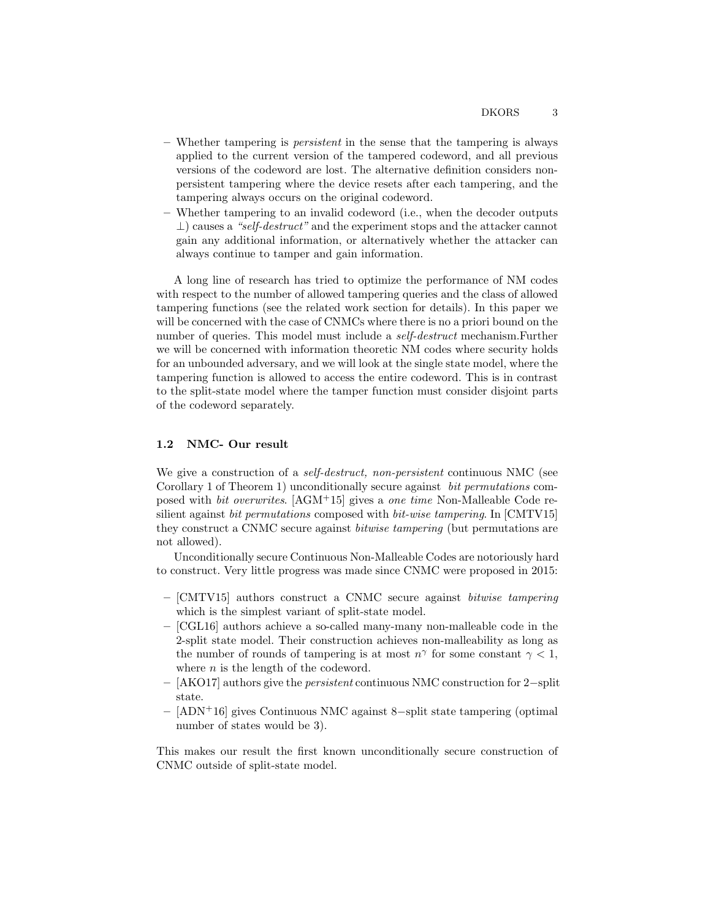- Whether tampering is *persistent* in the sense that the tampering is always applied to the current version of the tampered codeword, and all previous versions of the codeword are lost. The alternative definition considers non-persistent tampering where the device resets after each tampering, and the tampering always occurs on the original codeword.
- Whether tampering to an invalid codeword (i.e., when the decoder outputs $\perp$) causes a *"self-destruct"* and the experiment stops and the attacker cannot gain any additional information, or alternatively whether the attacker can always continue to tamper and gain information.

A long line of research has tried to optimize the performance of NM codes with respect to the number of allowed tampering queries and the class of allowed tampering functions (see the related work section for details). In this paper we will be concerned with the case of CNMCs where there is no a priori bound on the number of queries. This model must include a *self-destruct* mechanism.Further we will be concerned with information theoretic NM codes where security holds for an unbounded adversary, and we will look at the single state model, where the tampering function is allowed to access the entire codeword. This is in contrast to the split-state model where the tamper function must consider disjoint parts of the codeword separately.

### 1.2 NMC- Our result

We give a construction of a *self-destruct, non-persistent* continuous NMC (see Corollary 1 of Theorem 1) unconditionally secure against *bit permutations* composed with *bit overwrites*. [AGM+15] gives a *one time* Non-Malleable Code resilient against *bit permutations* composed with *bit-wise tampering*. In [CMTV15] they construct a CNMC secure against *bitwise tampering* (but permutations are not allowed).

Unconditionally secure Continuous Non-Malleable Codes are notoriously hard to construct. Very little progress was made since CNMC were proposed in 2015:

- [CMTV15] authors construct a CNMC secure against *bitwise tampering* which is the simplest variant of split-state model.
- [CGL16] authors achieve a so-called many-many non-malleable code in the 2-split state model. Their construction achieves non-malleability as long as the number of rounds of tampering is at most $n^{\gamma}$ for some constant $\gamma < 1$, where $n$ is the length of the codeword.
- [AKO17] authors give the *persistent* continuous NMC construction for $2-$split state.
- [ADN+16] gives Continuous NMC against $8-$split state tampering (optimal number of states would be 3).

This makes our result the first known unconditionally secure construction of CNMC outside of split-state model.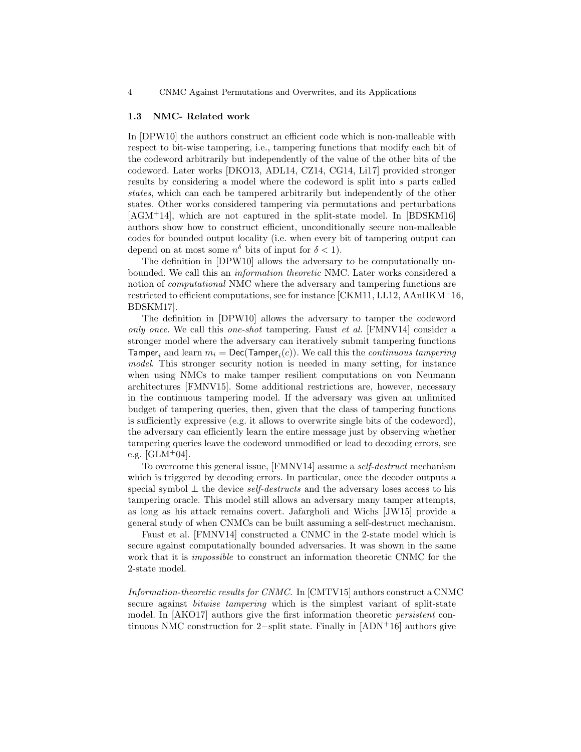### 1.3 NMC- Related work

In [DPW10] the authors construct an efficient code which is non-malleable with respect to bit-wise tampering, i.e., tampering functions that modify each bit of the codeword arbitrarily but independently of the value of the other bits of the codeword. Later works [DKO13, ADL14, CZ14, CG14, Li17] provided stronger results by considering a model where the codeword is split into $s$ parts called *states*, which can each be tampered arbitrarily but independently of the other states. Other works considered tampering via permutations and perturbations [AGM⁺14], which are not captured in the split-state model. In [BDSKM16] authors show how to construct efficient, unconditionally secure non-malleable codes for bounded output locality (i.e. when every bit of tampering output can depend on at most some $n^\delta$ bits of input for $\delta < 1$).

The definition in [DPW10] allows the adversary to be computationally unbounded. We call this an *information theoretic* NMC. Later works considered a notion of *computational* NMC where the adversary and tampering functions are restricted to efficient computations, see for instance [CKM11, LL12, AAnHKM⁺16, BDSKM17].

The definition in [DPW10] allows the adversary to tamper the codeword *only once*. We call this *one-shot* tampering. Faust *et al.* [FMNV14] consider a stronger model where the adversary can iteratively submit tampering functions $\mathsf{Tamper}_i$ and learn $m_i = \mathsf{Dec}(\mathsf{Tamper}_i(c))$. We call this the *continuous tampering model*. This stronger security notion is needed in many setting, for instance when using NMCs to make tamper resilient computations on von Neumann architectures [FMNV15]. Some additional restrictions are, however, necessary in the continuous tampering model. If the adversary was given an unlimited budget of tampering queries, then, given that the class of tampering functions is sufficiently expressive (e.g. it allows to overwrite single bits of the codeword), the adversary can efficiently learn the entire message just by observing whether tampering queries leave the codeword unmodified or lead to decoding errors, see e.g. [GLM⁺04].

To overcome this general issue, [FMNV14] assume a *self-destruct* mechanism which is triggered by decoding errors. In particular, once the decoder outputs a special symbol $\perp$ the device *self-destructs* and the adversary loses access to his tampering oracle. This model still allows an adversary many tamper attempts, as long as his attack remains covert. Jafargholi and Wichs [JW15] provide a general study of when CNMCs can be built assuming a self-destruct mechanism.

Faust et al. [FMNV14] constructed a CNMC in the 2-state model which is secure against computationally bounded adversaries. It was shown in the same work that it is *impossible* to construct an information theoretic CNMC for the 2-state model.

*Information-theoretic results for CNMC.* In [CMTV15] authors construct a CNMC secure against *bitwise tampering* which is the simplest variant of split-state model. In [AKO17] authors give the first information theoretic *persistent* continuous NMC construction for 2−split state. Finally in [ADN⁺16] authors give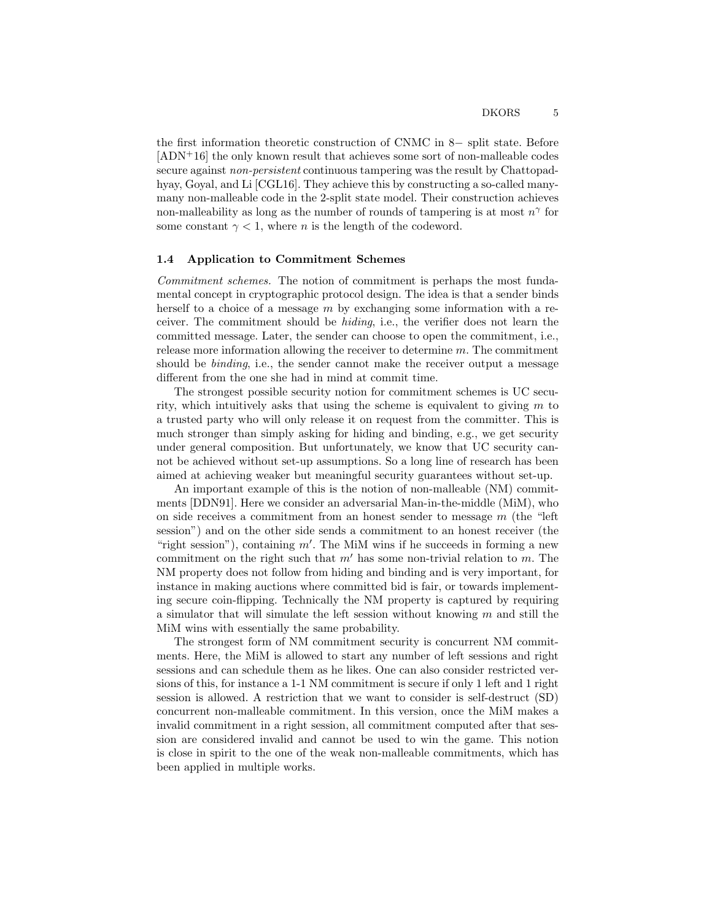the first information theoretic construction of CNMC in 8− split state. Before [ADN+16] the only known result that achieves some sort of non-malleable codes secure against *non-persistent* continuous tampering was the result by Chattopadhyay, Goyal, and Li [CGL16]. They achieve this by constructing a so-called many-many non-malleable code in the 2-split state model. Their construction achieves non-malleability as long as the number of rounds of tampering is at most $n^\gamma$ for some constant $\gamma < 1$, where $n$ is the length of the codeword.

### 1.4 Application to Commitment Schemes

*Commitment schemes.* The notion of commitment is perhaps the most fundamental concept in cryptographic protocol design. The idea is that a sender binds herself to a choice of a message $m$ by exchanging some information with a receiver. The commitment should be *hiding*, i.e., the verifier does not learn the committed message. Later, the sender can choose to open the commitment, i.e., release more information allowing the receiver to determine $m$. The commitment should be *binding*, i.e., the sender cannot make the receiver output a message different from the one she had in mind at commit time.

The strongest possible security notion for commitment schemes is UC security, which intuitively asks that using the scheme is equivalent to giving $m$ to a trusted party who will only release it on request from the committer. This is much stronger than simply asking for hiding and binding, e.g., we get security under general composition. But unfortunately, we know that UC security cannot be achieved without set-up assumptions. So a long line of research has been aimed at achieving weaker but meaningful security guarantees without set-up.

An important example of this is the notion of non-malleable (NM) commitments [DDN91]. Here we consider an adversarial Man-in-the-middle (MiM), who on side receives a commitment from an honest sender to message $m$ (the "left session") and on the other side sends a commitment to an honest receiver (the "right session"), containing $m'$. The MiM wins if he succeeds in forming a new commitment on the right such that $m'$ has some non-trivial relation to $m$. The NM property does not follow from hiding and binding and is very important, for instance in making auctions where committed bid is fair, or towards implementing secure coin-flipping. Technically the NM property is captured by requiring a simulator that will simulate the left session without knowing $m$ and still the MiM wins with essentially the same probability.

The strongest form of NM commitment security is concurrent NM commitments. Here, the MiM is allowed to start any number of left sessions and right sessions and can schedule them as he likes. One can also consider restricted versions of this, for instance a 1-1 NM commitment is secure if only 1 left and 1 right session is allowed. A restriction that we want to consider is self-destruct (SD) concurrent non-malleable commitment. In this version, once the MiM makes a invalid commitment in a right session, all commitment computed after that session are considered invalid and cannot be used to win the game. This notion is close in spirit to the one of the weak non-malleable commitments, which has been applied in multiple works.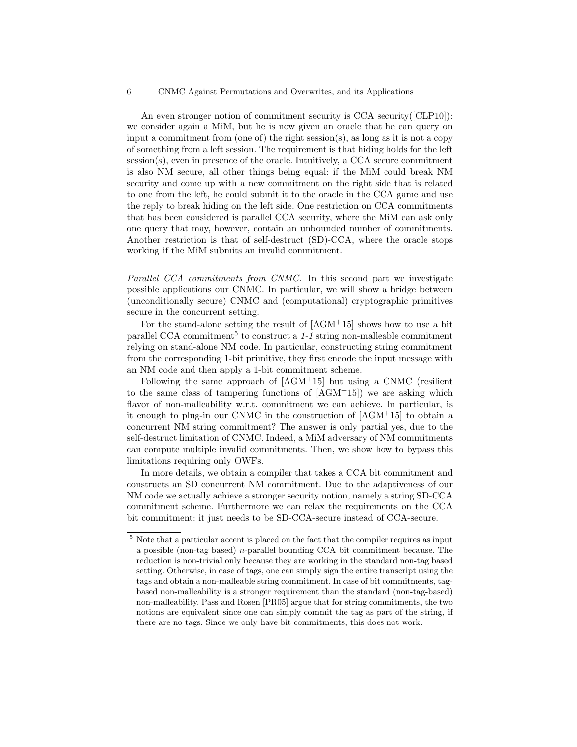An even stronger notion of commitment security is CCA security([CLP10]): we consider again a MiM, but he is now given an oracle that he can query on input a commitment from (one of) the right session(s), as long as it is not a copy of something from a left session. The requirement is that hiding holds for the left session(s), even in presence of the oracle. Intuitively, a CCA secure commitment is also NM secure, all other things being equal: if the MiM could break NM security and come up with a new commitment on the right side that is related to one from the left, he could submit it to the oracle in the CCA game and use the reply to break hiding on the left side. One restriction on CCA commitments that has been considered is parallel CCA security, where the MiM can ask only one query that may, however, contain an unbounded number of commitments. Another restriction is that of self-destruct (SD)-CCA, where the oracle stops working if the MiM submits an invalid commitment.

*Parallel CCA commitments from CNMC.* In this second part we investigate possible applications our CNMC. In particular, we will show a bridge between (unconditionally secure) CNMC and (computational) cryptographic primitives secure in the concurrent setting.

For the stand-alone setting the result of [AGM+15] shows how to use a bit parallel CCA commitment[5] to construct a *1-1* string non-malleable commitment relying on stand-alone NM code. In particular, constructing string commitment from the corresponding 1-bit primitive, they first encode the input message with an NM code and then apply a 1-bit commitment scheme.

Following the same approach of [AGM+15] but using a CNMC (resilient to the same class of tampering functions of [AGM+15]) we are asking which flavor of non-malleability w.r.t. commitment we can achieve. In particular, is it enough to plug-in our CNMC in the construction of [AGM+15] to obtain a concurrent NM string commitment? The answer is only partial yes, due to the self-destruct limitation of CNMC. Indeed, a MiM adversary of NM commitments can compute multiple invalid commitments. Then, we show how to bypass this limitations requiring only OWFs.

In more details, we obtain a compiler that takes a CCA bit commitment and constructs an SD concurrent NM commitment. Due to the adaptiveness of our NM code we actually achieve a stronger security notion, namely a string SD-CCA commitment scheme. Furthermore we can relax the requirements on the CCA bit commitment: it just needs to be SD-CCA-secure instead of CCA-secure.

---

[5] Note that a particular accent is placed on the fact that the compiler requires as input a possible (non-tag based) $n$-parallel bounding CCA bit commitment because. The reduction is non-trivial only because they are working in the standard non-tag based setting. Otherwise, in case of tags, one can simply sign the entire transcript using the tags and obtain a non-malleable string commitment. In case of bit commitments, tag-based non-malleability is a stronger requirement than the standard (non-tag-based) non-malleability. Pass and Rosen [PR05] argue that for string commitments, the two notions are equivalent since one can simply commit the tag as part of the string, if there are no tags. Since we only have bit commitments, this does not work.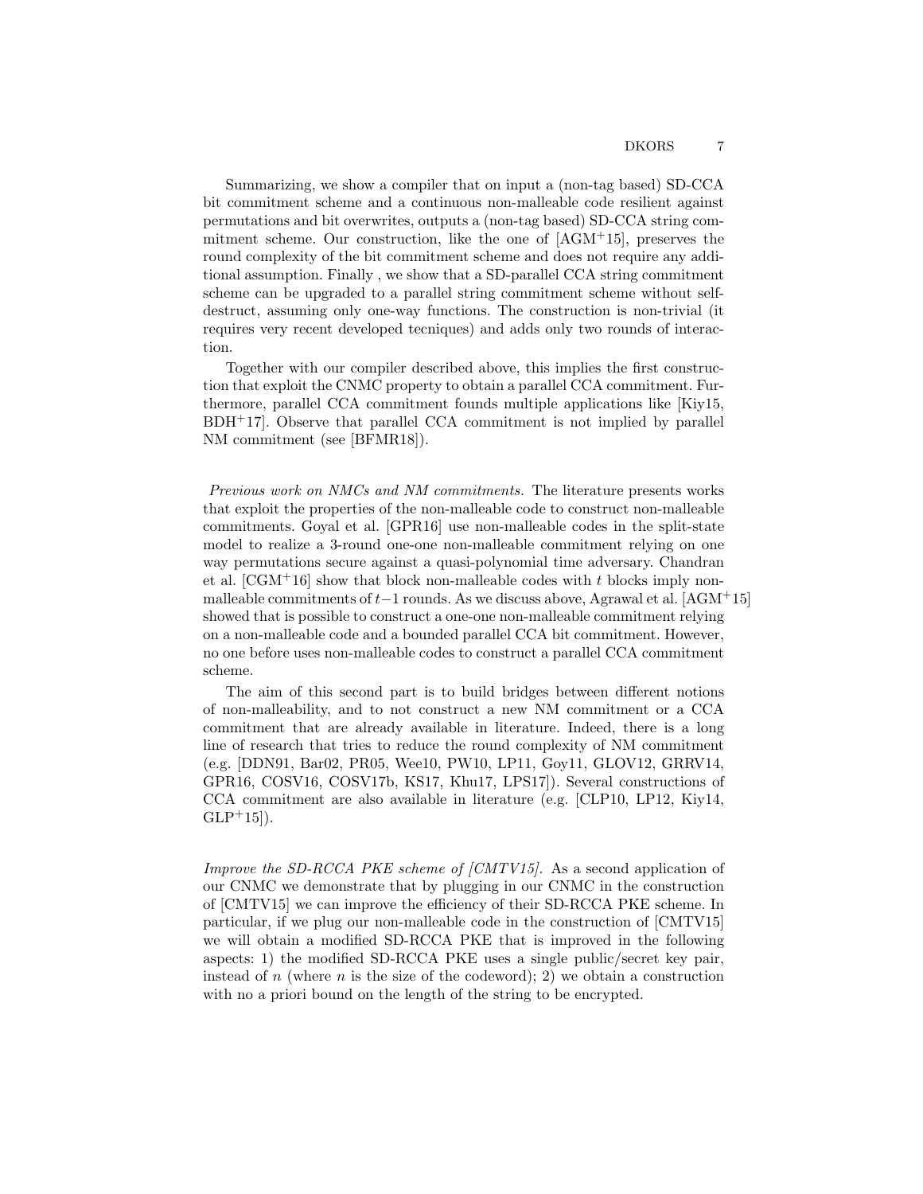Summarizing, we show a compiler that on input a (non-tag based) SD-CCA bit commitment scheme and a continuous non-malleable code resilient against permutations and bit overwrites, outputs a (non-tag based) SD-CCA string commitment scheme. Our construction, like the one of [AGM[+]15], preserves the round complexity of the bit commitment scheme and does not require any additional assumption. Finally , we show that a SD-parallel CCA string commitment scheme can be upgraded to a parallel string commitment scheme without self-destruct, assuming only one-way functions. The construction is non-trivial (it requires very recent developed tecniques) and adds only two rounds of interaction.

Together with our compiler described above, this implies the first construction that exploit the CNMC property to obtain a parallel CCA commitment. Furthermore, parallel CCA commitment founds multiple applications like [Kiy15, BDH[+]17]. Observe that parallel CCA commitment is not implied by parallel NM commitment (see [BFMR18]).

*Previous work on NMCs and NM commitments.* The literature presents works that exploit the properties of the non-malleable code to construct non-malleable commitments. Goyal et al. [GPR16] use non-malleable codes in the split-state model to realize a 3-round one-one non-malleable commitment relying on one way permutations secure against a quasi-polynomial time adversary. Chandran et al. [CGM[+]16] show that block non-malleable codes with $t$ blocks imply non-malleable commitments of $t-1$ rounds. As we discuss above, Agrawal et al. [AGM[+]15] showed that is possible to construct a one-one non-malleable commitment relying on a non-malleable code and a bounded parallel CCA bit commitment. However, no one before uses non-malleable codes to construct a parallel CCA commitment scheme.

The aim of this second part is to build bridges between different notions of non-malleability, and to not construct a new NM commitment or a CCA commitment that are already available in literature. Indeed, there is a long line of research that tries to reduce the round complexity of NM commitment (e.g. [DDN91, Bar02, PR05, Wee10, PW10, LP11, Goy11, GLOV12, GRRV14, GPR16, COSV16, COSV17b, KS17, Khu17, LPS17]). Several constructions of CCA commitment are also available in literature (e.g. [CLP10, LP12, Kiy14, GLP[+]15]).

*Improve the SD-RCCA PKE scheme of [CMTV15].* As a second application of our CNMC we demonstrate that by plugging in our CNMC in the construction of [CMTV15] we can improve the efficiency of their SD-RCCA PKE scheme. In particular, if we plug our non-malleable code in the construction of [CMTV15] we will obtain a modified SD-RCCA PKE that is improved in the following aspects: 1) the modified SD-RCCA PKE uses a single public/secret key pair, instead of $n$ (where $n$ is the size of the codeword); 2) we obtain a construction with no a priori bound on the length of the string to be encrypted.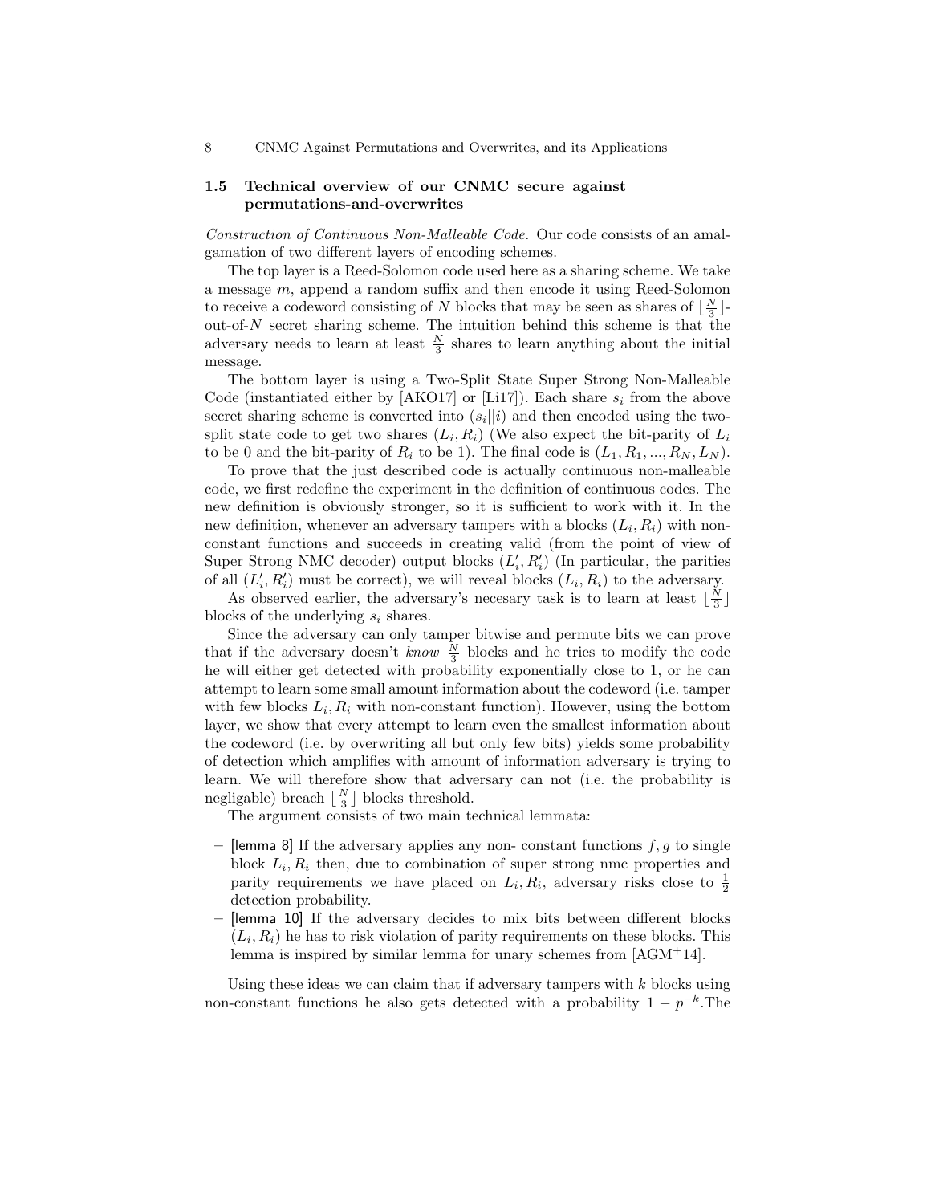### 1.5 Technical overview of our CNMC secure against permutations-and-overwrites

*Construction of Continuous Non-Malleable Code.* Our code consists of an amalgamation of two different layers of encoding schemes.

The top layer is a Reed-Solomon code used here as a sharing scheme. We take a message $m$, append a random suffix and then encode it using Reed-Solomon to receive a codeword consisting of $N$ blocks that may be seen as shares of $\lfloor \frac{N}{3} \rfloor$-out-of-$N$ secret sharing scheme. The intuition behind this scheme is that the adversary needs to learn at least $\frac{N}{3}$ shares to learn anything about the initial message.

The bottom layer is using a Two-Split State Super Strong Non-Malleable Code (instantiated either by [AKO17] or [Li17]). Each share $s_i$ from the above secret sharing scheme is converted into $(s_i||i)$ and then encoded using the two-split state code to get two shares $(L_i, R_i)$ (We also expect the bit-parity of $L_i$ to be 0 and the bit-parity of $R_i$ to be 1). The final code is $(L_1, R_1, ..., R_N, L_N)$.

To prove that the just described code is actually continuous non-malleable code, we first redefine the experiment in the definition of continuous codes. The new definition is obviously stronger, so it is sufficient to work with it. In the new definition, whenever an adversary tampers with a blocks $(L_i, R_i)$ with non-constant functions and succeeds in creating valid (from the point of view of Super Strong NMC decoder) output blocks $(L'_i, R'_i)$ (In particular, the parities of all $(L'_i, R'_i)$ must be correct), we will reveal blocks $(L_i, R_i)$ to the adversary.

As observed earlier, the adversary's necesary task is to learn at least $\lfloor \frac{N}{3} \rfloor$ blocks of the underlying $s_i$ shares.

Since the adversary can only tamper bitwise and permute bits we can prove that if the adversary doesn't *know* $\frac{N}{3}$ blocks and he tries to modify the code he will either get detected with probability exponentially close to 1, or he can attempt to learn some small amount information about the codeword (i.e. tamper with few blocks $L_i, R_i$ with non-constant function). However, using the bottom layer, we show that every attempt to learn even the smallest information about the codeword (i.e. by overwriting all but only few bits) yields some probability of detection which amplifies with amount of information adversary is trying to learn. We will therefore show that adversary can not (i.e. the probability is negligable) breach $\lfloor \frac{N}{3} \rfloor$ blocks threshold.

The argument consists of two main technical lemmata:

- [lemma 8] If the adversary applies any non- constant functions $f, g$ to single block $L_i, R_i$ then, due to combination of super strong nmc properties and parity requirements we have placed on $L_i, R_i$, adversary risks close to $\frac{1}{2}$ detection probability.
- [lemma 10] If the adversary decides to mix bits between different blocks $(L_i, R_i)$ he has to risk violation of parity requirements on these blocks. This lemma is inspired by similar lemma for unary schemes from [AGM+14].

Using these ideas we can claim that if adversary tampers with $k$ blocks using non-constant functions he also gets detected with a probability $1 - p^{-k}$.The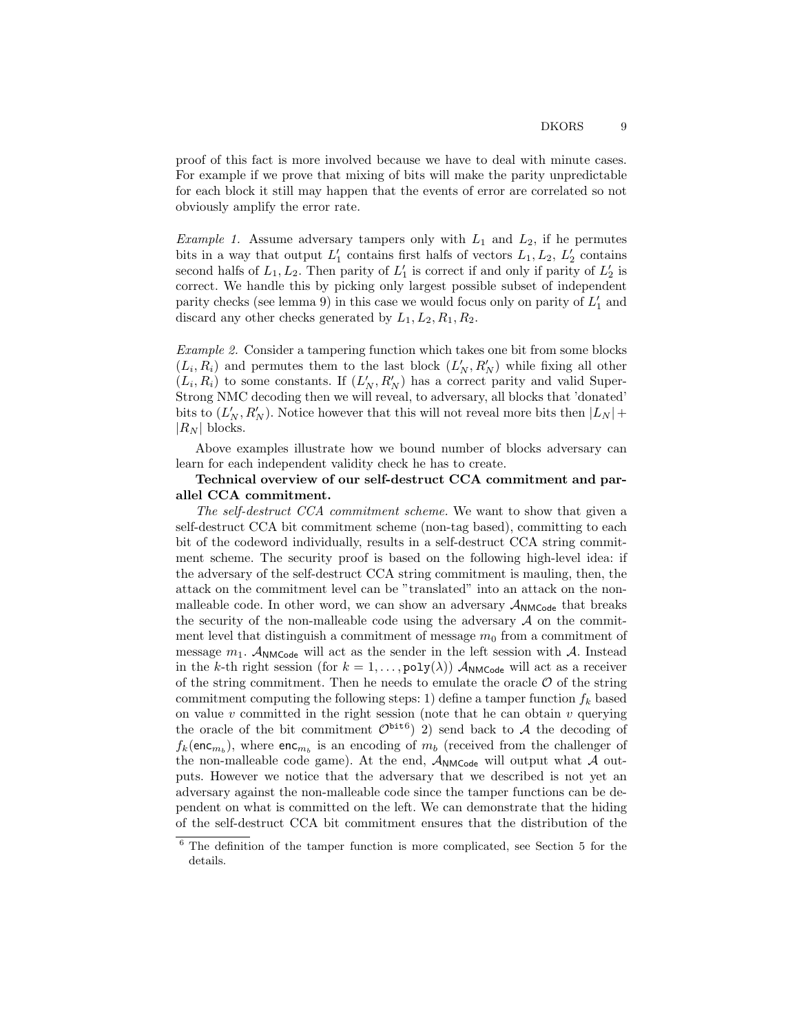proof of this fact is more involved because we have to deal with minute cases. For example if we prove that mixing of bits will make the parity unpredictable for each block it still may happen that the events of error are correlated so not obviously amplify the error rate.

*Example 1.* Assume adversary tampers only with $L_1$ and $L_2$, if he permutes bits in a way that output $L'_1$ contains first halfs of vectors $L_1, L_2$, $L'_2$ contains second halfs of $L_1, L_2$. Then parity of $L'_1$ is correct if and only if parity of $L'_2$ is correct. We handle this by picking only largest possible subset of independent parity checks (see lemma 9) in this case we would focus only on parity of $L'_1$ and discard any other checks generated by $L_1, L_2, R_1, R_2$.

*Example 2.* Consider a tampering function which takes one bit from some blocks $(L_i, R_i)$ and permutes them to the last block $(L'_N, R'_N)$ while fixing all other $(L_i, R_i)$ to some constants. If $(L'_N, R'_N)$ has a correct parity and valid Super-Strong NMC decoding then we will reveal, to adversary, all blocks that 'donated' bits to $(L'_N, R'_N)$. Notice however that this will not reveal more bits then $|L_N| + |R_N|$ blocks.

Above examples illustrate how we bound number of blocks adversary can learn for each independent validity check he has to create.

**Technical overview of our self-destruct CCA commitment and parallel CCA commitment.**

*The self-destruct CCA commitment scheme.* We want to show that given a self-destruct CCA bit commitment scheme (non-tag based), committing to each bit of the codeword individually, results in a self-destruct CCA string commitment scheme. The security proof is based on the following high-level idea: if the adversary of the self-destruct CCA string commitment is mauling, then, the attack on the commitment level can be "translated" into an attack on the non-malleable code. In other word, we can show an adversary $\mathcal{A}_{\mathsf{NMCode}}$ that breaks the security of the non-malleable code using the adversary $\mathcal{A}$ on the commitment level that distinguish a commitment of message $m_0$ from a commitment of message $m_1$. $\mathcal{A}_{\mathsf{NMCode}}$ will act as the sender in the left session with $\mathcal{A}$. Instead in the $k$-th right session (for $k = 1, \dots, \mathtt{poly}(\lambda)$) $\mathcal{A}_{\mathsf{NMCode}}$ will act as a receiver of the string commitment. Then he needs to emulate the oracle $\mathcal{O}$ of the string commitment computing the following steps: 1) define a tamper function $f_k$ based on value $v$ committed in the right session (note that he can obtain $v$ querying the oracle of the bit commitment $\mathcal{O}^{\mathtt{bit}}$[6]) 2) send back to $\mathcal{A}$ the decoding of $f_k(\mathsf{enc}_{m_b})$, where $\mathsf{enc}_{m_b}$ is an encoding of $m_b$ (received from the challenger of the non-malleable code game). At the end, $\mathcal{A}_{\mathsf{NMCode}}$ will output what $\mathcal{A}$ outputs. However we notice that the adversary that we described is not yet an adversary against the non-malleable code since the tamper functions can be dependent on what is committed on the left. We can demonstrate that the hiding of the self-destruct CCA bit commitment ensures that the distribution of the

[6] The definition of the tamper function is more complicated, see Section 5 for the details.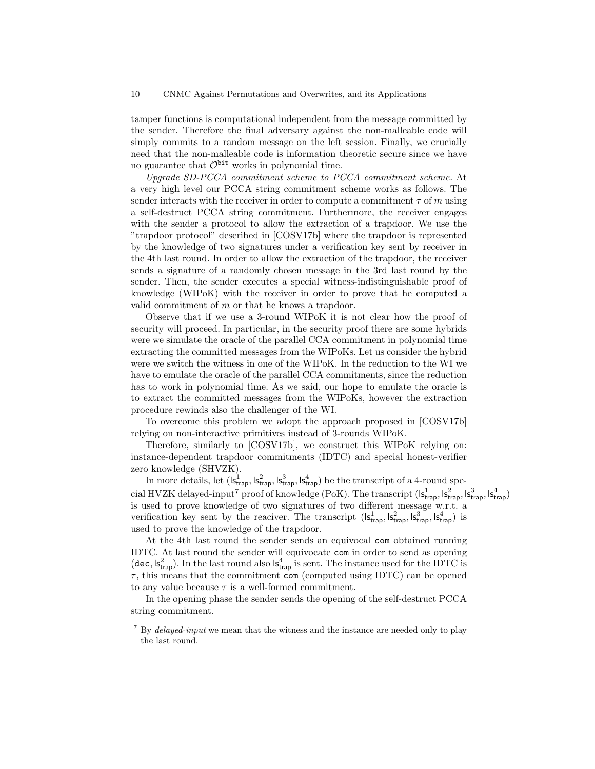tamper functions is computational independent from the message committed by the sender. Therefore the final adversary against the non-malleable code will simply commits to a random message on the left session. Finally, we crucially need that the non-malleable code is information theoretic secure since we have no guarantee that $\mathcal{O}^{\mathsf{bit}}$ works in polynomial time.

*Upgrade SD-PCCA commitment scheme to PCCA commitment scheme.* At a very high level our PCCA string commitment scheme works as follows. The sender interacts with the receiver in order to compute a commitment $\tau$ of $m$ using a self-destruct PCCA string commitment. Furthermore, the receiver engages with the sender a protocol to allow the extraction of a trapdoor. We use the "trapdoor protocol" described in [COSV17b] where the trapdoor is represented by the knowledge of two signatures under a verification key sent by receiver in the 4th last round. In order to allow the extraction of the trapdoor, the receiver sends a signature of a randomly chosen message in the 3rd last round by the sender. Then, the sender executes a special witness-indistinguishable proof of knowledge (WIPoK) with the receiver in order to prove that he computed a valid commitment of $m$ or that he knows a trapdoor.

Observe that if we use a 3-round WIPoK it is not clear how the proof of security will proceed. In particular, in the security proof there are some hybrids were we simulate the oracle of the parallel CCA commitment in polynomial time extracting the committed messages from the WIPoKs. Let us consider the hybrid were we switch the witness in one of the WIPoK. In the reduction to the WI we have to emulate the oracle of the parallel CCA commitments, since the reduction has to work in polynomial time. As we said, our hope to emulate the oracle is to extract the committed messages from the WIPoKs, however the extraction procedure rewinds also the challenger of the WI.

To overcome this problem we adopt the approach proposed in [COSV17b] relying on non-interactive primitives instead of 3-rounds WIPoK.

Therefore, similarly to [COSV17b], we construct this WIPoK relying on: instance-dependent trapdoor commitments (IDTC) and special honest-verifier zero knowledge (SHVZK).

In more details, let $(\mathsf{ls}^1_{\mathsf{trap}}, \mathsf{ls}^2_{\mathsf{trap}}, \mathsf{ls}^3_{\mathsf{trap}}, \mathsf{ls}^4_{\mathsf{trap}})$ be the transcript of a 4-round special HVZK delayed-input[7] proof of knowledge (PoK). The transcript $(\mathsf{ls}^1_{\mathsf{trap}}, \mathsf{ls}^2_{\mathsf{trap}}, \mathsf{ls}^3_{\mathsf{trap}}, \mathsf{ls}^4_{\mathsf{trap}})$ is used to prove knowledge of two signatures of two different message w.r.t. a verification key sent by the reaciver. The transcript $(\mathsf{ls}^1_{\mathsf{trap}}, \mathsf{ls}^2_{\mathsf{trap}}, \mathsf{ls}^3_{\mathsf{trap}}, \mathsf{ls}^4_{\mathsf{trap}})$ is used to prove the knowledge of the trapdoor.

At the 4th last round the sender sends an equivocal $\mathtt{com}$ obtained running IDTC. At last round the sender will equivocate $\mathtt{com}$ in order to send as opening $(\mathtt{dec}, \mathsf{ls}^2_{\mathsf{trap}})$. In the last round also $\mathsf{ls}^4_{\mathsf{trap}}$ is sent. The instance used for the IDTC is $\tau$, this means that the commitment $\mathtt{com}$ (computed using IDTC) can be opened to any value because $\tau$ is a well-formed commitment.

In the opening phase the sender sends the opening of the self-destruct PCCA string commitment.

[7] By *delayed-input* we mean that the witness and the instance are needed only to play the last round.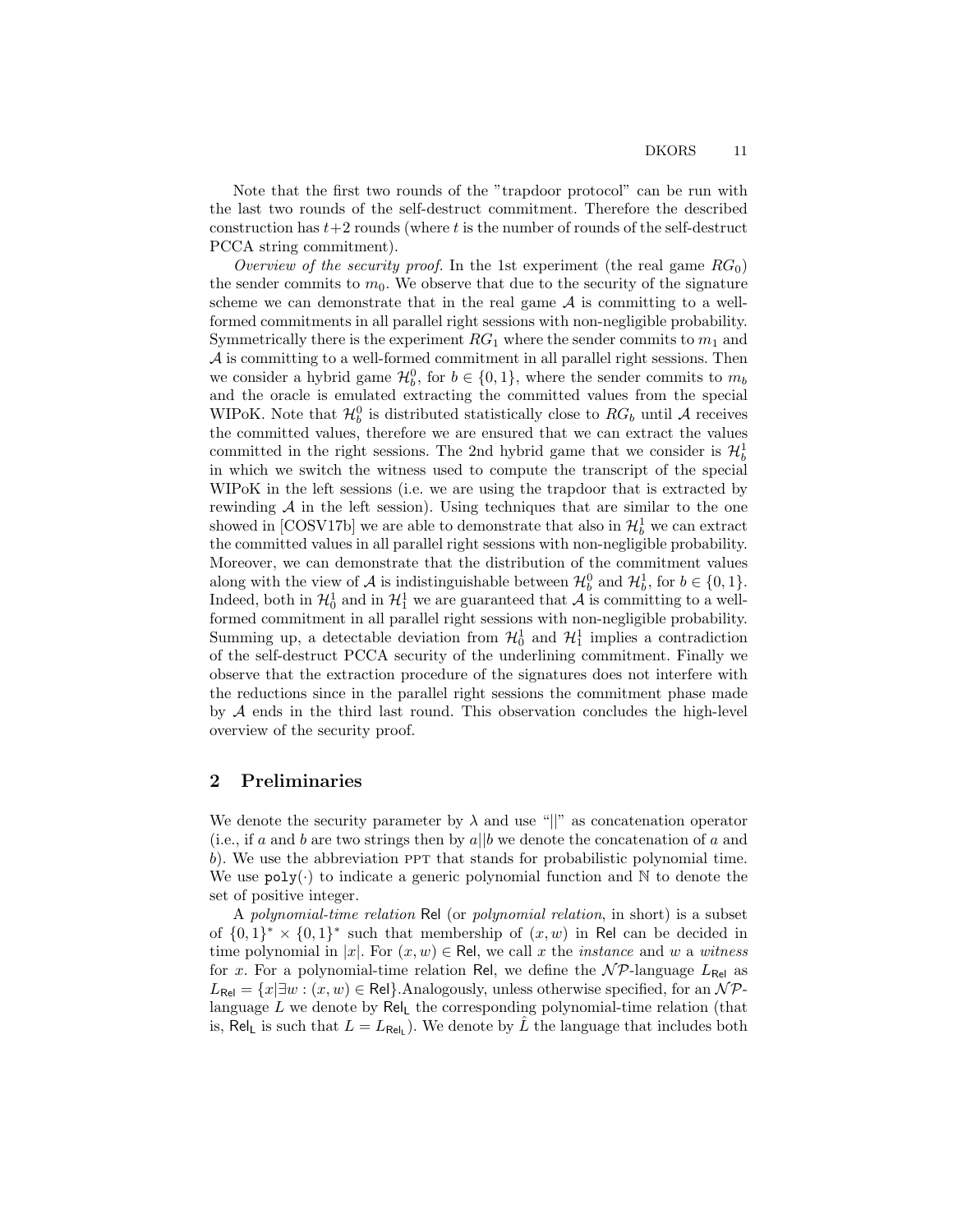Note that the first two rounds of the "trapdoor protocol" can be run with the last two rounds of the self-destruct commitment. Therefore the described construction has $t+2$ rounds (where $t$ is the number of rounds of the self-destruct PCCA string commitment).

*Overview of the security proof.* In the 1st experiment (the real game $RG_0$) the sender commits to $m_0$. We observe that due to the security of the signature scheme we can demonstrate that in the real game $\mathcal{A}$ is committing to a well-formed commitments in all parallel right sessions with non-negligible probability. Symmetrically there is the experiment $RG_1$ where the sender commits to $m_1$ and $\mathcal{A}$ is committing to a well-formed commitment in all parallel right sessions. Then we consider a hybrid game $\mathcal{H}_b^0$, for $b \in \{0,1\}$, where the sender commits to $m_b$ and the oracle is emulated extracting the committed values from the special WIPoK. Note that $\mathcal{H}_b^0$ is distributed statistically close to $RG_b$ until $\mathcal{A}$ receives the committed values, therefore we are ensured that we can extract the values committed in the right sessions. The 2nd hybrid game that we consider is $\mathcal{H}_b^1$ in which we switch the witness used to compute the transcript of the special WIPoK in the left sessions (i.e. we are using the trapdoor that is extracted by rewinding $\mathcal{A}$ in the left session). Using techniques that are similar to the one showed in [COSV17b] we are able to demonstrate that also in $\mathcal{H}_b^1$ we can extract the committed values in all parallel right sessions with non-negligible probability. Moreover, we can demonstrate that the distribution of the commitment values along with the view of $\mathcal{A}$ is indistinguishable between $\mathcal{H}_b^0$ and $\mathcal{H}_b^1$, for $b \in \{0,1\}$. Indeed, both in $\mathcal{H}_0^1$ and in $\mathcal{H}_1^1$ we are guaranteed that $\mathcal{A}$ is committing to a well-formed commitment in all parallel right sessions with non-negligible probability. Summing up, a detectable deviation from $\mathcal{H}_0^1$ and $\mathcal{H}_1^1$ implies a contradiction of the self-destruct PCCA security of the underlining commitment. Finally we observe that the extraction procedure of the signatures does not interfere with the reductions since in the parallel right sessions the commitment phase made by $\mathcal{A}$ ends in the third last round. This observation concludes the high-level overview of the security proof.

## 2 Preliminaries

We denote the security parameter by $\lambda$ and use "$||$" as concatenation operator (i.e., if $a$ and $b$ are two strings then by $a||b$ we denote the concatenation of $a$ and $b$). We use the abbreviation PPT that stands for probabilistic polynomial time. We use $\texttt{poly}(\cdot)$ to indicate a generic polynomial function and $\mathbb{N}$ to denote the set of positive integer.

A *polynomial-time relation* $\mathsf{Rel}$ (or *polynomial relation*, in short) is a subset of $\{0,1\}^* \times \{0,1\}^*$ such that membership of $(x,w)$ in $\mathsf{Rel}$ can be decided in time polynomial in $|x|$. For $(x,w) \in \mathsf{Rel}$, we call $x$ the *instance* and $w$ a *witness* for $x$. For a polynomial-time relation $\mathsf{Rel}$, we define the $\mathcal{NP}$-language $L_{\mathsf{Rel}}$ as $L_{\mathsf{Rel}} = \{x | \exists w : (x,w) \in \mathsf{Rel}\}$.Analogously, unless otherwise specified, for an $\mathcal{NP}$-language $L$ we denote by $\mathsf{Rel}_{\mathsf{L}}$ the corresponding polynomial-time relation (that is, $\mathsf{Rel}_{\mathsf{L}}$ is such that $L = L_{\mathsf{Rel}_{\mathsf{L}}}$). We denote by $\hat{L}$ the language that includes both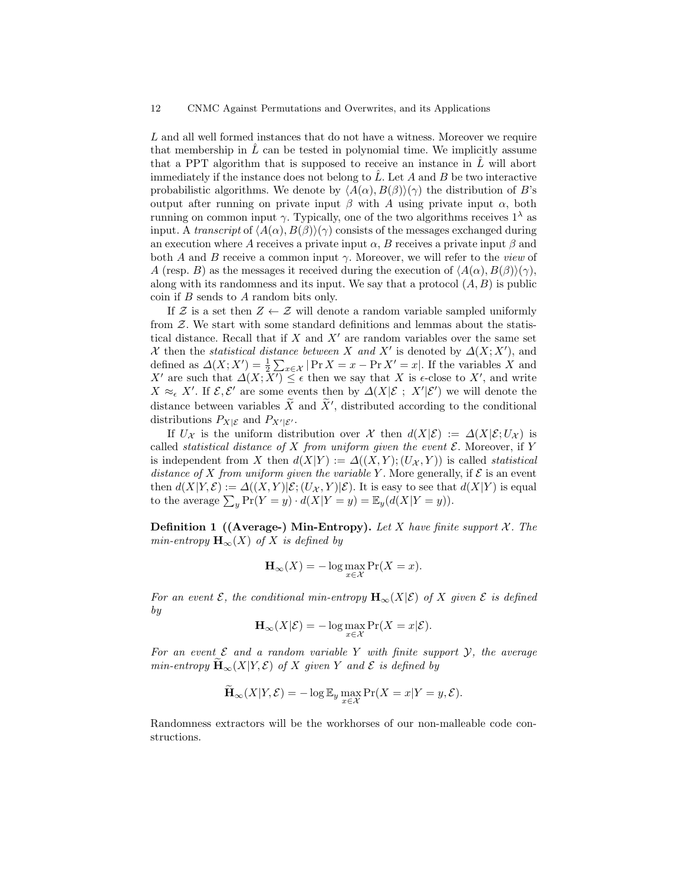$L$ and all well formed instances that do not have a witness. Moreover we require that membership in $\hat{L}$ can be tested in polynomial time. We implicitly assume that a PPT algorithm that is supposed to receive an instance in $\hat{L}$ will abort immediately if the instance does not belong to $\hat{L}$. Let $A$ and $B$ be two interactive probabilistic algorithms. We denote by $\langle A(\alpha), B(\beta)\rangle(\gamma)$ the distribution of $B$'s output after running on private input $\beta$ with $A$ using private input $\alpha$, both running on common input $\gamma$. Typically, one of the two algorithms receives $1^\lambda$ as input. A *transcript* of $\langle A(\alpha), B(\beta)\rangle(\gamma)$ consists of the messages exchanged during an execution where $A$ receives a private input $\alpha$, $B$ receives a private input $\beta$ and both $A$ and $B$ receive a common input $\gamma$. Moreover, we will refer to the *view* of $A$ (resp. $B$) as the messages it received during the execution of $\langle A(\alpha), B(\beta)\rangle(\gamma)$, along with its randomness and its input. We say that a protocol $(A, B)$ is public coin if $B$ sends to $A$ random bits only.

If $\mathcal{Z}$ is a set then $Z \leftarrow \mathcal{Z}$ will denote a random variable sampled uniformly from $\mathcal{Z}$. We start with some standard definitions and lemmas about the statistical distance. Recall that if $X$ and $X'$ are random variables over the same set $\mathcal{X}$ then the *statistical distance between $X$ and $X'$* is denoted by $\Delta(X; X')$, and defined as $\Delta(X; X') = \frac{1}{2}\sum_{x\in\mathcal{X}} |\Pr X = x - \Pr X' = x|$. If the variables $X$ and $X'$ are such that $\Delta(X; X') \le \epsilon$ then we say that $X$ is $\epsilon$-close to $X'$, and write $X \approx_\epsilon X'$. If $\mathcal{E}, \mathcal{E}'$ are some events then by $\Delta(X|\mathcal{E}\ ;\ X'|\mathcal{E}')$ we will denote the distance between variables $\widetilde{X}$ and $\widetilde{X}'$, distributed according to the conditional distributions $P_{X|\mathcal{E}}$ and $P_{X'|\mathcal{E}'}$.

If $U_\mathcal{X}$ is the uniform distribution over $\mathcal{X}$ then $d(X|\mathcal{E}) := \Delta(X|\mathcal{E}; U_\mathcal{X})$ is called *statistical distance of $X$ from uniform given the event $\mathcal{E}$*. Moreover, if $Y$ is independent from $X$ then $d(X|Y) := \Delta((X, Y); (U_\mathcal{X}, Y))$ is called *statistical distance of $X$ from uniform given the variable $Y$*. More generally, if $\mathcal{E}$ is an event then $d(X|Y, \mathcal{E}) := \Delta((X, Y)|\mathcal{E}; (U_\mathcal{X}, Y)|\mathcal{E})$. It is easy to see that $d(X|Y)$ is equal to the average $\sum_y \Pr(Y = y) \cdot d(X|Y = y) = \mathbb{E}_y(d(X|Y = y))$.

**Definition 1 ((Average-) Min-Entropy).** *Let $X$ have finite support $\mathcal{X}$. The min-entropy $\mathbf{H}_\infty(X)$ of $X$ is defined by*

$$\mathbf{H}_\infty(X) = -\log \max_{x\in\mathcal{X}} \Pr(X = x).$$

*For an event $\mathcal{E}$, the conditional min-entropy $\mathbf{H}_\infty(X|\mathcal{E})$ of $X$ given $\mathcal{E}$ is defined by*

$$\mathbf{H}_\infty(X|\mathcal{E}) = -\log \max_{x\in\mathcal{X}} \Pr(X = x|\mathcal{E}).$$

*For an event $\mathcal{E}$ and a random variable $Y$ with finite support $\mathcal{Y}$, the average min-entropy $\widetilde{\mathbf{H}}_\infty(X|Y, \mathcal{E})$ of $X$ given $Y$ and $\mathcal{E}$ is defined by*

$$\widetilde{\mathbf{H}}_\infty(X|Y, \mathcal{E}) = -\log \mathbb{E}_y \max_{x\in\mathcal{X}} \Pr(X = x|Y = y, \mathcal{E}).$$

Randomness extractors will be the workhorses of our non-malleable code constructions.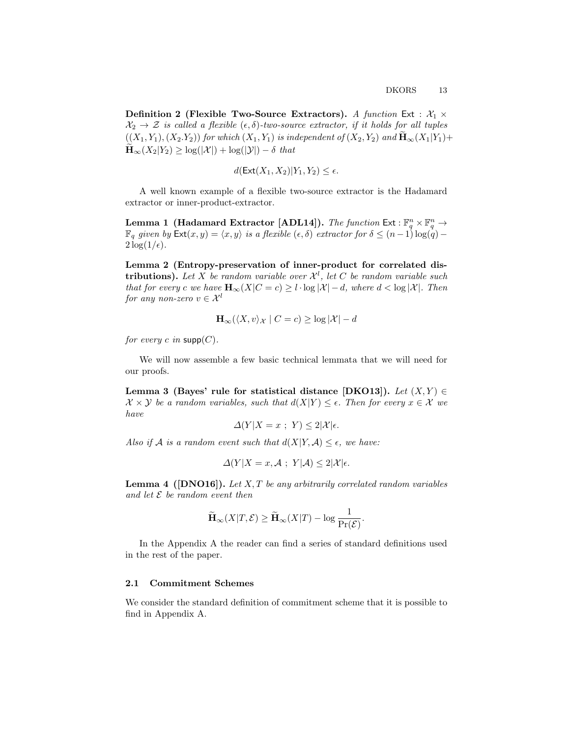**Definition 2 (Flexible Two-Source Extractors).** *A function* $\mathsf{Ext} : \mathcal{X}_1 \times \mathcal{X}_2 \to \mathcal{Z}$ *is called a flexible* $(\epsilon, \delta)$*-two-source extractor, if it holds for all tuples* $((X_1, Y_1), (X_2.Y_2))$ *for which* $(X_1, Y_1)$ *is independent of* $(X_2, Y_2)$ *and* $\widetilde{\mathbf{H}}_\infty(X_1|Y_1) + \widetilde{\mathbf{H}}_\infty(X_2|Y_2) \geq \log(|\mathcal{X}|) + \log(|\mathcal{Y}|) - \delta$ *that*

$$d(\mathsf{Ext}(X_1, X_2)|Y_1, Y_2) \leq \epsilon.$$

A well known example of a flexible two-source extractor is the Hadamard extractor or inner-product-extractor.

**Lemma 1 (Hadamard Extractor [ADL14]).** *The function* $\mathsf{Ext} : \mathbb{F}_q^n \times \mathbb{F}_q^n \to \mathbb{F}_q$ *given by* $\mathsf{Ext}(x, y) = \langle x, y \rangle$ *is a flexible* $(\epsilon, \delta)$ *extractor for* $\delta \leq (n-1)\log(q) - 2\log(1/\epsilon)$.

**Lemma 2 (Entropy-preservation of inner-product for correlated distributions).** *Let* $X$ *be random variable over* $\mathcal{X}^l$*, let* $C$ *be random variable such that for every* $c$ *we have* $\mathbf{H}_\infty(X|C = c) \geq l \cdot \log|\mathcal{X}| - d$*, where* $d < \log|\mathcal{X}|$*. Then for any non-zero* $v \in \mathcal{X}^l$

$$\mathbf{H}_\infty(\langle X, v\rangle_{\mathcal{X}} \mid C = c) \geq \log|\mathcal{X}| - d$$

*for every* $c$ *in* $\mathsf{supp}(C)$.

We will now assemble a few basic technical lemmata that we will need for our proofs.

**Lemma 3 (Bayes' rule for statistical distance [DKO13]).** *Let* $(X, Y) \in \mathcal{X} \times \mathcal{Y}$ *be a random variables, such that* $d(X|Y) \leq \epsilon$*. Then for every* $x \in \mathcal{X}$ *we have*

$$\Delta(Y|X = x\ ;\ Y) \leq 2|\mathcal{X}|\epsilon.$$

*Also if* $\mathcal{A}$ *is a random event such that* $d(X|Y, \mathcal{A}) \leq \epsilon$*, we have:*

$$\Delta(Y|X = x, \mathcal{A}\ ;\ Y|\mathcal{A}) \leq 2|\mathcal{X}|\epsilon.$$

**Lemma 4 ([DNO16]).** *Let* $X, T$ *be any arbitrarily correlated random variables and let* $\mathcal{E}$ *be random event then*

$$\widetilde{\mathbf{H}}_\infty(X|T, \mathcal{E}) \geq \widetilde{\mathbf{H}}_\infty(X|T) - \log\frac{1}{\Pr(\mathcal{E})}.$$

In the Appendix A the reader can find a series of standard definitions used in the rest of the paper.

### 2.1 Commitment Schemes

We consider the standard definition of commitment scheme that it is possible to find in Appendix A.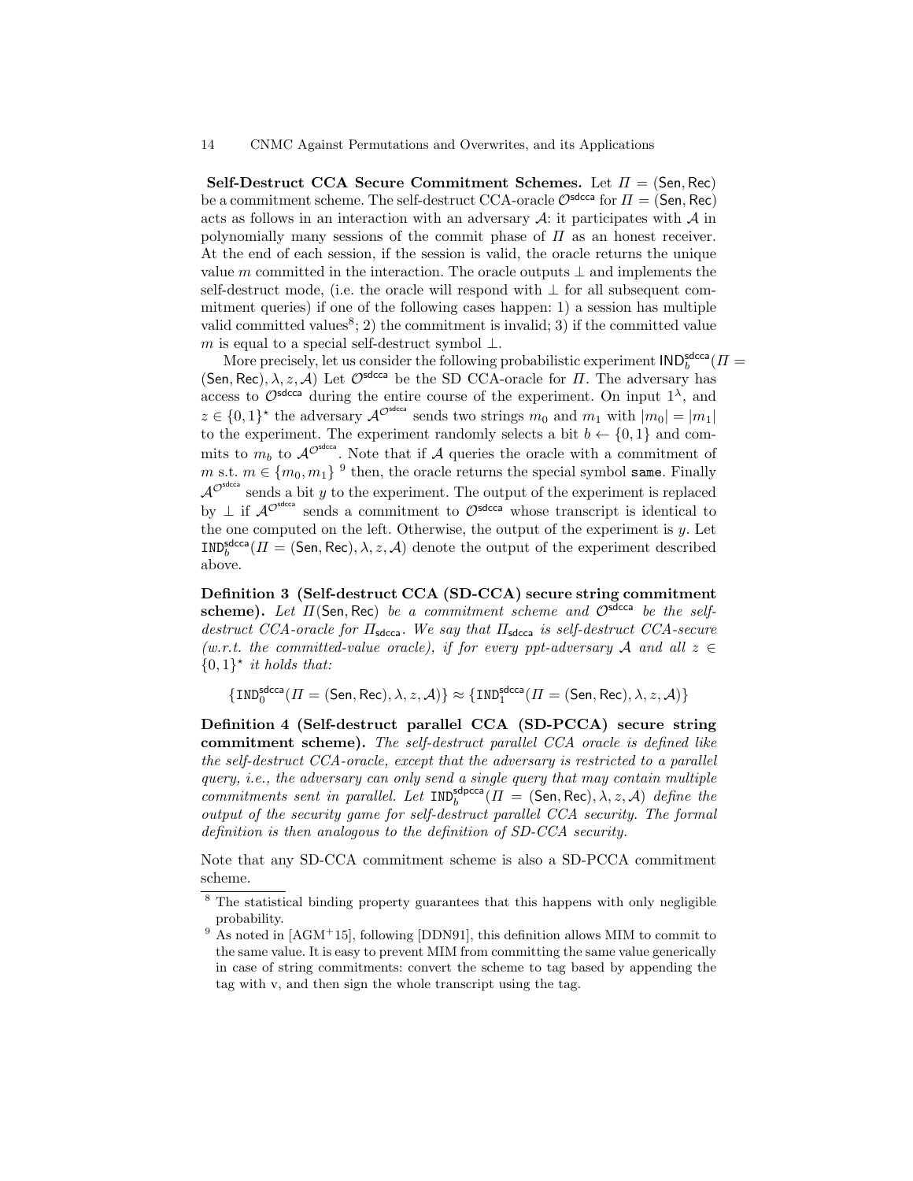**Self-Destruct CCA Secure Commitment Schemes.** Let $\Pi = (\mathsf{Sen}, \mathsf{Rec})$ be a commitment scheme. The self-destruct CCA-oracle $\mathcal{O}^{\mathsf{sdcca}}$ for $\Pi = (\mathsf{Sen}, \mathsf{Rec})$ acts as follows in an interaction with an adversary $\mathcal{A}$: it participates with $\mathcal{A}$ in polynomially many sessions of the commit phase of $\Pi$ as an honest receiver. At the end of each session, if the session is valid, the oracle returns the unique value $m$ committed in the interaction. The oracle outputs $\bot$ and implements the self-destruct mode, (i.e. the oracle will respond with $\bot$ for all subsequent commitment queries) if one of the following cases happen: 1) a session has multiple valid committed values[8]; 2) the commitment is invalid; 3) if the committed value $m$ is equal to a special self-destruct symbol $\bot$.

More precisely, let us consider the following probabilistic experiment $\mathsf{IND}_b^{\mathsf{sdcca}}(\Pi = (\mathsf{Sen}, \mathsf{Rec}), \lambda, z, \mathcal{A})$ Let $\mathcal{O}^{\mathsf{sdcca}}$ be the SD CCA-oracle for $\Pi$. The adversary has access to $\mathcal{O}^{\mathsf{sdcca}}$ during the entire course of the experiment. On input $1^\lambda$, and $z \in \{0,1\}^\star$ the adversary $\mathcal{A}^{\mathcal{O}^{\mathsf{sdcca}}}$ sends two strings $m_0$ and $m_1$ with $|m_0| = |m_1|$ to the experiment. The experiment randomly selects a bit $b \leftarrow \{0,1\}$ and commits to $m_b$ to $\mathcal{A}^{\mathcal{O}^{\mathsf{sdcca}}}$. Note that if $\mathcal{A}$ queries the oracle with a commitment of $m$ s.t. $m \in \{m_0, m_1\}$ [9] then, the oracle returns the special symbol `same`. Finally $\mathcal{A}^{\mathcal{O}^{\mathsf{sdcca}}}$ sends a bit $y$ to the experiment. The output of the experiment is replaced by $\bot$ if $\mathcal{A}^{\mathcal{O}^{\mathsf{sdcca}}}$ sends a commitment to $\mathcal{O}^{\mathsf{sdcca}}$ whose transcript is identical to the one computed on the left. Otherwise, the output of the experiment is $y$. Let $\mathtt{IND}_b^{\mathsf{sdcca}}(\Pi = (\mathsf{Sen}, \mathsf{Rec}), \lambda, z, \mathcal{A})$ denote the output of the experiment described above.

**Definition 3 (Self-destruct CCA (SD-CCA) secure string commitment scheme).** *Let $\Pi(\mathsf{Sen}, \mathsf{Rec})$ be a commitment scheme and $\mathcal{O}^{\mathsf{sdcca}}$ be the self-destruct CCA-oracle for $\Pi_{\mathsf{sdcca}}$. We say that $\Pi_{\mathsf{sdcca}}$ is self-destruct CCA-secure (w.r.t. the committed-value oracle), if for every ppt-adversary $\mathcal{A}$ and all $z \in \{0,1\}^\star$ it holds that:*

$$\{\mathtt{IND}_0^{\mathsf{sdcca}}(\Pi = (\mathsf{Sen}, \mathsf{Rec}), \lambda, z, \mathcal{A})\} \approx \{\mathtt{IND}_1^{\mathsf{sdcca}}(\Pi = (\mathsf{Sen}, \mathsf{Rec}), \lambda, z, \mathcal{A})\}$$

**Definition 4 (Self-destruct parallel CCA (SD-PCCA) secure string commitment scheme).** *The self-destruct parallel CCA oracle is defined like the self-destruct CCA-oracle, except that the adversary is restricted to a parallel query, i.e., the adversary can only send a single query that may contain multiple commitments sent in parallel. Let $\mathtt{IND}_b^{\mathsf{sdpcca}}(\Pi = (\mathsf{Sen}, \mathsf{Rec}), \lambda, z, \mathcal{A})$ define the output of the security game for self-destruct parallel CCA security. The formal definition is then analogous to the definition of SD-CCA security.*

Note that any SD-CCA commitment scheme is also a SD-PCCA commitment scheme.

---

[8] The statistical binding property guarantees that this happens with only negligible probability.

[9] As noted in [AGM+15], following [DDN91], this definition allows MIM to commit to the same value. It is easy to prevent MIM from committing the same value generically in case of string commitments: convert the scheme to tag based by appending the tag with v, and then sign the whole transcript using the tag.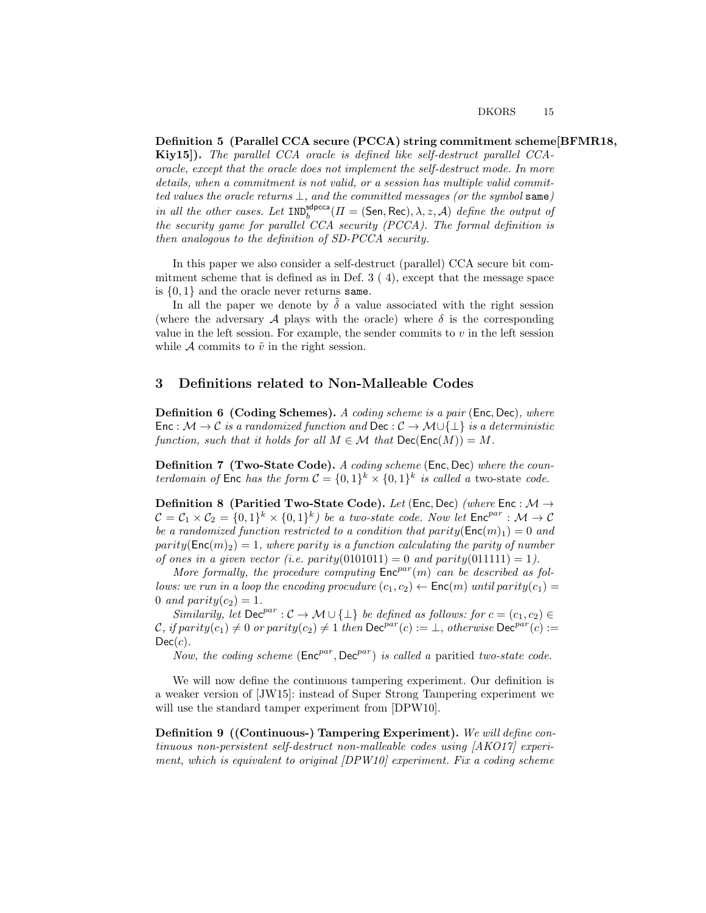**Definition 5 (Parallel CCA secure (PCCA) string commitment scheme[BFMR18, Kiy15]).** *The parallel CCA oracle is defined like self-destruct parallel CCA-oracle, except that the oracle does not implement the self-destruct mode. In more details, when a commitment is not valid, or a session has multiple valid committed values the oracle returns $\perp$, and the committed messages (or the symbol* `same`*) in all the other cases. Let $\mathtt{IND}_b^{\mathsf{sdpcca}}(\Pi = (\mathsf{Sen}, \mathsf{Rec}), \lambda, z, \mathcal{A})$ define the output of the security game for parallel CCA security (PCCA). The formal definition is then analogous to the definition of SD-PCCA security.*

In this paper we also consider a self-destruct (parallel) CCA secure bit commitment scheme that is defined as in Def. 3 ( 4), except that the message space is $\{0, 1\}$ and the oracle never returns `same`.

In all the paper we denote by $\tilde{\delta}$ a value associated with the right session (where the adversary $\mathcal{A}$ plays with the oracle) where $\delta$ is the corresponding value in the left session. For example, the sender commits to $v$ in the left session while $\mathcal{A}$ commits to $\tilde{v}$ in the right session.

## 3 Definitions related to Non-Malleable Codes

**Definition 6 (Coding Schemes).** *A coding scheme is a pair $(\mathsf{Enc}, \mathsf{Dec})$, where $\mathsf{Enc} : \mathcal{M} \to \mathcal{C}$ is a randomized function and $\mathsf{Dec} : \mathcal{C} \to \mathcal{M} \cup \{\perp\}$ is a deterministic function, such that it holds for all $M \in \mathcal{M}$ that $\mathsf{Dec}(\mathsf{Enc}(M)) = M$.*

**Definition 7 (Two-State Code).** *A coding scheme $(\mathsf{Enc}, \mathsf{Dec})$ where the counterdomain of $\mathsf{Enc}$ has the form $\mathcal{C} = \{0, 1\}^k \times \{0, 1\}^k$ is called a* two-state *code.*

**Definition 8 (Paritied Two-State Code).** *Let $(\mathsf{Enc}, \mathsf{Dec})$ (where $\mathsf{Enc} : \mathcal{M} \to \mathcal{C} = \mathcal{C}_1 \times \mathcal{C}_2 = \{0, 1\}^k \times \{0, 1\}^k$) be a two-state code. Now let $\mathsf{Enc}^{par} : \mathcal{M} \to \mathcal{C}$ be a randomized function restricted to a condition that $parity(\mathsf{Enc}(m)_1) = 0$ and $parity(\mathsf{Enc}(m)_2) = 1$, where parity is a function calculating the parity of number of ones in a given vector (i.e. $parity(0101011) = 0$ and $parity(011111) = 1$).*

*More formally, the procedure computing $\mathsf{Enc}^{par}(m)$ can be described as follows: we run in a loop the encoding procudure $(c_1, c_2) \leftarrow \mathsf{Enc}(m)$ until $parity(c_1) = 0$ and $parity(c_2) = 1$.*

*Similarily, let $\mathsf{Dec}^{par} : \mathcal{C} \to \mathcal{M} \cup \{\perp\}$ be defined as follows: for $c = (c_1, c_2) \in \mathcal{C}$, if $parity(c_1) \neq 0$ or $parity(c_2) \neq 1$ then $\mathsf{Dec}^{par}(c) := \perp$, otherwise $\mathsf{Dec}^{par}(c) := \mathsf{Dec}(c)$.*

*Now, the coding scheme $(\mathsf{Enc}^{par}, \mathsf{Dec}^{par})$ is called a* paritied *two-state code.*

We will now define the continuous tampering experiment. Our definition is a weaker version of [JW15]: instead of Super Strong Tampering experiment we will use the standard tamper experiment from [DPW10].

**Definition 9 ((Continuous-) Tampering Experiment).** *We will define continuous non-persistent self-destruct non-malleable codes using [AKO17] experiment, which is equivalent to original [DPW10] experiment. Fix a coding scheme*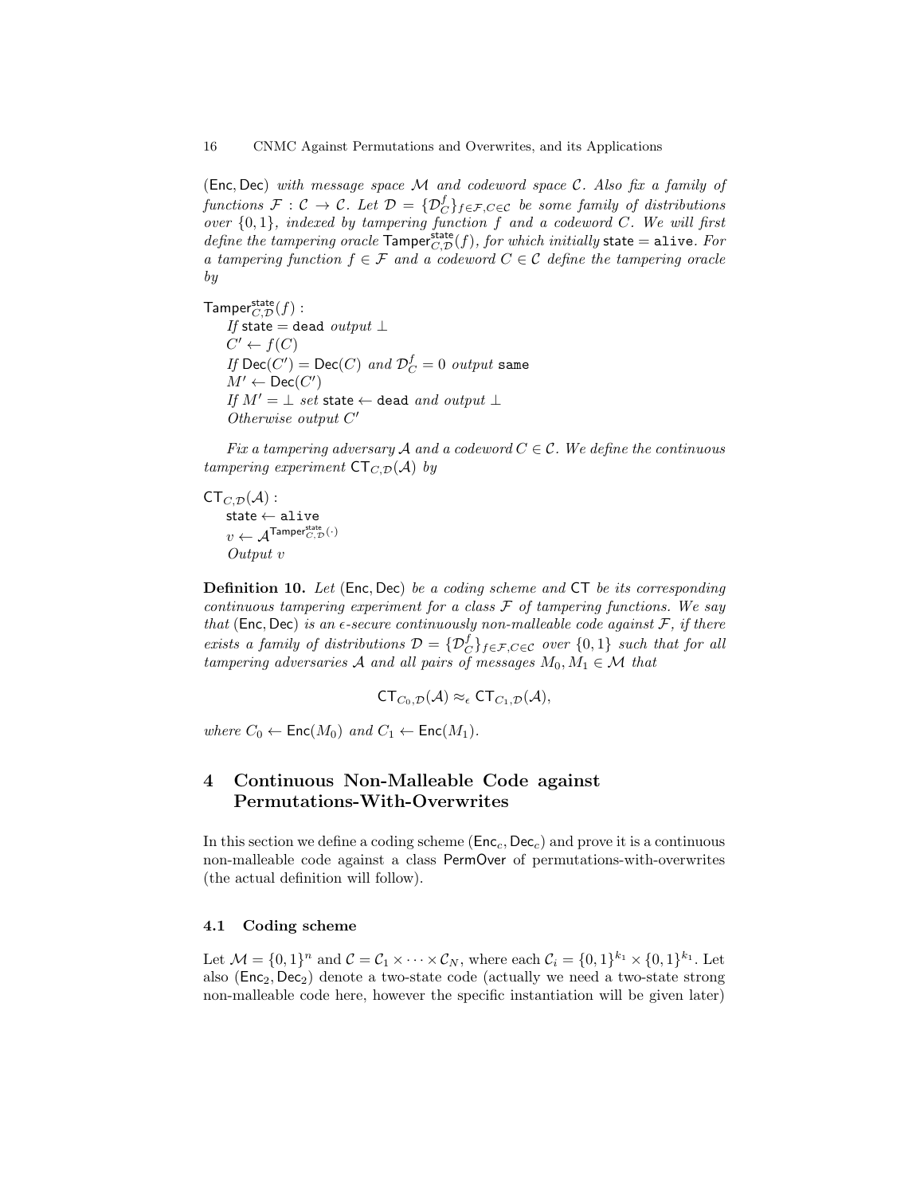$(\mathsf{Enc}, \mathsf{Dec})$ *with message space* $\mathcal{M}$ *and codeword space* $\mathcal{C}$. *Also fix a family of functions* $\mathcal{F} : \mathcal{C} \to \mathcal{C}$. *Let* $\mathcal{D} = \{\mathcal{D}_C^f\}_{f \in \mathcal{F}, C \in \mathcal{C}}$ *be some family of distributions over* $\{0, 1\}$*, indexed by tampering function* $f$ *and a codeword* $C$. *We will first define the tampering oracle* $\mathsf{Tamper}_{C,\mathcal{D}}^{\mathsf{state}}(f)$*, for which initially* $\mathsf{state} = \mathtt{alive}$. *For a tampering function* $f \in \mathcal{F}$ *and a codeword* $C \in \mathcal{C}$ *define the tampering oracle by*

$\mathsf{Tamper}_{C,\mathcal{D}}^{\mathsf{state}}(f)$ :
- *If* $\mathsf{state} = \mathtt{dead}$ *output* $\perp$
- $C' \leftarrow f(C)$
- *If* $\mathsf{Dec}(C') = \mathsf{Dec}(C)$ *and* $\mathcal{D}_C^f = 0$ *output* $\mathtt{same}$
- $M' \leftarrow \mathsf{Dec}(C')$
- *If* $M' = \perp$ *set* $\mathsf{state} \leftarrow \mathtt{dead}$ *and output* $\perp$
- *Otherwise output* $C'$

*Fix a tampering adversary* $\mathcal{A}$ *and a codeword* $C \in \mathcal{C}$. *We define the continuous tampering experiment* $\mathsf{CT}_{C,\mathcal{D}}(\mathcal{A})$ *by*

$\mathsf{CT}_{C,\mathcal{D}}(\mathcal{A})$ :
- $\mathsf{state} \leftarrow \mathtt{alive}$
- $v \leftarrow \mathcal{A}^{\mathsf{Tamper}_{C,\mathcal{D}}^{\mathsf{state}}(\cdot)}$
- *Output* $v$

**Definition 10.** *Let* $(\mathsf{Enc}, \mathsf{Dec})$ *be a coding scheme and* $\mathsf{CT}$ *be its corresponding continuous tampering experiment for a class* $\mathcal{F}$ *of tampering functions. We say that* $(\mathsf{Enc}, \mathsf{Dec})$ *is an* $\epsilon$*-secure continuously non-malleable code against* $\mathcal{F}$*, if there exists a family of distributions* $\mathcal{D} = \{\mathcal{D}_C^f\}_{f \in \mathcal{F}, C \in \mathcal{C}}$ *over* $\{0, 1\}$ *such that for all tampering adversaries* $\mathcal{A}$ *and all pairs of messages* $M_0, M_1 \in \mathcal{M}$ *that*

$$\mathsf{CT}_{C_0,\mathcal{D}}(\mathcal{A}) \approx_\epsilon \mathsf{CT}_{C_1,\mathcal{D}}(\mathcal{A}),$$

*where* $C_0 \leftarrow \mathsf{Enc}(M_0)$ *and* $C_1 \leftarrow \mathsf{Enc}(M_1)$.

## 4 Continuous Non-Malleable Code against Permutations-With-Overwrites

In this section we define a coding scheme $(\mathsf{Enc}_c, \mathsf{Dec}_c)$ and prove it is a continuous non-malleable code against a class $\mathsf{PermOver}$ of permutations-with-overwrites (the actual definition will follow).

### 4.1 Coding scheme

Let $\mathcal{M} = \{0,1\}^n$ and $\mathcal{C} = \mathcal{C}_1 \times \cdots \times \mathcal{C}_N$, where each $\mathcal{C}_i = \{0,1\}^{k_1} \times \{0,1\}^{k_1}$. Let also $(\mathsf{Enc}_2, \mathsf{Dec}_2)$ denote a two-state code (actually we need a two-state strong non-malleable code here, however the specific instantiation will be given later)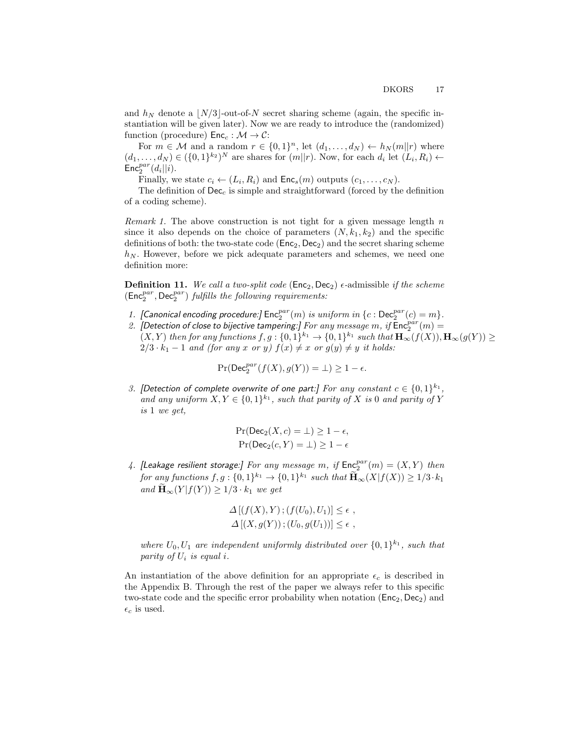and $h_N$ denote a $\lfloor N/3 \rfloor$-out-of-$N$ secret sharing scheme (again, the specific instantiation will be given later). Now we are ready to introduce the (randomized) function (procedure) $\mathsf{Enc}_c : \mathcal{M} \to \mathcal{C}$:

For $m \in \mathcal{M}$ and a random $r \in \{0,1\}^n$, let $(d_1, \ldots, d_N) \leftarrow h_N(m||r)$ where $(d_1, \ldots, d_N) \in (\{0,1\}^{k_2})^N$ are shares for $(m||r)$. Now, for each $d_i$ let $(L_i, R_i) \leftarrow \mathsf{Enc}_2^{par}(d_i||i)$.

Finally, we state $c_i \leftarrow (L_i, R_i)$ and $\mathsf{Enc}_s(m)$ outputs $(c_1, \ldots, c_N)$.

The definition of $\mathsf{Dec}_c$ is simple and straightforward (forced by the definition of a coding scheme).

*Remark 1.* The above construction is not tight for a given message length $n$ since it also depends on the choice of parameters $(N, k_1, k_2)$ and the specific definitions of both: the two-state code $(\mathsf{Enc}_2, \mathsf{Dec}_2)$ and the secret sharing scheme $h_N$. However, before we pick adequate parameters and schemes, we need one definition more:

**Definition 11.** *We call a two-split code* $(\mathsf{Enc}_2, \mathsf{Dec}_2)$ $\epsilon$*-admissible if the scheme* $(\mathsf{Enc}_2^{par}, \mathsf{Dec}_2^{par})$ *fulfills the following requirements:*

1. *[Canonical encoding procedure:]* $\mathsf{Enc}_2^{par}(m)$ *is uniform in* $\{c : \mathsf{Dec}_2^{par}(c) = m\}$.
2. *[Detection of close to bijective tampering:] For any message* $m$*, if* $\mathsf{Enc}_2^{par}(m) = (X, Y)$ *then for any functions* $f, g : \{0,1\}^{k_1} \to \{0,1\}^{k_1}$ *such that* $\mathbf{H}_\infty(f(X)), \mathbf{H}_\infty(g(Y)) \geq 2/3 \cdot k_1 - 1$ *and (for any* $x$ *or* $y$*)* $f(x) \neq x$ *or* $g(y) \neq y$ *it holds:*

$$\Pr(\mathsf{Dec}_2^{par}(f(X), g(Y)) = \perp) \geq 1 - \epsilon.$$

3. *[Detection of complete overwrite of one part:] For any constant* $c \in \{0,1\}^{k_1}$*, and any uniform* $X, Y \in \{0,1\}^{k_1}$*, such that parity of* $X$ *is* $0$ *and parity of* $Y$ *is* $1$ *we get,*

$$\Pr(\mathsf{Dec}_2(X, c) = \perp) \geq 1 - \epsilon,$$
$$\Pr(\mathsf{Dec}_2(c, Y) = \perp) \geq 1 - \epsilon$$

4. *[Leakage resilient storage:] For any message* $m$*, if* $\mathsf{Enc}_2^{par}(m) = (X, Y)$ *then for any functions* $f, g : \{0,1\}^{k_1} \to \{0,1\}^{k_1}$ *such that* $\widetilde{\mathbf{H}}_\infty(X|f(X)) \geq 1/3 \cdot k_1$ *and* $\widetilde{\mathbf{H}}_\infty(Y|f(Y)) \geq 1/3 \cdot k_1$ *we get*

$$\Delta\left[(f(X), Y)\, ; (f(U_0), U_1)\right] \leq \epsilon\ ,$$
$$\Delta\left[(X, g(Y))\, ; (U_0, g(U_1))\right] \leq \epsilon\ ,$$

*where* $U_0, U_1$ *are independent uniformly distributed over* $\{0,1\}^{k_1}$*, such that parity of* $U_i$ *is equal* $i$*.*

An instantiation of the above definition for an appropriate $\epsilon_c$ is described in the Appendix B. Through the rest of the paper we always refer to this specific two-state code and the specific error probability when notation $(\mathsf{Enc}_2, \mathsf{Dec}_2)$ and $\epsilon_c$ is used.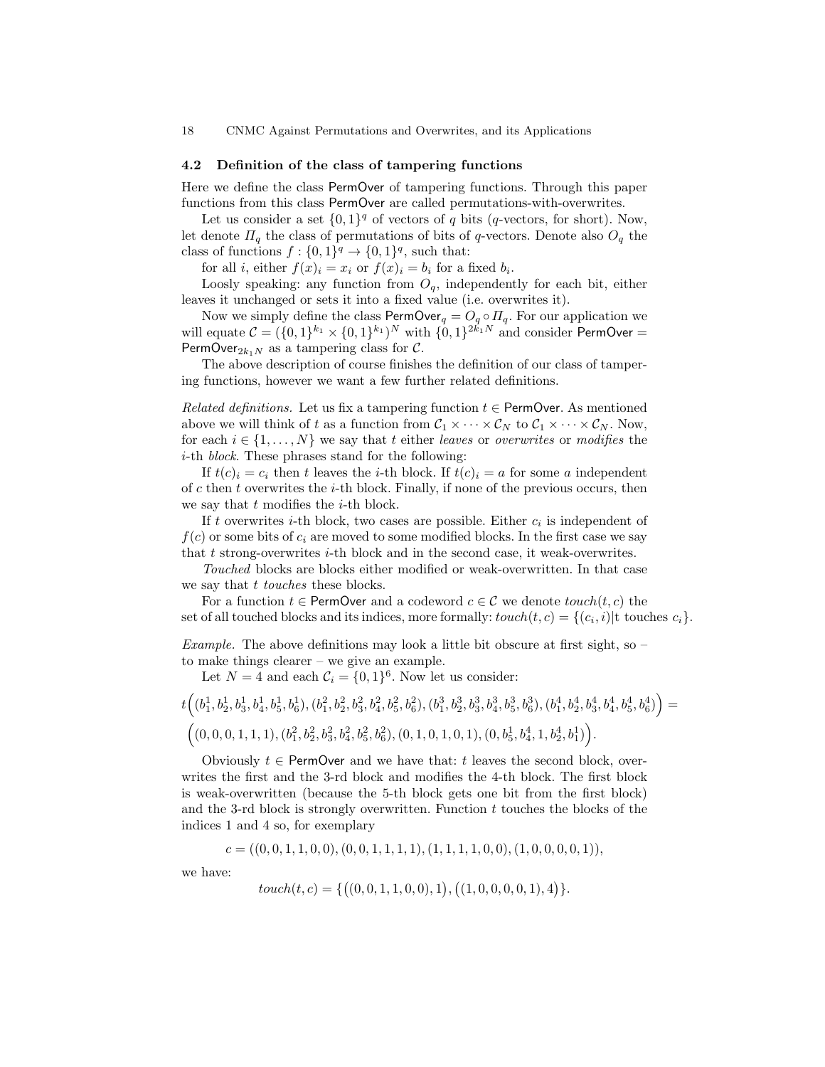### 4.2 Definition of the class of tampering functions

Here we define the class PermOver of tampering functions. Through this paper functions from this class PermOver are called permutations-with-overwrites.

Let us consider a set $\{0,1\}^q$ of vectors of $q$ bits ($q$-vectors, for short). Now, let denote $\Pi_q$ the class of permutations of bits of $q$-vectors. Denote also $O_q$ the class of functions $f : \{0,1\}^q \to \{0,1\}^q$, such that:

for all $i$, either $f(x)_i = x_i$ or $f(x)_i = b_i$ for a fixed $b_i$.

Loosly speaking: any function from $O_q$, independently for each bit, either leaves it unchanged or sets it into a fixed value (i.e. overwrites it).

Now we simply define the class $\mathsf{PermOver}_q = O_q \circ \Pi_q$. For our application we will equate $\mathcal{C} = (\{0,1\}^{k_1} \times \{0,1\}^{k_1})^N$ with $\{0,1\}^{2k_1N}$ and consider $\mathsf{PermOver} = \mathsf{PermOver}_{2k_1N}$ as a tampering class for $\mathcal{C}$.

The above description of course finishes the definition of our class of tampering functions, however we want a few further related definitions.

*Related definitions.* Let us fix a tampering function $t \in \mathsf{PermOver}$. As mentioned above we will think of $t$ as a function from $\mathcal{C}_1 \times \cdots \times \mathcal{C}_N$ to $\mathcal{C}_1 \times \cdots \times \mathcal{C}_N$. Now, for each $i \in \{1, \ldots, N\}$ we say that $t$ either *leaves* or *overwrites* or *modifies* the $i$-th *block*. These phrases stand for the following:

If $t(c)_i = c_i$ then $t$ leaves the $i$-th block. If $t(c)_i = a$ for some $a$ independent of $c$ then $t$ overwrites the $i$-th block. Finally, if none of the previous occurs, then we say that $t$ modifies the $i$-th block.

If $t$ overwrites $i$-th block, two cases are possible. Either $c_i$ is independent of $f(c)$ or some bits of $c_i$ are moved to some modified blocks. In the first case we say that $t$ strong-overwrites $i$-th block and in the second case, it weak-overwrites.

*Touched* blocks are blocks either modified or weak-overwritten. In that case we say that $t$ *touches* these blocks.

For a function $t \in \mathsf{PermOver}$ and a codeword $c \in \mathcal{C}$ we denote $touch(t, c)$ the set of all touched blocks and its indices, more formally: $touch(t, c) = \{(c_i, i) | \text{t touches } c_i\}$.

*Example.* The above definitions may look a little bit obscure at first sight, so – to make things clearer – we give an example.

Let $N = 4$ and each $\mathcal{C}_i = \{0,1\}^6$. Now let us consider:

$$t\Big((b_1^1, b_2^1, b_3^1, b_4^1, b_5^1, b_6^1), (b_1^2, b_2^2, b_3^2, b_4^2, b_5^2, b_6^2), (b_1^3, b_2^3, b_3^3, b_4^3, b_5^3, b_6^3), (b_1^4, b_2^4, b_3^4, b_4^4, b_5^4, b_6^4)\Big) =$$
$$\Big((0,0,0,1,1,1), (b_1^2, b_2^2, b_3^2, b_4^2, b_5^2, b_6^2), (0,1,0,1,0,1), (0, b_5^1, b_4^4, 1, b_2^4, b_1^1)\Big).$$

Obviously $t \in \mathsf{PermOver}$ and we have that: $t$ leaves the second block, overwrites the first and the 3-rd block and modifies the 4-th block. The first block is weak-overwritten (because the 5-th block gets one bit from the first block) and the 3-rd block is strongly overwritten. Function $t$ touches the blocks of the indices 1 and 4 so, for exemplary

$$c = ((0,0,1,1,0,0), (0,0,1,1,1,1), (1,1,1,1,0,0), (1,0,0,0,0,1)),$$

we have:

$$touch(t, c) = \{\big((0,0,1,1,0,0), 1\big), \big((1,0,0,0,0,1), 4\big)\}.$$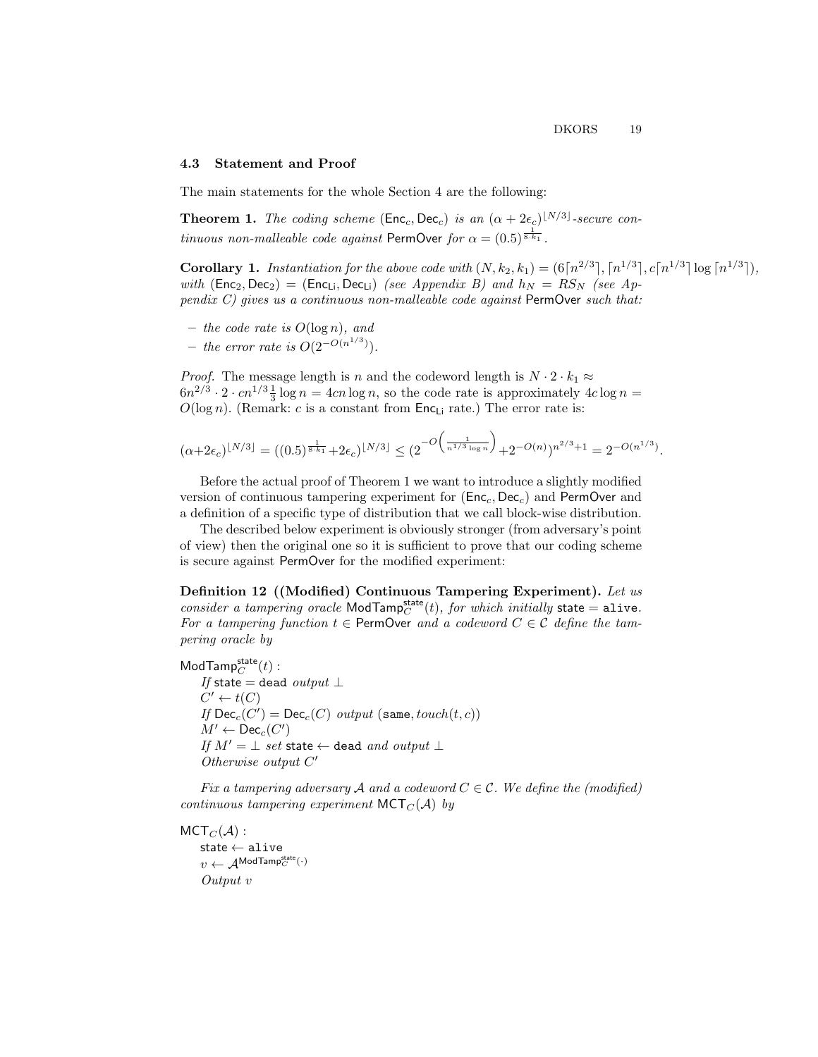### 4.3 Statement and Proof

The main statements for the whole Section 4 are the following:

**Theorem 1.** *The coding scheme* $(\mathsf{Enc}_c, \mathsf{Dec}_c)$ *is an* $(\alpha + 2\epsilon_c)^{\lfloor N/3 \rfloor}$*-secure continuous non-malleable code against* $\mathsf{PermOver}$ *for* $\alpha = (0.5)^{\frac{1}{8 \cdot k_1}}$.

**Corollary 1.** *Instantiation for the above code with* $(N, k_2, k_1) = (6\lceil n^{2/3} \rceil, \lceil n^{1/3} \rceil, c\lceil n^{1/3} \rceil \log \lceil n^{1/3} \rceil)$, *with* $(\mathsf{Enc}_2, \mathsf{Dec}_2) = (\mathsf{Enc}_{\mathsf{Li}}, \mathsf{Dec}_{\mathsf{Li}})$ *(see Appendix B) and* $h_N = RS_N$ *(see Appendix C) gives us a continuous non-malleable code against* $\mathsf{PermOver}$ *such that:*

- *the code rate is* $O(\log n)$*, and*
- *the error rate is* $O(2^{-O(n^{1/3})})$.

*Proof.* The message length is $n$ and the codeword length is $N \cdot 2 \cdot k_1 \approx 6n^{2/3} \cdot 2 \cdot cn^{1/3} \frac{1}{3} \log n = 4cn \log n$, so the code rate is approximately $4c \log n = O(\log n)$. (Remark: $c$ is a constant from $\mathsf{Enc}_{\mathsf{Li}}$ rate.) The error rate is:

$$(\alpha + 2\epsilon_c)^{\lfloor N/3 \rfloor} = ((0.5)^{\frac{1}{8 \cdot k_1}} + 2\epsilon_c)^{\lfloor N/3 \rfloor} \le (2^{-O\left(\frac{1}{n^{1/3} \log n}\right)} + 2^{-O(n)})^{n^{2/3}+1} = 2^{-O(n^{1/3})}.$$

Before the actual proof of Theorem 1 we want to introduce a slightly modified version of continuous tampering experiment for $(\mathsf{Enc}_c, \mathsf{Dec}_c)$ and $\mathsf{PermOver}$ and a definition of a specific type of distribution that we call block-wise distribution.

The described below experiment is obviously stronger (from adversary's point of view) then the original one so it is sufficient to prove that our coding scheme is secure against $\mathsf{PermOver}$ for the modified experiment:

**Definition 12 ((Modified) Continuous Tampering Experiment).** *Let us consider a tampering oracle* $\mathsf{ModTamp}_C^{\mathsf{state}}(t)$*, for which initially* $\mathsf{state} = \mathtt{alive}$. *For a tampering function* $t \in \mathsf{PermOver}$ *and a codeword* $C \in \mathcal{C}$ *define the tampering oracle by*

$\mathsf{ModTamp}_C^{\mathsf{state}}(t)$ :
  *If* $\mathsf{state} = \mathtt{dead}$ *output* $\perp$
  $C' \leftarrow t(C)$
  *If* $\mathsf{Dec}_c(C') = \mathsf{Dec}_c(C)$ *output* $(\mathtt{same}, touch(t, c))$
  $M' \leftarrow \mathsf{Dec}_c(C')$
  *If* $M' = \perp$ *set* $\mathsf{state} \leftarrow \mathtt{dead}$ *and output* $\perp$
  *Otherwise output* $C'$

*Fix a tampering adversary* $\mathcal{A}$ *and a codeword* $C \in \mathcal{C}$. *We define the (modified) continuous tampering experiment* $\mathsf{MCT}_C(\mathcal{A})$ *by*

$\mathsf{MCT}_C(\mathcal{A})$ :
  $\mathsf{state} \leftarrow \mathtt{alive}$
  $v \leftarrow \mathcal{A}^{\mathsf{ModTamp}_C^{\mathsf{state}}(\cdot)}$
  *Output* $v$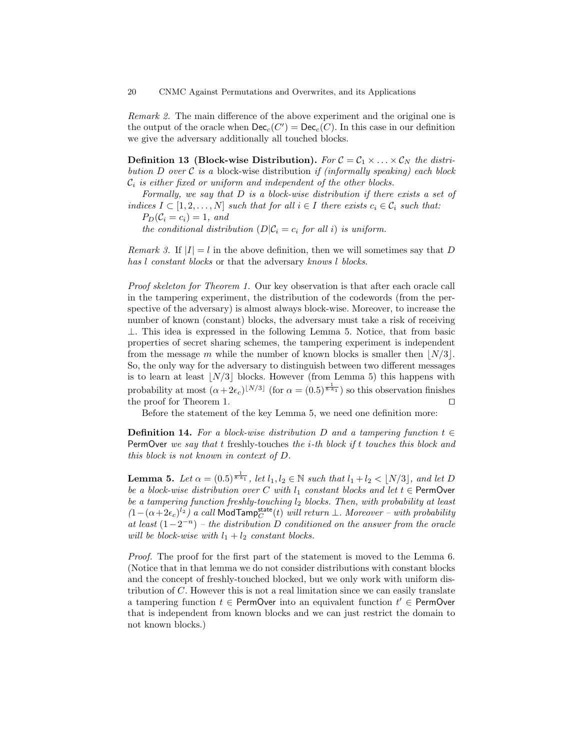*Remark 2.* The main difference of the above experiment and the original one is the output of the oracle when $\mathsf{Dec}_c(C') = \mathsf{Dec}_c(C)$. In this case in our definition we give the adversary additionally all touched blocks.

**Definition 13 (Block-wise Distribution).** *For $\mathcal{C} = \mathcal{C}_1 \times \ldots \times \mathcal{C}_N$ the distribution $D$ over $\mathcal{C}$ is a* block-wise distribution *if (informally speaking) each block $\mathcal{C}_i$ is either fixed or uniform and independent of the other blocks.*

*Formally, we say that $D$ is a block-wise distribution if there exists a set of indices $I \subset [1, 2, \ldots, N]$ such that for all $i \in I$ there exists $c_i \in \mathcal{C}_i$ such that:*
*$P_D(\mathcal{C}_i = c_i) = 1$, and*
*the conditional distribution ($D|\mathcal{C}_i = c_i$ for all $i$) is uniform.*

*Remark 3.* If $|I| = l$ in the above definition, then we will sometimes say that $D$ *has $l$ constant blocks* or that the adversary *knows $l$ blocks*.

*Proof skeleton for Theorem 1.* Our key observation is that after each oracle call in the tampering experiment, the distribution of the codewords (from the perspective of the adversary) is almost always block-wise. Moreover, to increase the number of known (constant) blocks, the adversary must take a risk of receiving $\perp$. This idea is expressed in the following Lemma 5. Notice, that from basic properties of secret sharing schemes, the tampering experiment is independent from the message $m$ while the number of known blocks is smaller then $\lfloor N/3 \rfloor$. So, the only way for the adversary to distinguish between two different messages is to learn at least $\lfloor N/3 \rfloor$ blocks. However (from Lemma 5) this happens with probability at most $(\alpha + 2\epsilon_c)^{\lfloor N/3 \rfloor}$ (for $\alpha = (0.5)^{\frac{1}{8 \cdot k_1}}$) so this observation finishes the proof for Theorem 1. $\square$

Before the statement of the key Lemma 5, we need one definition more:

**Definition 14.** *For a block-wise distribution $D$ and a tampering function $t \in \mathsf{PermOver}$ we say that $t$* freshly-touches *the $i$-th block if $t$ touches this block and this block is not known in context of $D$.*

**Lemma 5.** *Let $\alpha = (0.5)^{\frac{1}{8 \cdot k_1}}$, let $l_1, l_2 \in \mathbb{N}$ such that $l_1 + l_2 < \lfloor N/3 \rfloor$, and let $D$ be a block-wise distribution over $C$ with $l_1$ constant blocks and let $t \in \mathsf{PermOver}$ be a tampering function freshly-touching $l_2$ blocks. Then, with probability at least $(1 - (\alpha + 2\epsilon_c)^{l_2})$ a call $\mathsf{ModTamp}_C^{\mathsf{state}}(t)$ will return $\perp$. Moreover – with probability at least $(1 - 2^{-n})$ – the distribution $D$ conditioned on the answer from the oracle will be block-wise with $l_1 + l_2$ constant blocks.*

*Proof.* The proof for the first part of the statement is moved to the Lemma 6. (Notice that in that lemma we do not consider distributions with constant blocks and the concept of freshly-touched blocked, but we only work with uniform distribution of $C$. However this is not a real limitation since we can easily translate a tampering function $t \in \mathsf{PermOver}$ into an equivalent function $t' \in \mathsf{PermOver}$ that is independent from known blocks and we can just restrict the domain to not known blocks.)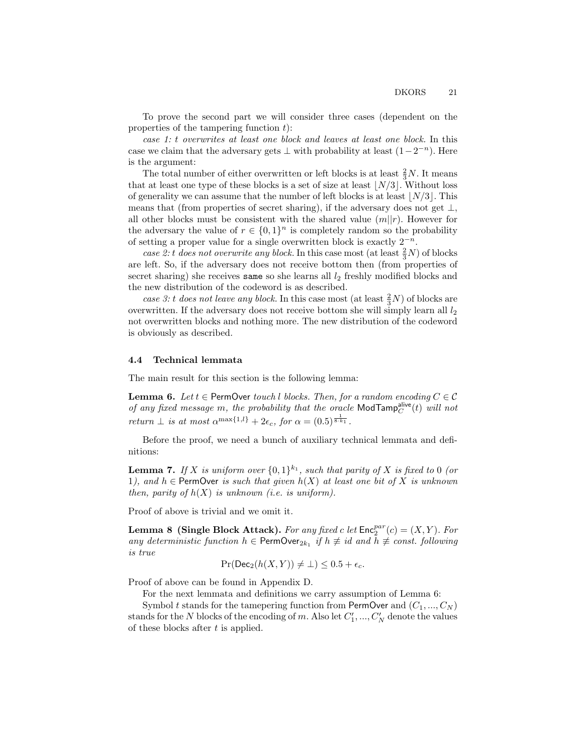To prove the second part we will consider three cases (dependent on the properties of the tampering function $t$):

*case 1: $t$ overwrites at least one block and leaves at least one block.* In this case we claim that the adversary gets $\perp$ with probability at least $(1-2^{-n})$. Here is the argument:

The total number of either overwritten or left blocks is at least $\frac{2}{3}N$. It means that at least one type of these blocks is a set of size at least $\lfloor N/3 \rfloor$. Without loss of generality we can assume that the number of left blocks is at least $\lfloor N/3 \rfloor$. This means that (from properties of secret sharing), if the adversary does not get $\perp$, all other blocks must be consistent with the shared value $(m||r)$. However for the adversary the value of $r \in \{0,1\}^n$ is completely random so the probability of setting a proper value for a single overwritten block is exactly $2^{-n}$.

*case 2: $t$ does not overwrite any block.* In this case most (at least $\frac{2}{3}N$) of blocks are left. So, if the adversary does not receive bottom then (from properties of secret sharing) she receives `same` so she learns all $l_2$ freshly modified blocks and the new distribution of the codeword is as described.

*case 3: $t$ does not leave any block.* In this case most (at least $\frac{2}{3}N$) of blocks are overwritten. If the adversary does not receive bottom she will simply learn all $l_2$ not overwritten blocks and nothing more. The new distribution of the codeword is obviously as described.

### 4.4 Technical lemmata

The main result for this section is the following lemma:

**Lemma 6.** *Let $t \in \mathsf{PermOver}$ touch $l$ blocks. Then, for a random encoding $C \in \mathcal{C}$ of any fixed message $m$, the probability that the oracle $\mathsf{ModTamp}_C^{\mathsf{alive}}(t)$ will not return $\perp$ is at most $\alpha^{\max\{1,l\}} + 2\epsilon_c$, for $\alpha = (0.5)^{\frac{1}{8 \cdot k_1}}$.*

Before the proof, we need a bunch of auxiliary technical lemmata and definitions:

**Lemma 7.** *If $X$ is uniform over $\{0,1\}^{k_1}$, such that parity of $X$ is fixed to $0$ (or $1$), and $h \in \mathsf{PermOver}$ is such that given $h(X)$ at least one bit of $X$ is unknown then, parity of $h(X)$ is unknown (i.e. is uniform).*

Proof of above is trivial and we omit it.

**Lemma 8 (Single Block Attack).** *For any fixed $c$ let $\mathsf{Enc}_2^{par}(c) = (X, Y)$. For any deterministic function $h \in \mathsf{PermOver}_{2k_1}$ if $h \not\equiv id$ and $h \not\equiv const.$ following is true*

$$\Pr(\mathsf{Dec}_2(h(X,Y)) \neq \perp) \leq 0.5 + \epsilon_c.$$

Proof of above can be found in Appendix D.

For the next lemmata and definitions we carry assumption of Lemma 6:

Symbol $t$ stands for the tamepering function from $\mathsf{PermOver}$ and $(C_1, ..., C_N)$ stands for the $N$ blocks of the encoding of $m$. Also let $C'_1, ..., C'_N$ denote the values of these blocks after $t$ is applied.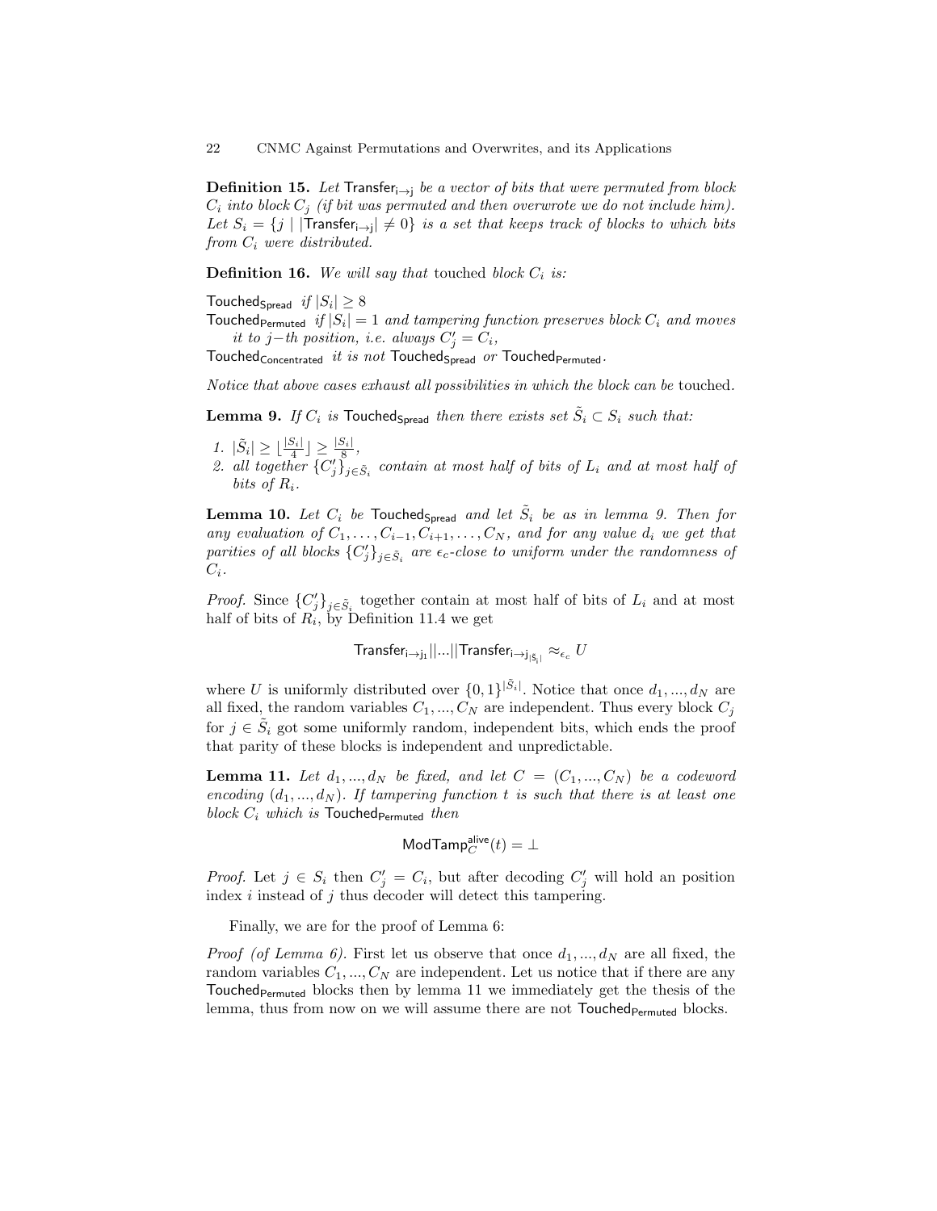**Definition 15.** *Let* $\mathsf{Transfer}_{\mathsf{i \to j}}$ *be a vector of bits that were permuted from block* $C_i$ *into block* $C_j$ *(if bit was permuted and then overwrote we do not include him). Let* $S_i = \{j \mid |\mathsf{Transfer}_{\mathsf{i \to j}}| \neq 0\}$ *is a set that keeps track of blocks to which bits from* $C_i$ *were distributed.*

**Definition 16.** *We will say that* touched *block* $C_i$ *is:*

$\mathsf{Touched}_{\mathsf{Spread}}$ *if* $|S_i| \geq 8$

$\mathsf{Touched}_{\mathsf{Permuted}}$ *if* $|S_i| = 1$ *and tampering function preserves block* $C_i$ *and moves it to* $j-$*th position, i.e. always* $C'_j = C_i$,

$\mathsf{Touched}_{\mathsf{Concentrated}}$ *it is not* $\mathsf{Touched}_{\mathsf{Spread}}$ *or* $\mathsf{Touched}_{\mathsf{Permuted}}$.

*Notice that above cases exhaust all possibilities in which the block can be* touched*.*

**Lemma 9.** *If* $C_i$ *is* $\mathsf{Touched}_{\mathsf{Spread}}$ *then there exists set* $\tilde{S}_i \subset S_i$ *such that:*

1. $|\tilde{S}_i| \geq \lfloor \frac{|S_i|}{4} \rfloor \geq \frac{|S_i|}{8}$,
2. *all together* $\{C'_j\}_{j \in \tilde{S}_i}$ *contain at most half of bits of* $L_i$ *and at most half of bits of* $R_i$.

**Lemma 10.** *Let* $C_i$ *be* $\mathsf{Touched}_{\mathsf{Spread}}$ *and let* $\tilde{S}_i$ *be as in lemma 9. Then for any evaluation of* $C_1, \ldots, C_{i-1}, C_{i+1}, \ldots, C_N$*, and for any value* $d_i$ *we get that parities of all blocks* $\{C'_j\}_{j \in \tilde{S}_i}$ *are* $\epsilon_c$*-close to uniform under the randomness of* $C_i$*.*

*Proof.* Since $\{C'_j\}_{j \in \tilde{S}_i}$ together contain at most half of bits of $L_i$ and at most half of $R_i$, by Definition 11.4 we get

$$\mathsf{Transfer}_{\mathsf{i \to j_1}} || \ldots || \mathsf{Transfer}_{\mathsf{i \to j_{|\tilde{S}_i|}}} \approx_{\epsilon_c} U$$

where $U$ is uniformly distributed over $\{0,1\}^{|\tilde{S}_i|}$. Notice that once $d_1, ..., d_N$ are all fixed, the random variables $C_1, ..., C_N$ are independent. Thus every block $C_j$ for $j \in \tilde{S}_i$ got some uniformly random, independent bits, which ends the proof that parity of these blocks is independent and unpredictable.

**Lemma 11.** *Let* $d_1, ..., d_N$ *be fixed, and let* $C = (C_1, ..., C_N)$ *be a codeword encoding* $(d_1, ..., d_N)$*. If tampering function* $t$ *is such that there is at least one block* $C_i$ *which is* $\mathsf{Touched}_{\mathsf{Permuted}}$ *then*

$$\mathsf{ModTamp}_C^{\mathsf{alive}}(t) = \perp$$

*Proof.* Let $j \in S_i$ then $C'_j = C_i$, but after decoding $C'_j$ will hold an position index $i$ instead of $j$ thus decoder will detect this tampering.

Finally, we are for the proof of Lemma 6:

*Proof (of Lemma 6).* First let us observe that once $d_1, ..., d_N$ are all fixed, the random variables $C_1, ..., C_N$ are independent. Let us notice that if there are any $\mathsf{Touched}_{\mathsf{Permuted}}$ blocks then by lemma 11 we immediately get the thesis of the lemma, thus from now on we will assume there are not $\mathsf{Touched}_{\mathsf{Permuted}}$ blocks.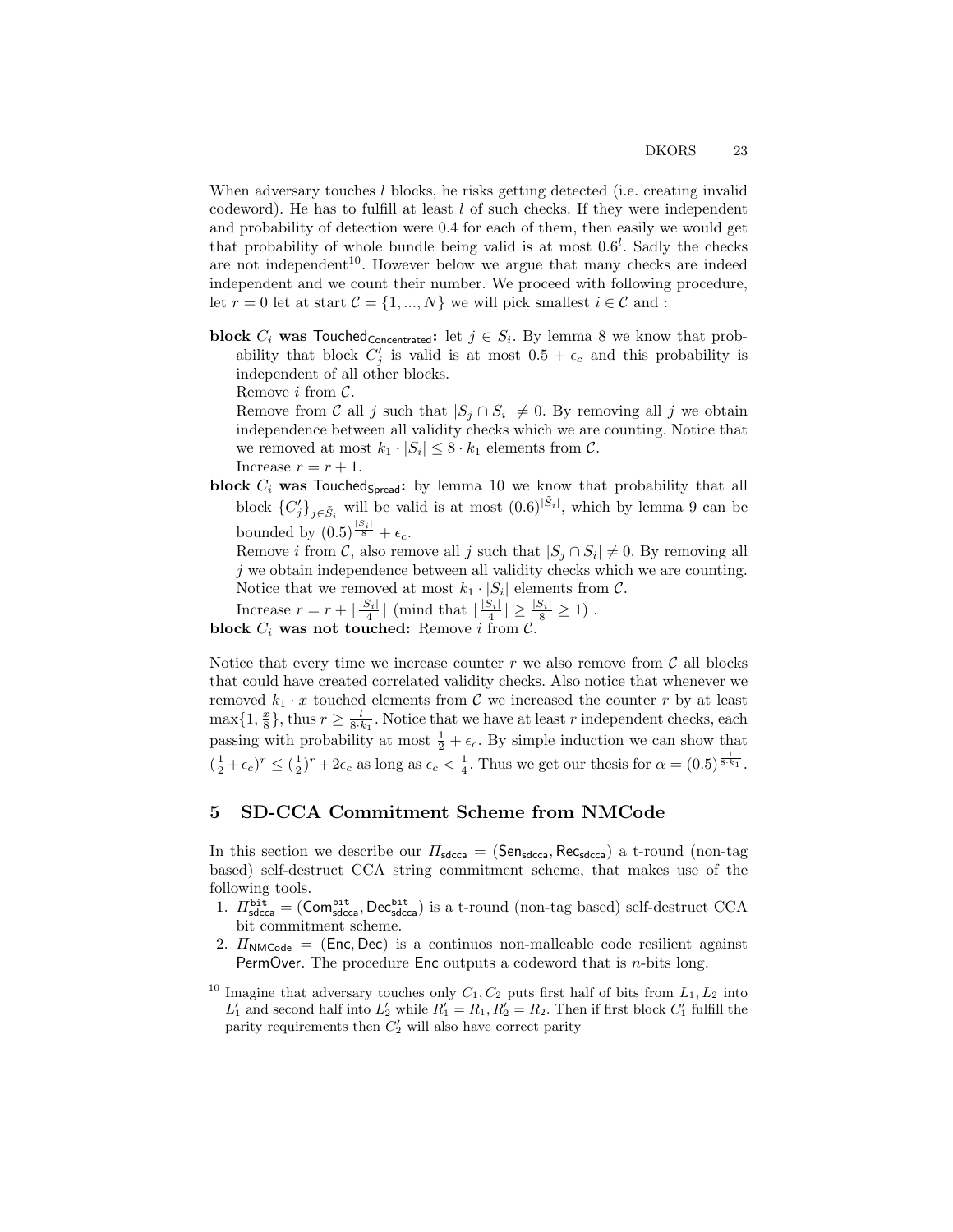When adversary touches $l$ blocks, he risks getting detected (i.e. creating invalid codeword). He has to fulfill at least $l$ of such checks. If they were independent and probability of detection were 0.4 for each of them, then easily we would get that probability of whole bundle being valid is at most $0.6^l$. Sadly the checks are not independent[10]. However below we argue that many checks are indeed independent and we count their number. We proceed with following procedure, let $r = 0$ let at start $\mathcal{C} = \{1, ..., N\}$ we will pick smallest $i \in \mathcal{C}$ and :

**block $C_i$ was $\mathsf{Touched}_{\mathsf{Concentrated}}$:** let $j \in S_i$. By lemma 8 we know that probability that block $C'_j$ is valid is at most $0.5 + \epsilon_c$ and this probability is independent of all other blocks.
Remove $i$ from $\mathcal{C}$.
Remove from $\mathcal{C}$ all $j$ such that $|S_j \cap S_i| \neq 0$. By removing all $j$ we obtain independence between all validity checks which we are counting. Notice that we removed at most $k_1 \cdot |S_i| \leq 8 \cdot k_1$ elements from $\mathcal{C}$.
Increase $r = r + 1$.

**block $C_i$ was $\mathsf{Touched}_{\mathsf{Spread}}$:** by lemma 10 we know that probability that all block $\{C'_j\}_{j \in \tilde{S}_i}$ will be valid is at most $(0.6)^{|\tilde{S}_i|}$, which by lemma 9 can be bounded by $(0.5)^{\frac{|S_i|}{8}} + \epsilon_c$.
Remove $i$ from $\mathcal{C}$, also remove all $j$ such that $|S_j \cap S_i| \neq 0$. By removing all $j$ we obtain independence between all validity checks which we are counting. Notice that we removed at most $k_1 \cdot |S_i|$ elements from $\mathcal{C}$.
Increase $r = r + \lfloor \frac{|S_i|}{4} \rfloor$ (mind that $\lfloor \frac{|S_i|}{4} \rfloor \geq \frac{|S_i|}{8} \geq 1$) .

**block $C_i$ was not touched:** Remove $i$ from $\mathcal{C}$.

Notice that every time we increase counter $r$ we also remove from $\mathcal{C}$ all blocks that could have created correlated validity checks. Also notice that whenever we removed $k_1 \cdot x$ touched elements from $\mathcal{C}$ we increased the counter $r$ by at least $\max\{1, \frac{x}{8}\}$, thus $r \geq \frac{l}{8 \cdot k_1}$. Notice that we have at least $r$ independent checks, each passing with probability at most $\frac{1}{2} + \epsilon_c$. By simple induction we can show that $(\frac{1}{2} + \epsilon_c)^r \leq (\frac{1}{2})^r + 2\epsilon_c$ as long as $\epsilon_c < \frac{1}{4}$. Thus we get our thesis for $\alpha = (0.5)^{\frac{1}{8 \cdot k_1}}$.

## 5 SD-CCA Commitment Scheme from NMCode

In this section we describe our $\Pi_{\mathsf{sdcca}} = (\mathsf{Sen}_{\mathsf{sdcca}}, \mathsf{Rec}_{\mathsf{sdcca}})$ a t-round (non-tag based) self-destruct CCA string commitment scheme, that makes use of the following tools.

1. $\Pi^{\mathtt{bit}}_{\mathsf{sdcca}} = (\mathsf{Com}^{\mathtt{bit}}_{\mathsf{sdcca}}, \mathsf{Dec}^{\mathtt{bit}}_{\mathsf{sdcca}})$ is a t-round (non-tag based) self-destruct CCA bit commitment scheme.
2. $\Pi_{\mathsf{NMCode}} = (\mathsf{Enc}, \mathsf{Dec})$ is a continuos non-malleable code resilient against $\mathsf{PermOver}$. The procedure $\mathsf{Enc}$ outputs a codeword that is $n$-bits long.

[10] Imagine that adversary touches only $C_1, C_2$ puts first half of bits from $L_1, L_2$ into $L'_1$ and second half into $L'_2$ while $R'_1 = R_1, R'_2 = R_2$. Then if first block $C'_1$ fulfill the parity requirements then $C'_2$ will also have correct parity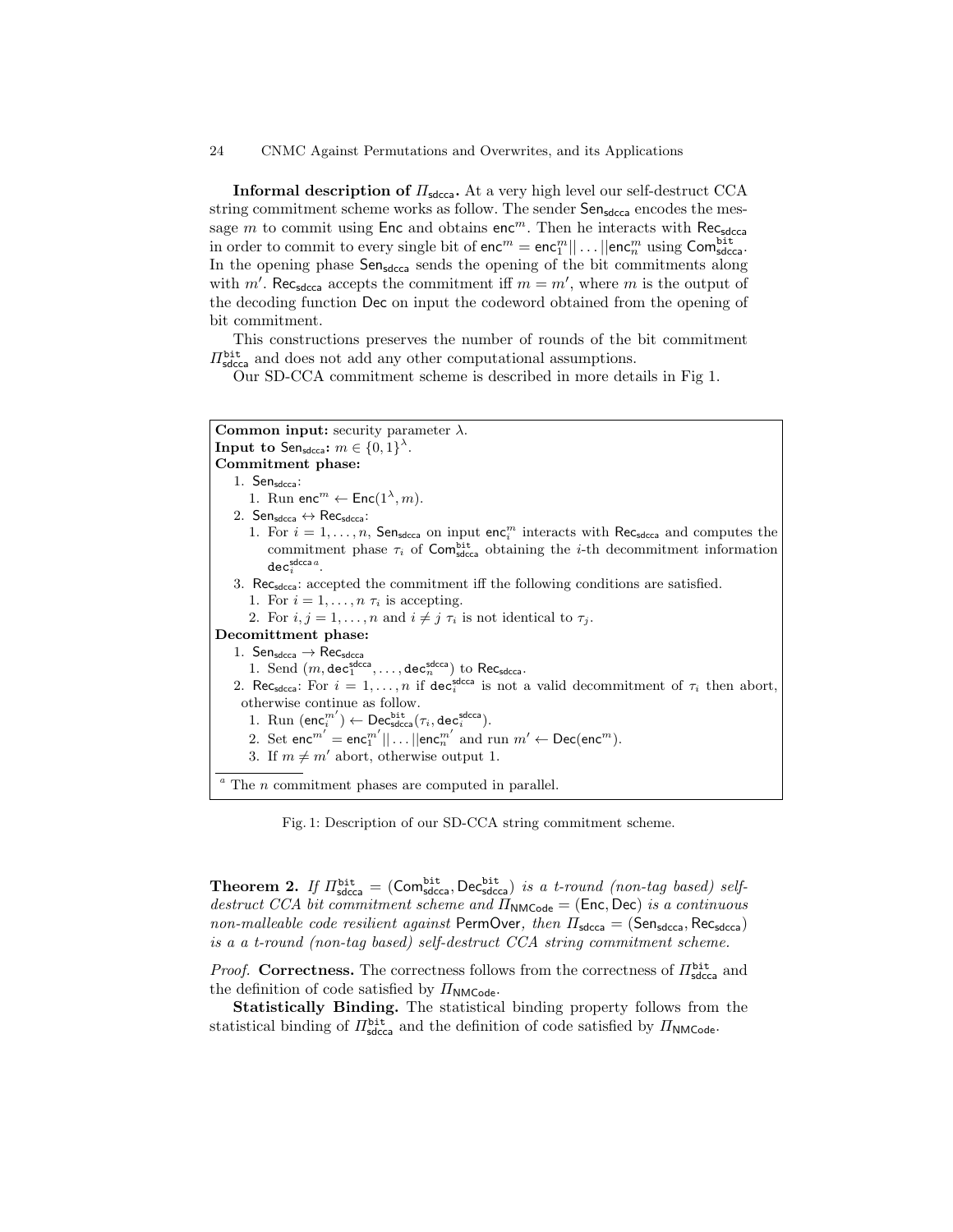**Informal description of $\Pi_{\mathsf{sdcca}}$.** At a very high level our self-destruct CCA string commitment scheme works as follow. The sender $\mathsf{Sen}_{\mathsf{sdcca}}$ encodes the message $m$ to commit using $\mathsf{Enc}$ and obtains $\mathsf{enc}^m$. Then he interacts with $\mathsf{Rec}_{\mathsf{sdcca}}$ in order to commit to every single bit of $\mathsf{enc}^m = \mathsf{enc}_1^m || \dots || \mathsf{enc}_n^m$ using $\mathsf{Com}_{\mathsf{sdcca}}^{\mathtt{bit}}$. In the opening phase $\mathsf{Sen}_{\mathsf{sdcca}}$ sends the opening of the bit commitments along with $m'$. $\mathsf{Rec}_{\mathsf{sdcca}}$ accepts the commitment iff $m = m'$, where $m$ is the output of the decoding function $\mathsf{Dec}$ on input the codeword obtained from the opening of bit commitment.

This constructions preserves the number of rounds of the bit commitment $\Pi_{\mathsf{sdcca}}^{\mathtt{bit}}$ and does not add any other computational assumptions.

Our SD-CCA commitment scheme is described in more details in Fig 1.

**Common input:** security parameter $\lambda$.
**Input to $\mathsf{Sen}_{\mathsf{sdcca}}$:** $m \in \{0,1\}^{\lambda}$.
**Commitment phase:**

1. $\mathsf{Sen}_{\mathsf{sdcca}}$:
   1. Run $\mathsf{enc}^m \leftarrow \mathsf{Enc}(1^{\lambda}, m)$.
2. $\mathsf{Sen}_{\mathsf{sdcca}} \leftrightarrow \mathsf{Rec}_{\mathsf{sdcca}}$:
   1. For $i = 1, \dots, n$, $\mathsf{Sen}_{\mathsf{sdcca}}$ on input $\mathsf{enc}_i^m$ interacts with $\mathsf{Rec}_{\mathsf{sdcca}}$ and computes the commitment phase $\tau_i$ of $\mathsf{Com}_{\mathsf{sdcca}}^{\mathtt{bit}}$ obtaining the $i$-th decommitment information $\mathsf{dec}_i^{\mathsf{sdcca}}$ [a].
3. $\mathsf{Rec}_{\mathsf{sdcca}}$: accepted the commitment iff the following conditions are satisfied.
   1. For $i = 1, \dots, n$ $\tau_i$ is accepting.
   2. For $i, j = 1, \dots, n$ and $i \neq j$ $\tau_i$ is not identical to $\tau_j$.

**Decommittment phase:**

1. $\mathsf{Sen}_{\mathsf{sdcca}} \rightarrow \mathsf{Rec}_{\mathsf{sdcca}}$
   1. Send $(m, \mathsf{dec}_1^{\mathsf{sdcca}}, \dots, \mathsf{dec}_n^{\mathsf{sdcca}})$ to $\mathsf{Rec}_{\mathsf{sdcca}}$.
2. $\mathsf{Rec}_{\mathsf{sdcca}}$: For $i = 1, \dots, n$ if $\mathsf{dec}_i^{\mathsf{sdcca}}$ is not a valid decommitment of $\tau_i$ then abort, otherwise continue as follow.
   1. Run $(\mathsf{enc}_i^{m'}) \leftarrow \mathsf{Dec}_{\mathsf{sdcca}}^{\mathtt{bit}}(\tau_i, \mathsf{dec}_i^{\mathsf{sdcca}})$.
   2. Set $\mathsf{enc}^{m'} = \mathsf{enc}_1^{m'} || \dots || \mathsf{enc}_n^{m'}$ and run $m' \leftarrow \mathsf{Dec}(\mathsf{enc}^m)$.
   3. If $m \neq m'$ abort, otherwise output 1.

[a] The $n$ commitment phases are computed in parallel.

Fig. 1: Description of our SD-CCA string commitment scheme.

**Theorem 2.** *If $\Pi_{\mathsf{sdcca}}^{\mathtt{bit}} = (\mathsf{Com}_{\mathsf{sdcca}}^{\mathtt{bit}}, \mathsf{Dec}_{\mathsf{sdcca}}^{\mathtt{bit}})$ is a $t$-round (non-tag based) self-destruct CCA bit commitment scheme and $\Pi_{\mathsf{NMCode}} = (\mathsf{Enc}, \mathsf{Dec})$ is a continuous non-malleable code resilient against $\mathsf{PermOver}$, then $\Pi_{\mathsf{sdcca}} = (\mathsf{Sen}_{\mathsf{sdcca}}, \mathsf{Rec}_{\mathsf{sdcca}})$ is a a $t$-round (non-tag based) self-destruct CCA string commitment scheme.*

*Proof.* **Correctness.** The correctness follows from the correctness of $\Pi_{\mathsf{sdcca}}^{\mathtt{bit}}$ and the definition of code satisfied by $\Pi_{\mathsf{NMCode}}$.

**Statistically Binding.** The statistical binding property follows from the statistical binding of $\Pi_{\mathsf{sdcca}}^{\mathtt{bit}}$ and the definition of code satisfied by $\Pi_{\mathsf{NMCode}}$.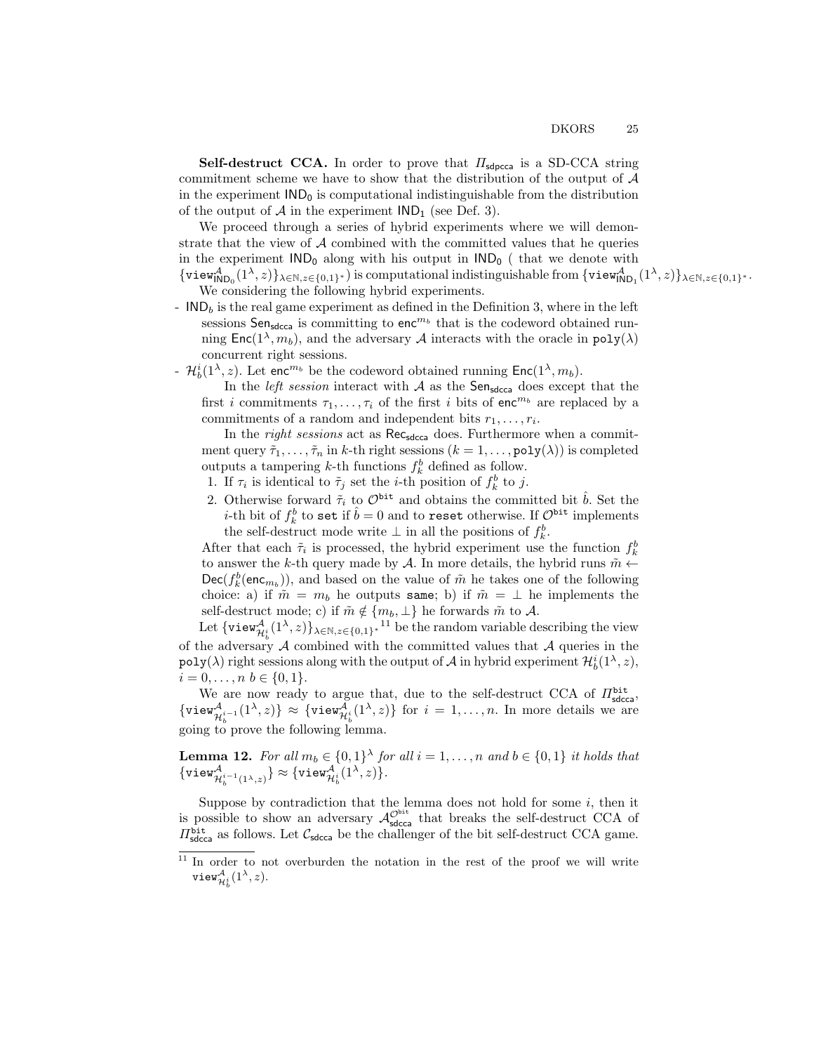**Self-destruct CCA.** In order to prove that $\Pi_{\mathsf{sdpcca}}$ is a SD-CCA string commitment scheme we have to show that the distribution of the output of $\mathcal{A}$ in the experiment $\mathsf{IND}_0$ is computational indistinguishable from the distribution of the output of $\mathcal{A}$ in the experiment $\mathsf{IND}_1$ (see Def. 3).

We proceed through a series of hybrid experiments where we will demonstrate that the view of $\mathcal{A}$ combined with the committed values that he queries in the experiment $\mathsf{IND}_0$ along with his output in $\mathsf{IND}_0$ ( that we denote with $\{\mathtt{view}^{\mathcal{A}}_{\mathsf{IND}_0}(1^\lambda, z)\}_{\lambda\in\mathbb{N}, z\in\{0,1\}^*}$) is computational indistinguishable from $\{\mathtt{view}^{\mathcal{A}}_{\mathsf{IND}_1}(1^\lambda, z)\}_{\lambda\in\mathbb{N}, z\in\{0,1\}^*}$.

We considering the following hybrid experiments.

- $\mathsf{IND}_b$ is the real game experiment as defined in the Definition 3, where in the left sessions $\mathsf{Sen}_{\mathsf{sdcca}}$ is committing to $\mathsf{enc}^{m_b}$ that is the codeword obtained running $\mathsf{Enc}(1^\lambda, m_b)$, and the adversary $\mathcal{A}$ interacts with the oracle in $\mathtt{poly}(\lambda)$ concurrent right sessions.
- $\mathcal{H}^i_b(1^\lambda, z)$. Let $\mathsf{enc}^{m_b}$ be the codeword obtained running $\mathsf{Enc}(1^\lambda, m_b)$.

  In the *left session* interact with $\mathcal{A}$ as the $\mathsf{Sen}_{\mathsf{sdcca}}$ does except that the first $i$ commitments $\tau_1, \dots, \tau_i$ of the first $i$ bits of $\mathsf{enc}^{m_b}$ are replaced by a commitments of a random and independent bits $r_1, \dots, r_i$.

  In the *right sessions* act as $\mathsf{Rec}_{\mathsf{sdcca}}$ does. Furthermore when a commitment query $\tilde{\tau}_1, \dots, \tilde{\tau}_n$ in $k$-th right sessions ($k = 1, \dots, \mathtt{poly}(\lambda)$) is completed outputs a tampering $k$-th functions $f^b_k$ defined as follow.

  1. If $\tau_i$ is identical to $\tilde{\tau}_j$ set the $i$-th position of $f^b_k$ to $j$.
  2. Otherwise forward $\tilde{\tau}_i$ to $\mathcal{O}^{\mathtt{bit}}$ and obtains the committed bit $\hat{b}$. Set the $i$-th bit of $f^b_k$ to $\mathtt{set}$ if $\hat{b} = 0$ and to $\mathtt{reset}$ otherwise. If $\mathcal{O}^{\mathtt{bit}}$ implements the self-destruct mode write $\perp$ in all the positions of $f^b_k$.

  After that each $\tilde{\tau}_i$ is processed, the hybrid experiment use the function $f^b_k$ to answer the $k$-th query made by $\mathcal{A}$. In more details, the hybrid runs $\tilde{m} \leftarrow \mathsf{Dec}(f^b_k(\mathsf{enc}_{m_b}))$, and based on the value of $\tilde{m}$ he takes one of the following choice: a) if $\tilde{m} = m_b$ he outputs $\mathtt{same}$; b) if $\tilde{m} = \perp$ he implements the self-destruct mode; c) if $\tilde{m} \notin \{m_b, \perp\}$ he forwards $\tilde{m}$ to $\mathcal{A}$.

  Let $\{\mathtt{view}^{\mathcal{A}}_{\mathcal{H}^i_b}(1^\lambda, z)\}_{\lambda\in\mathbb{N}, z\in\{0,1\}^*}$ [11] be the random variable describing the view of the adversary $\mathcal{A}$ combined with the committed values that $\mathcal{A}$ queries in the $\mathtt{poly}(\lambda)$ right sessions along with the output of $\mathcal{A}$ in hybrid experiment $\mathcal{H}^i_b(1^\lambda, z)$, $i = 0, \dots, n$ $b \in \{0,1\}$.

We are now ready to argue that, due to the self-destruct CCA of $\Pi^{\mathtt{bit}}_{\mathsf{sdcca}}$, $\{\mathtt{view}^{\mathcal{A}}_{\mathcal{H}^{i-1}_b}(1^\lambda, z)\} \approx \{\mathtt{view}^{\mathcal{A}}_{\mathcal{H}^i_b}(1^\lambda, z)\}$ for $i = 1, \dots, n$. In more details we are going to prove the following lemma.

**Lemma 12.** *For all $m_b \in \{0,1\}^\lambda$ for all $i = 1, \dots, n$ and $b \in \{0,1\}$ it holds that $\{\mathtt{view}^{\mathcal{A}}_{\mathcal{H}^{i-1}_b(1^\lambda, z)}\} \approx \{\mathtt{view}^{\mathcal{A}}_{\mathcal{H}^i_b}(1^\lambda, z)\}$.*

Suppose by contradiction that the lemma does not hold for some $i$, then it is possible to show an adversary $\mathcal{A}^{\mathcal{O}^{\mathtt{bit}}}_{\mathsf{sdcca}}$ that breaks the self-destruct CCA of $\Pi^{\mathtt{bit}}_{\mathsf{sdcca}}$ as follows. Let $\mathcal{C}_{\mathsf{sdcca}}$ be the challenger of the bit self-destruct CCA game.

[11] In order to not overburden the notation in the rest of the proof we will write $\mathtt{view}^{\mathcal{A}}_{\mathcal{H}^i_b}(1^\lambda, z)$.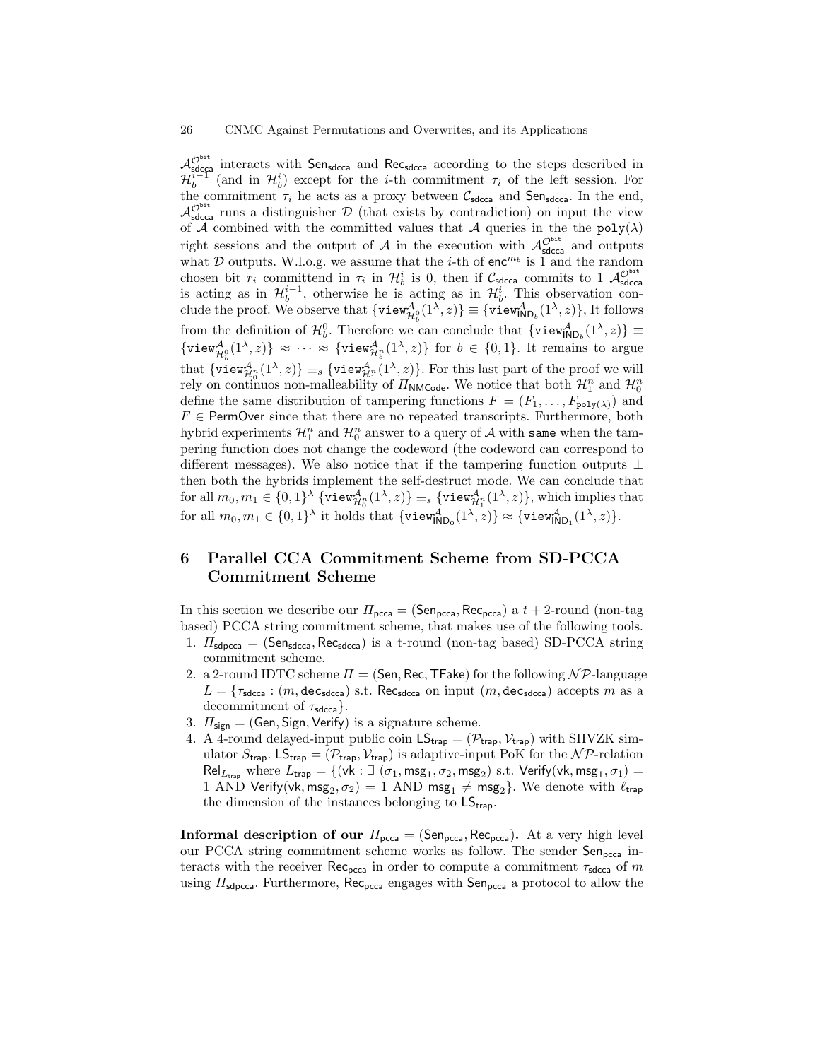$\mathcal{A}^{\mathcal{O}^{\text{bit}}}_{\mathsf{sdcca}}$ interacts with $\mathsf{Sen}_{\mathsf{sdcca}}$ and $\mathsf{Rec}_{\mathsf{sdcca}}$ according to the steps described in $\mathcal{H}_b^{i-1}$ (and in $\mathcal{H}_b^i$) except for the $i$-th commitment $\tau_i$ of the left session. For the commitment $\tau_i$ he acts as a proxy between $\mathcal{C}_{\mathsf{sdcca}}$ and $\mathsf{Sen}_{\mathsf{sdcca}}$. In the end, $\mathcal{A}^{\mathcal{O}^{\text{bit}}}_{\mathsf{sdcca}}$ runs a distinguisher $\mathcal{D}$ (that exists by contradiction) on input the view of $\mathcal{A}$ combined with the committed values that $\mathcal{A}$ queries in the the $\mathtt{poly}(\lambda)$ right sessions and the output of $\mathcal{A}$ in the execution with $\mathcal{A}^{\mathcal{O}^{\text{bit}}}_{\mathsf{sdcca}}$ and outputs what $\mathcal{D}$ outputs. W.l.o.g. we assume that the $i$-th of $\mathsf{enc}^{m_b}$ is 1 and the random chosen bit $r_i$ committend in $\tau_i$ in $\mathcal{H}_b^i$ is 0, then if $\mathcal{C}_{\mathsf{sdcca}}$ commits to 1 $\mathcal{A}^{\mathcal{O}^{\text{bit}}}_{\mathsf{sdcca}}$ is acting as in $\mathcal{H}_b^{i-1}$, otherwise he is acting as in $\mathcal{H}_b^i$. This observation conclude the proof. We observe that $\{\mathtt{view}^{\mathcal{A}}_{\mathcal{H}_b^0}(1^\lambda, z)\} \equiv \{\mathtt{view}^{\mathcal{A}}_{\mathsf{IND}_b}(1^\lambda, z)\}$, It follows from the definition of $\mathcal{H}_b^0$. Therefore we can conclude that $\{\mathtt{view}^{\mathcal{A}}_{\mathsf{IND}_b}(1^\lambda, z)\} \equiv \{\mathtt{view}^{\mathcal{A}}_{\mathcal{H}_b^0}(1^\lambda, z)\} \approx \cdots \approx \{\mathtt{view}^{\mathcal{A}}_{\mathcal{H}_b^n}(1^\lambda, z)\}$ for $b \in \{0,1\}$. It remains to argue that $\{\mathtt{view}^{\mathcal{A}}_{\mathcal{H}_0^n}(1^\lambda, z)\} \equiv_s \{\mathtt{view}^{\mathcal{A}}_{\mathcal{H}_1^n}(1^\lambda, z)\}$. For this last part of the proof we will rely on continuos non-malleability of $\Pi_{\mathsf{NMCode}}$. We notice that both $\mathcal{H}_1^n$ and $\mathcal{H}_0^n$ define the same distribution of tampering functions $F = (F_1, \ldots, F_{\mathtt{poly}(\lambda)})$ and $F \in \mathsf{PermOver}$ since that there are no repeated transcripts. Furthermore, both hybrid experiments $\mathcal{H}_1^n$ and $\mathcal{H}_0^n$ answer to a query of $\mathcal{A}$ with $\mathtt{same}$ when the tampering function does not change the codeword (the codeword can correspond to different messages). We also notice that if the tampering function outputs $\perp$ then both the hybrids implement the self-destruct mode. We can conclude that for all $m_0, m_1 \in \{0,1\}^\lambda$ $\{\mathtt{view}^{\mathcal{A}}_{\mathcal{H}_0^n}(1^\lambda, z)\} \equiv_s \{\mathtt{view}^{\mathcal{A}}_{\mathcal{H}_1^n}(1^\lambda, z)\}$, which implies that for all $m_0, m_1 \in \{0,1\}^\lambda$ it holds that $\{\mathtt{view}^{\mathcal{A}}_{\mathsf{IND}_0}(1^\lambda, z)\} \approx \{\mathtt{view}^{\mathcal{A}}_{\mathsf{IND}_1}(1^\lambda, z)\}$.

# 6 Parallel CCA Commitment Scheme from SD-PCCA Commitment Scheme

In this section we describe our $\Pi_{\mathsf{pcca}} = (\mathsf{Sen}_{\mathsf{pcca}}, \mathsf{Rec}_{\mathsf{pcca}})$ a $t+2$-round (non-tag based) PCCA string commitment scheme, that makes use of the following tools.

1. $\Pi_{\mathsf{sdpcca}} = (\mathsf{Sen}_{\mathsf{sdcca}}, \mathsf{Rec}_{\mathsf{sdcca}})$ is a t-round (non-tag based) SD-PCCA string commitment scheme.
2. a 2-round IDTC scheme $\Pi = (\mathsf{Sen}, \mathsf{Rec}, \mathsf{TFake})$ for the following $\mathcal{NP}$-language $L = \{\tau_{\mathsf{sdcca}} : (m, \mathtt{dec}_{\mathsf{sdcca}})$ s.t. $\mathsf{Rec}_{\mathsf{sdcca}}$ on input $(m, \mathtt{dec}_{\mathsf{sdcca}})$ accepts $m$ as a decommitment of $\tau_{\mathsf{sdcca}}\}$.
3. $\Pi_{\mathsf{sign}} = (\mathsf{Gen}, \mathsf{Sign}, \mathsf{Verify})$ is a signature scheme.
4. A 4-round delayed-input public coin $\mathsf{LS}_{\mathsf{trap}} = (\mathcal{P}_{\mathsf{trap}}, \mathcal{V}_{\mathsf{trap}})$ with SHVZK simulator $S_{\mathsf{trap}}$. $\mathsf{LS}_{\mathsf{trap}} = (\mathcal{P}_{\mathsf{trap}}, \mathcal{V}_{\mathsf{trap}})$ is adaptive-input PoK for the $\mathcal{NP}$-relation $\mathsf{Rel}_{L_{\mathsf{trap}}}$ where $L_{\mathsf{trap}} = \{(\mathsf{vk} : \exists\ (\sigma_1, \mathsf{msg}_1, \sigma_2, \mathsf{msg}_2)$ s.t. $\mathsf{Verify}(\mathsf{vk}, \mathsf{msg}_1, \sigma_1) = 1$ AND $\mathsf{Verify}(\mathsf{vk}, \mathsf{msg}_2, \sigma_2) = 1$ AND $\mathsf{msg}_1 \neq \mathsf{msg}_2\}$. We denote with $\ell_{\mathsf{trap}}$ the dimension of the instances belonging to $\mathsf{LS}_{\mathsf{trap}}$.

**Informal description of our $\Pi_{\mathsf{pcca}} = (\mathsf{Sen}_{\mathsf{pcca}}, \mathsf{Rec}_{\mathsf{pcca}})$.** At a very high level our PCCA string commitment scheme works as follow. The sender $\mathsf{Sen}_{\mathsf{pcca}}$ interacts with the receiver $\mathsf{Rec}_{\mathsf{pcca}}$ in order to compute a commitment $\tau_{\mathsf{sdcca}}$ of $m$ using $\Pi_{\mathsf{sdpcca}}$. Furthermore, $\mathsf{Rec}_{\mathsf{pcca}}$ engages with $\mathsf{Sen}_{\mathsf{pcca}}$ a protocol to allow the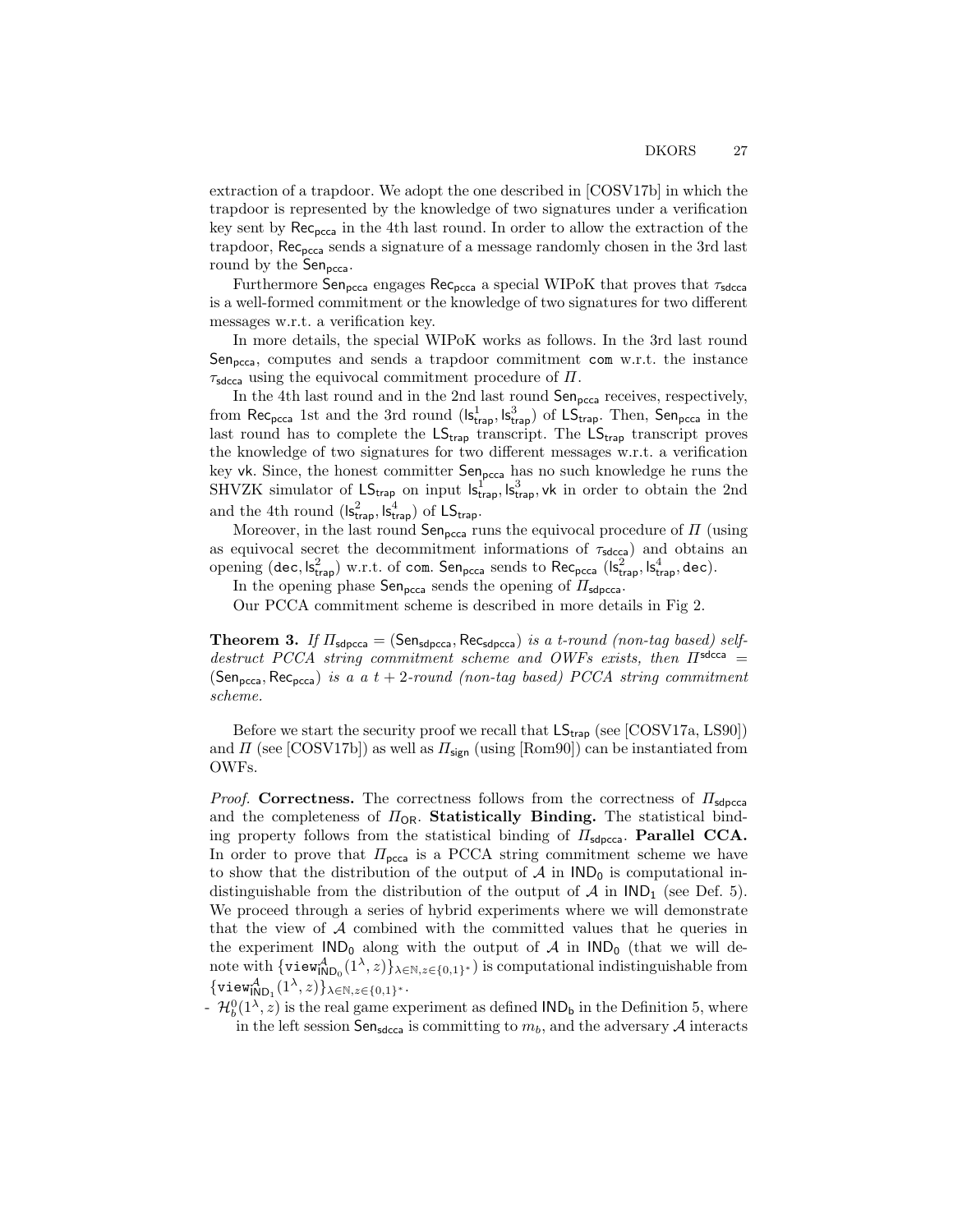extraction of a trapdoor. We adopt the one described in [COSV17b] in which the trapdoor is represented by the knowledge of two signatures under a verification key sent by $\mathsf{Rec}_{\mathsf{pcca}}$ in the 4th last round. In order to allow the extraction of the trapdoor, $\mathsf{Rec}_{\mathsf{pcca}}$ sends a signature of a message randomly chosen in the 3rd last round by the $\mathsf{Sen}_{\mathsf{pcca}}$.

Furthermore $\mathsf{Sen}_{\mathsf{pcca}}$ engages $\mathsf{Rec}_{\mathsf{pcca}}$ a special WIPoK that proves that $\tau_{\mathsf{sdcca}}$ is a well-formed commitment or the knowledge of two signatures for two different messages w.r.t. a verification key.

In more details, the special WIPoK works as follows. In the 3rd last round $\mathsf{Sen}_{\mathsf{pcca}}$, computes and sends a trapdoor commitment $\mathtt{com}$ w.r.t. the instance $\tau_{\mathsf{sdcca}}$ using the equivocal commitment procedure of $\Pi$.

In the 4th last round and in the 2nd last round $\mathsf{Sen}_{\mathsf{pcca}}$ receives, respectively, from $\mathsf{Rec}_{\mathsf{pcca}}$ 1st and the 3rd round $(\mathsf{ls}^1_{\mathsf{trap}}, \mathsf{ls}^3_{\mathsf{trap}})$ of $\mathsf{LS}_{\mathsf{trap}}$. Then, $\mathsf{Sen}_{\mathsf{pcca}}$ in the last round has to complete the $\mathsf{LS}_{\mathsf{trap}}$ transcript. The $\mathsf{LS}_{\mathsf{trap}}$ transcript proves the knowledge of two signatures for two different messages w.r.t. a verification key $\mathsf{vk}$. Since, the honest committer $\mathsf{Sen}_{\mathsf{pcca}}$ has no such knowledge he runs the SHVZK simulator of $\mathsf{LS}_{\mathsf{trap}}$ on input $\mathsf{ls}^1_{\mathsf{trap}}, \mathsf{ls}^3_{\mathsf{trap}}, \mathsf{vk}$ in order to obtain the 2nd and the 4th round $(\mathsf{ls}^2_{\mathsf{trap}}, \mathsf{ls}^4_{\mathsf{trap}})$ of $\mathsf{LS}_{\mathsf{trap}}$.

Moreover, in the last round $\mathsf{Sen}_{\mathsf{pcca}}$ runs the equivocal procedure of $\Pi$ (using as equivocal secret the decommitment informations of $\tau_{\mathsf{sdcca}}$) and obtains an opening $(\mathtt{dec}, \mathsf{ls}^2_{\mathsf{trap}})$ w.r.t. of $\mathtt{com}$. $\mathsf{Sen}_{\mathsf{pcca}}$ sends to $\mathsf{Rec}_{\mathsf{pcca}}$ $(\mathsf{ls}^2_{\mathsf{trap}}, \mathsf{ls}^4_{\mathsf{trap}}, \mathtt{dec})$.

In the opening phase $\mathsf{Sen}_{\mathsf{pcca}}$ sends the opening of $\Pi_{\mathsf{sdpcca}}$.

Our PCCA commitment scheme is described in more details in Fig 2.

**Theorem 3.** *If $\Pi_{\mathsf{sdpcca}} = (\mathsf{Sen}_{\mathsf{sdpcca}}, \mathsf{Rec}_{\mathsf{sdpcca}})$ is a $t$-round (non-tag based) self-destruct PCCA string commitment scheme and OWFs exists, then $\Pi^{\mathsf{sdcca}} = (\mathsf{Sen}_{\mathsf{pcca}}, \mathsf{Rec}_{\mathsf{pcca}})$ is a a $t+2$-round (non-tag based) PCCA string commitment scheme.*

Before we start the security proof we recall that $\mathsf{LS}_{\mathsf{trap}}$ (see [COSV17a, LS90]) and $\Pi$ (see [COSV17b]) as well as $\Pi_{\mathsf{sign}}$ (using [Rom90]) can be instantiated from OWFs.

*Proof.* **Correctness.** The correctness follows from the correctness of $\Pi_{\mathsf{sdpcca}}$ and the completeness of $\Pi_{\mathsf{OR}}$. **Statistically Binding.** The statistical binding property follows from the statistical binding of $\Pi_{\mathsf{sdpcca}}$. **Parallel CCA.** In order to prove that $\Pi_{\mathsf{pcca}}$ is a PCCA string commitment scheme we have to show that the distribution of the output of $\mathcal{A}$ in $\mathsf{IND}_0$ is computational indistinguishable from the distribution of the output of $\mathcal{A}$ in $\mathsf{IND}_1$ (see Def. 5). We proceed through a series of hybrid experiments where we will demonstrate that the view of $\mathcal{A}$ combined with the committed values that he queries in the experiment $\mathsf{IND}_0$ along with the output of $\mathcal{A}$ in $\mathsf{IND}_0$ (that we will denote with $\{\mathtt{view}^{\mathcal{A}}_{\mathsf{IND}_0}(1^\lambda, z)\}_{\lambda\in\mathbb{N}, z\in\{0,1\}^*}$) is computational indistinguishable from $\{\mathtt{view}^{\mathcal{A}}_{\mathsf{IND}_1}(1^\lambda, z)\}_{\lambda\in\mathbb{N}, z\in\{0,1\}^*}$.

- $\mathcal{H}^0_b(1^\lambda, z)$ is the real game experiment as defined $\mathsf{IND}_{\mathsf{b}}$ in the Definition 5, where in the left session $\mathsf{Sen}_{\mathsf{sdcca}}$ is committing to $m_b$, and the adversary $\mathcal{A}$ interacts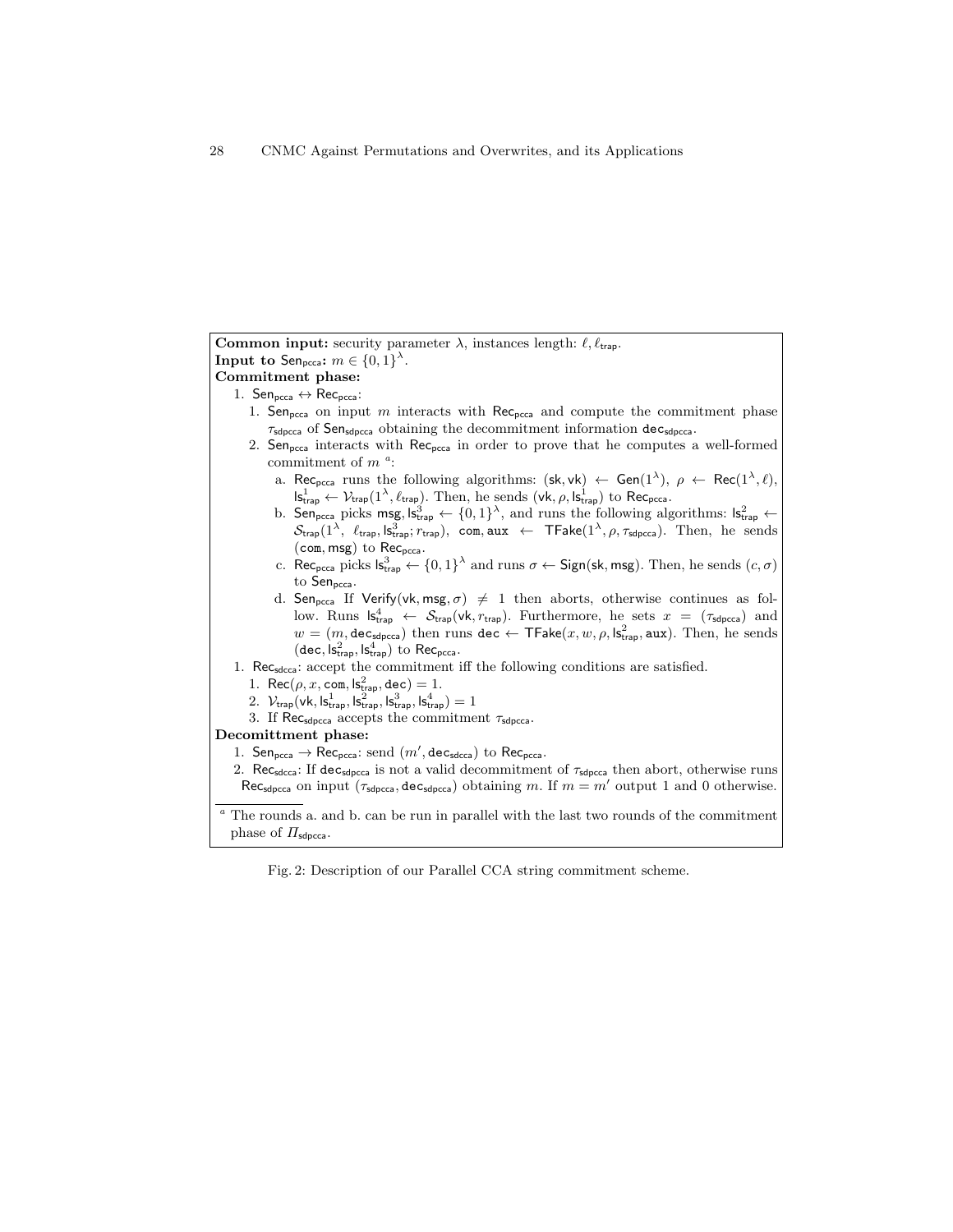**Common input:** security parameter $\lambda$, instances length: $\ell, \ell_{\mathsf{trap}}$.
**Input to** $\mathsf{Sen}_{\mathsf{pcca}}$**:** $m \in \{0,1\}^{\lambda}$.
**Commitment phase:**

1. $\mathsf{Sen}_{\mathsf{pcca}} \leftrightarrow \mathsf{Rec}_{\mathsf{pcca}}$:
   1. $\mathsf{Sen}_{\mathsf{pcca}}$ on input $m$ interacts with $\mathsf{Rec}_{\mathsf{pcca}}$ and compute the commitment phase $\tau_{\mathsf{sdpcca}}$ of $\mathsf{Sen}_{\mathsf{sdpcca}}$ obtaining the decommitment information $\mathtt{dec}_{\mathsf{sdpcca}}$.
   2. $\mathsf{Sen}_{\mathsf{pcca}}$ interacts with $\mathsf{Rec}_{\mathsf{pcca}}$ in order to prove that he computes a well-formed commitment of $m$ [a]:
      a. $\mathsf{Rec}_{\mathsf{pcca}}$ runs the following algorithms: $(\mathsf{sk}, \mathsf{vk}) \leftarrow \mathsf{Gen}(1^{\lambda})$, $\rho \leftarrow \mathsf{Rec}(1^{\lambda}, \ell)$, $\mathsf{ls}^1_{\mathsf{trap}} \leftarrow \mathcal{V}_{\mathsf{trap}}(1^{\lambda}, \ell_{\mathsf{trap}})$. Then, he sends $(\mathsf{vk}, \rho, \mathsf{ls}^1_{\mathsf{trap}})$ to $\mathsf{Rec}_{\mathsf{pcca}}$.
      b. $\mathsf{Sen}_{\mathsf{pcca}}$ picks $\mathsf{msg}, \mathsf{ls}^3_{\mathsf{trap}} \leftarrow \{0,1\}^{\lambda}$, and runs the following algorithms: $\mathsf{ls}^2_{\mathsf{trap}} \leftarrow \mathcal{S}_{\mathsf{trap}}(1^{\lambda}, \ell_{\mathsf{trap}}, \mathsf{ls}^3_{\mathsf{trap}}; r_{\mathsf{trap}})$, $\mathtt{com}, \mathtt{aux} \leftarrow \mathsf{TFake}(1^{\lambda}, \rho, \tau_{\mathsf{sdpcca}})$. Then, he sends $(\mathtt{com}, \mathsf{msg})$ to $\mathsf{Rec}_{\mathsf{pcca}}$.
      c. $\mathsf{Rec}_{\mathsf{pcca}}$ picks $\mathsf{ls}^3_{\mathsf{trap}} \leftarrow \{0,1\}^{\lambda}$ and runs $\sigma \leftarrow \mathsf{Sign}(\mathsf{sk}, \mathsf{msg})$. Then, he sends $(c, \sigma)$ to $\mathsf{Sen}_{\mathsf{pcca}}$.
      d. $\mathsf{Sen}_{\mathsf{pcca}}$ If $\mathsf{Verify}(\mathsf{vk}, \mathsf{msg}, \sigma) \neq 1$ then aborts, otherwise continues as follow. Runs $\mathsf{ls}^4_{\mathsf{trap}} \leftarrow \mathcal{S}_{\mathsf{trap}}(\mathsf{vk}, r_{\mathsf{trap}})$. Furthermore, he sets $x = (\tau_{\mathsf{sdpcca}})$ and $w = (m, \mathtt{dec}_{\mathsf{sdpcca}})$ then runs $\mathtt{dec} \leftarrow \mathsf{TFake}(x, w, \rho, \mathsf{ls}^2_{\mathsf{trap}}, \mathtt{aux})$. Then, he sends $(\mathtt{dec}, \mathsf{ls}^2_{\mathsf{trap}}, \mathsf{ls}^4_{\mathsf{trap}})$ to $\mathsf{Rec}_{\mathsf{pcca}}$.
1. $\mathsf{Rec}_{\mathsf{sdcca}}$: accept the commitment iff the following conditions are satisfied.
   1. $\mathsf{Rec}(\rho, x, \mathtt{com}, \mathsf{ls}^2_{\mathsf{trap}}, \mathtt{dec}) = 1$.
   2. $\mathcal{V}_{\mathsf{trap}}(\mathsf{vk}, \mathsf{ls}^1_{\mathsf{trap}}, \mathsf{ls}^2_{\mathsf{trap}}, \mathsf{ls}^3_{\mathsf{trap}}, \mathsf{ls}^4_{\mathsf{trap}}) = 1$
   3. If $\mathsf{Rec}_{\mathsf{sdpcca}}$ accepts the commitment $\tau_{\mathsf{sdpcca}}$.

**Decommittment phase:**

1. $\mathsf{Sen}_{\mathsf{pcca}} \rightarrow \mathsf{Rec}_{\mathsf{pcca}}$: send $(m', \mathtt{dec}_{\mathsf{sdcca}})$ to $\mathsf{Rec}_{\mathsf{pcca}}$.
2. $\mathsf{Rec}_{\mathsf{sdcca}}$: If $\mathtt{dec}_{\mathsf{sdpcca}}$ is not a valid decommitment of $\tau_{\mathsf{sdpcca}}$ then abort, otherwise runs $\mathsf{Rec}_{\mathsf{sdpcca}}$ on input $(\tau_{\mathsf{sdpcca}}, \mathtt{dec}_{\mathsf{sdpcca}})$ obtaining $m$. If $m = m'$ output 1 and 0 otherwise.

[a] The rounds a. and b. can be run in parallel with the last two rounds of the commitment phase of $\Pi_{\mathsf{sdpcca}}$.

Fig. 2: Description of our Parallel CCA string commitment scheme.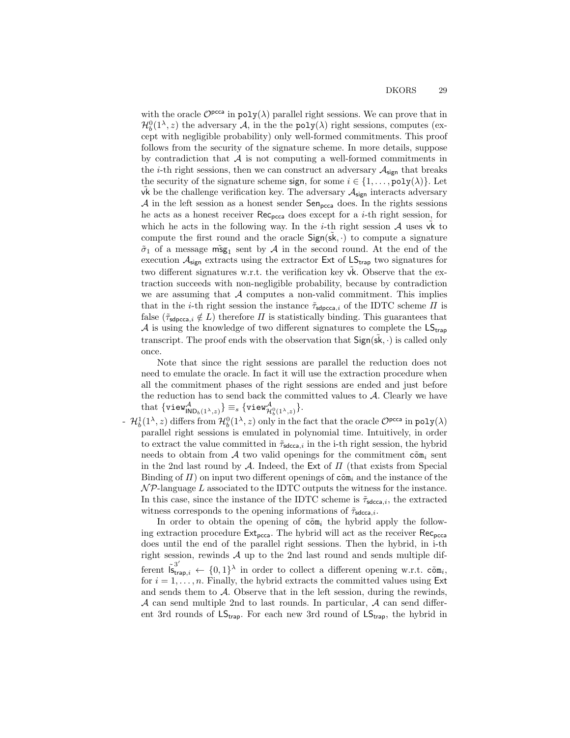with the oracle $\mathcal{O}^{\mathsf{pcca}}$ in $\mathtt{poly}(\lambda)$ parallel right sessions. We can prove that in $\mathcal{H}^0_b(1^\lambda, z)$ the adversary $\mathcal{A}$, in the the $\mathtt{poly}(\lambda)$ right sessions, computes (except with negligible probability) only well-formed commitments. This proof follows from the security of the signature scheme. In more details, suppose by contradiction that $\mathcal{A}$ is not computing a well-formed commitments in the $i$-th right sessions, then we can construct an adversary $\mathcal{A}_{\mathsf{sign}}$ that breaks the security of the signature scheme $\mathsf{sign}$, for some $i \in \{1, \dots, \mathtt{poly}(\lambda)\}$. Let $\tilde{\mathsf{vk}}$ be the challenge verification key. The adversary $\mathcal{A}_{\mathsf{sign}}$ interacts adversary $\mathcal{A}$ in the left session as a honest sender $\mathsf{Sen}_{\mathsf{pcca}}$ does. In the rights sessions he acts as a honest receiver $\mathsf{Rec}_{\mathsf{pcca}}$ does except for a $i$-th right session, for which he acts in the following way. In the $i$-th right session $\mathcal{A}$ uses $\tilde{\mathsf{vk}}$ to compute the first round and the oracle $\mathsf{Sign}(\tilde{\mathsf{sk}}, \cdot)$ to compute a signature $\tilde{\sigma}_1$ of a message $\tilde{\mathsf{msg}}_1$ sent by $\mathcal{A}$ in the second round. At the end of the execution $\mathcal{A}_{\mathsf{sign}}$ extracts using the extractor $\mathsf{Ext}$ of $\mathsf{LS}_{\mathsf{trap}}$ two signatures for two different signatures w.r.t. the verification key $\tilde{\mathsf{vk}}$. Observe that the extraction succeeds with non-negligible probability, because by contradiction we are assuming that $\mathcal{A}$ computes a non-valid commitment. This implies that in the $i$-th right session the instance $\tilde{\tau}_{\mathsf{sdpcca},i}$ of the IDTC scheme $\Pi$ is false ($\tilde{\tau}_{\mathsf{sdpcca},i} \notin L$) therefore $\Pi$ is statistically binding. This guarantees that $\mathcal{A}$ is using the knowledge of two different signatures to complete the $\mathsf{LS}_{\mathsf{trap}}$ transcript. The proof ends with the observation that $\mathsf{Sign}(\tilde{\mathsf{sk}}, \cdot)$ is called only once.

Note that since the right sessions are parallel the reduction does not need to emulate the oracle. In fact it will use the extraction procedure when all the commitment phases of the right sessions are ended and just before the reduction has to send back the committed values to $\mathcal{A}$. Clearly we have that $\{\mathtt{view}^{\mathcal{A}}_{\mathsf{IND}_b(1^\lambda,z)}\} \equiv_s \{\mathtt{view}^{\mathcal{A}}_{\mathcal{H}^0_b(1^\lambda,z)}\}$.

- $\mathcal{H}^1_b(1^\lambda, z)$ differs from $\mathcal{H}^0_b(1^\lambda, z)$ only in the fact that the oracle $\mathcal{O}^{\mathsf{pcca}}$ in $\mathtt{poly}(\lambda)$ parallel right sessions is emulated in polynomial time. Intuitively, in order to extract the value committed in $\tilde{\tau}_{\mathsf{sdcca},i}$ in the i-th right session, the hybrid needs to obtain from $\mathcal{A}$ two valid openings for the commitment $\tilde{\mathtt{com}}_i$ sent in the 2nd last round by $\mathcal{A}$. Indeed, the $\mathsf{Ext}$ of $\Pi$ (that exists from Special Binding of $\Pi$) on input two different openings of $\tilde{\mathtt{com}}_i$ and the instance of the $\mathcal{NP}$-language $L$ associated to the IDTC outputs the witness for the instance. In this case, since the instance of the IDTC scheme is $\tilde{\tau}_{\mathsf{sdcca},i}$, the extracted witness corresponds to the opening informations of $\tilde{\tau}_{\mathsf{sdcca},i}$.

  In order to obtain the opening of $\tilde{\mathtt{com}}_i$ the hybrid apply the following extraction procedure $\mathsf{Ext}_{\mathsf{pcca}}$. The hybrid will act as the receiver $\mathsf{Rec}_{\mathsf{pcca}}$ does until the end of the parallel right sessions. Then the hybrid, in i-th right session, rewinds $\mathcal{A}$ up to the 2nd last round and sends multiple different $\tilde{\mathsf{ls}}^{3'}_{\mathsf{trap},i} \leftarrow \{0,1\}^\lambda$ in order to collect a different opening w.r.t. $\tilde{\mathtt{com}}_i$, for $i = 1, \dots, n$. Finally, the hybrid extracts the committed values using $\mathsf{Ext}$ and sends them to $\mathcal{A}$. Observe that in the left session, during the rewinds, $\mathcal{A}$ can send multiple 2nd to last rounds. In particular, $\mathcal{A}$ can send different 3rd rounds of $\mathsf{LS}_{\mathsf{trap}}$. For each new 3rd round of $\mathsf{LS}_{\mathsf{trap}}$, the hybrid in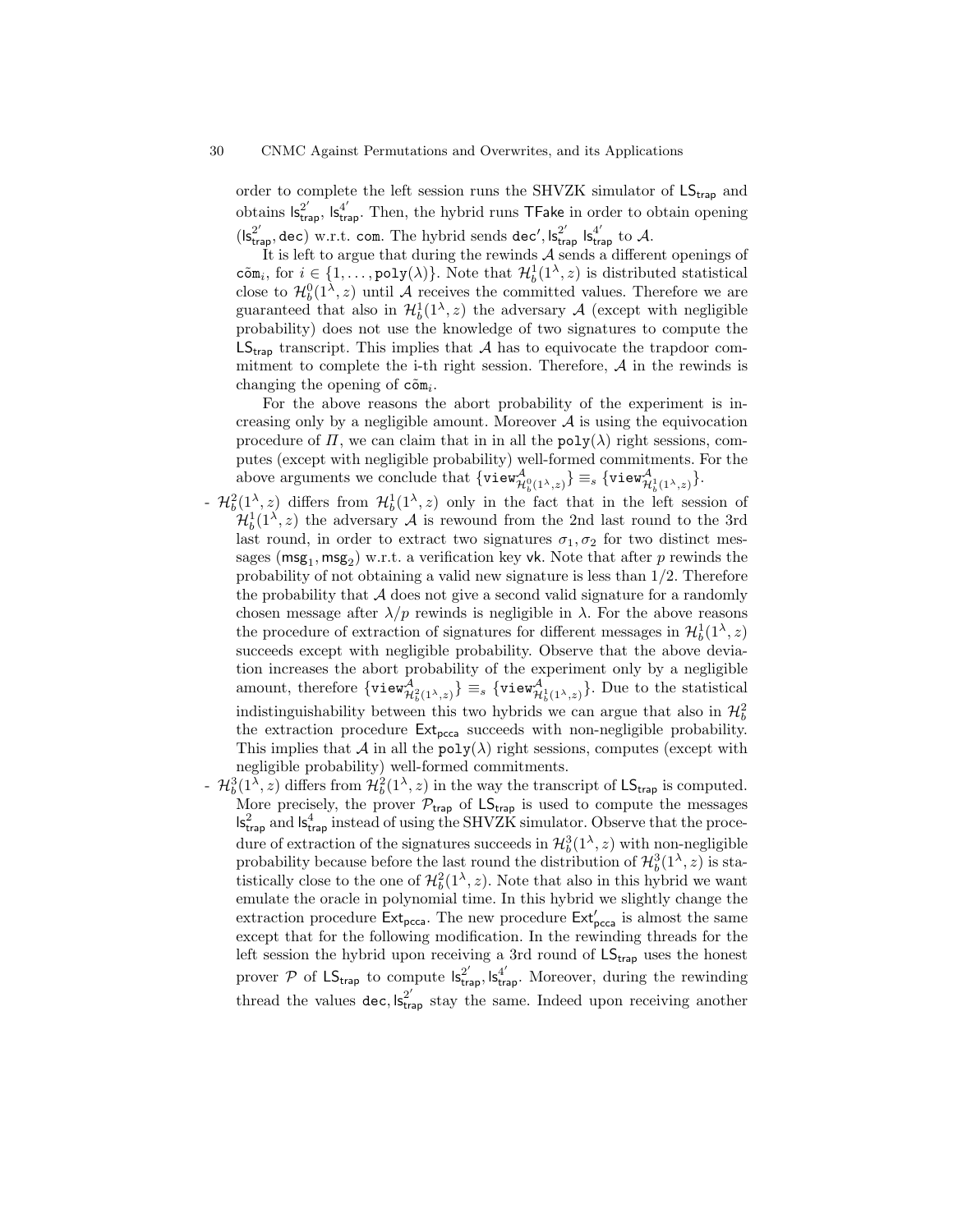order to complete the left session runs the SHVZK simulator of $\mathsf{LS}_{\mathsf{trap}}$ and obtains $\mathsf{ls}^{2'}_{\mathsf{trap}}$, $\mathsf{ls}^{4'}_{\mathsf{trap}}$. Then, the hybrid runs $\mathsf{TFake}$ in order to obtain opening $(\mathsf{ls}^{2'}_{\mathsf{trap}}, \mathtt{dec})$ w.r.t. $\mathtt{com}$. The hybrid sends $\mathtt{dec}', \mathsf{ls}^{2'}_{\mathsf{trap}}$ $\mathsf{ls}^{4'}_{\mathsf{trap}}$ to $\mathcal{A}$.

It is left to argue that during the rewinds $\mathcal{A}$ sends a different openings of $\tilde{\mathtt{com}}_i$, for $i \in \{1, \ldots, \mathtt{poly}(\lambda)\}$. Note that $\mathcal{H}^1_b(1^\lambda, z)$ is distributed statistical close to $\mathcal{H}^0_b(1^\lambda, z)$ until $\mathcal{A}$ receives the committed values. Therefore we are guaranteed that also in $\mathcal{H}^1_b(1^\lambda, z)$ the adversary $\mathcal{A}$ (except with negligible probability) does not use the knowledge of two signatures to compute the $\mathsf{LS}_{\mathsf{trap}}$ transcript. This implies that $\mathcal{A}$ has to equivocate the trapdoor commitment to complete the i-th right session. Therefore, $\mathcal{A}$ in the rewinds is changing the opening of $\tilde{\mathtt{com}}_i$.

For the above reasons the abort probability of the experiment is increasing only by a negligible amount. Moreover $\mathcal{A}$ is using the equivocation procedure of $\Pi$, we can claim that in in all the $\mathtt{poly}(\lambda)$ right sessions, computes (except with negligible probability) well-formed commitments. For the above arguments we conclude that $\{\mathtt{view}^{\mathcal{A}}_{\mathcal{H}^0_b(1^\lambda,z)}\} \equiv_s \{\mathtt{view}^{\mathcal{A}}_{\mathcal{H}^1_b(1^\lambda,z)}\}$.

- $\mathcal{H}^2_b(1^\lambda, z)$ differs from $\mathcal{H}^1_b(1^\lambda, z)$ only in the fact that in the left session of $\mathcal{H}^1_b(1^\lambda, z)$ the adversary $\mathcal{A}$ is rewound from the 2nd last round to the 3rd last round, in order to extract two signatures $\sigma_1, \sigma_2$ for two distinct messages $(\mathsf{msg}_1, \mathsf{msg}_2)$ w.r.t. a verification key $\mathsf{vk}$. Note that after $p$ rewinds the probability of not obtaining a valid new signature is less than $1/2$. Therefore the probability that $\mathcal{A}$ does not give a second valid signature for a randomly chosen message after $\lambda/p$ rewinds is negligible in $\lambda$. For the above reasons the procedure of extraction of signatures for different messages in $\mathcal{H}^1_b(1^\lambda, z)$ succeeds except with negligible probability. Observe that the above deviation increases the abort probability of the experiment only by a negligible amount, therefore $\{\mathtt{view}^{\mathcal{A}}_{\mathcal{H}^2_b(1^\lambda,z)}\} \equiv_s \{\mathtt{view}^{\mathcal{A}}_{\mathcal{H}^1_b(1^\lambda,z)}\}$. Due to the statistical indistinguishability between this two hybrids we can argue that also in $\mathcal{H}^2_b$ the extraction procedure $\mathsf{Ext}_{\mathsf{pcca}}$ succeeds with non-negligible probability. This implies that $\mathcal{A}$ in all the $\mathtt{poly}(\lambda)$ right sessions, computes (except with negligible probability) well-formed commitments.
- $\mathcal{H}^3_b(1^\lambda, z)$ differs from $\mathcal{H}^2_b(1^\lambda, z)$ in the way the transcript of $\mathsf{LS}_{\mathsf{trap}}$ is computed. More precisely, the prover $\mathcal{P}_{\mathsf{trap}}$ of $\mathsf{LS}_{\mathsf{trap}}$ is used to compute the messages $\mathsf{ls}^2_{\mathsf{trap}}$ and $\mathsf{ls}^4_{\mathsf{trap}}$ instead of using the SHVZK simulator. Observe that the procedure of extraction of the signatures succeeds in $\mathcal{H}^3_b(1^\lambda, z)$ with non-negligible probability because before the last round the distribution of $\mathcal{H}^3_b(1^\lambda, z)$ is statistically close to the one of $\mathcal{H}^2_b(1^\lambda, z)$. Note that also in this hybrid we want emulate the oracle in polynomial time. In this hybrid we slightly change the extraction procedure $\mathsf{Ext}_{\mathsf{pcca}}$. The new procedure $\mathsf{Ext}'_{\mathsf{pcca}}$ is almost the same except that for the following modification. In the rewinding threads for the left session the hybrid upon receiving a 3rd round of $\mathsf{LS}_{\mathsf{trap}}$ uses the honest prover $\mathcal{P}$ of $\mathsf{LS}_{\mathsf{trap}}$ to compute $\mathsf{ls}^{2'}_{\mathsf{trap}}, \mathsf{ls}^{4'}_{\mathsf{trap}}$. Moreover, during the rewinding thread the values $\mathtt{dec}, \mathsf{ls}^{2'}_{\mathsf{trap}}$ stay the same. Indeed upon receiving another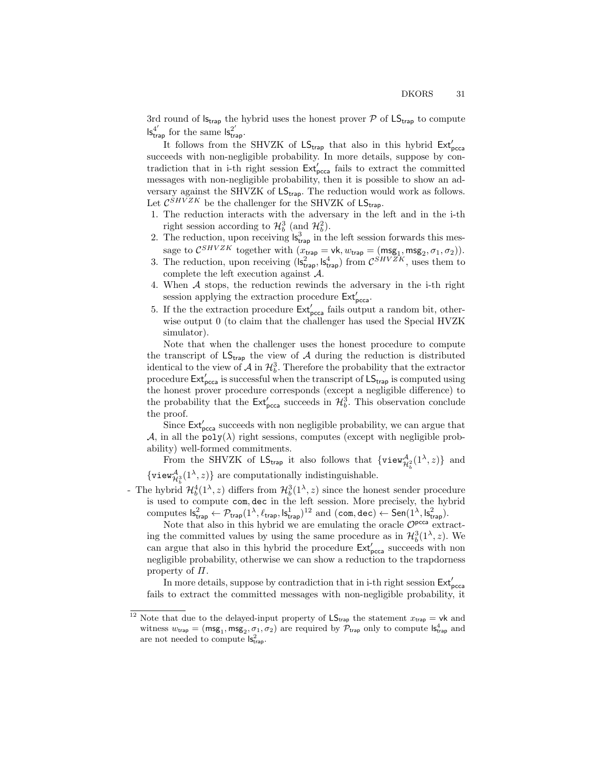3rd round of $\mathsf{ls}_{\mathsf{trap}}$ the hybrid uses the honest prover $\mathcal{P}$ of $\mathsf{LS}_{\mathsf{trap}}$ to compute $\mathsf{ls}^{4'}_{\mathsf{trap}}$ for the same $\mathsf{ls}^{2'}_{\mathsf{trap}}$.

It follows from the SHVZK of $\mathsf{LS}_{\mathsf{trap}}$ that also in this hybrid $\mathsf{Ext}'_{\mathsf{pcca}}$ succeeds with non-negligible probability. In more details, suppose by contradiction that in i-th right session $\mathsf{Ext}'_{\mathsf{pcca}}$ fails to extract the committed messages with non-negligible probability, then it is possible to show an adversary against the SHVZK of $\mathsf{LS}_{\mathsf{trap}}$. The reduction would work as follows. Let $\mathcal{C}^{SHVZK}$ be the challenger for the SHVZK of $\mathsf{LS}_{\mathsf{trap}}$.

1. The reduction interacts with the adversary in the left and in the i-th right session according to $\mathcal{H}^3_b$ (and $\mathcal{H}^2_b$).
2. The reduction, upon receiving $\mathsf{ls}^3_{\mathsf{trap}}$ in the left session forwards this message to $\mathcal{C}^{SHVZK}$ together with $(x_{\mathsf{trap}} = \mathsf{vk}, w_{\mathsf{trap}} = (\mathsf{msg}_1, \mathsf{msg}_2, \sigma_1, \sigma_2))$.
3. The reduction, upon receiving $(\mathsf{ls}^2_{\mathsf{trap}}, \mathsf{ls}^4_{\mathsf{trap}})$ from $\mathcal{C}^{SHVZK}$, uses them to complete the left execution against $\mathcal{A}$.
4. When $\mathcal{A}$ stops, the reduction rewinds the adversary in the i-th right session applying the extraction procedure $\mathsf{Ext}'_{\mathsf{pcca}}$.
5. If the the extraction procedure $\mathsf{Ext}'_{\mathsf{pcca}}$ fails output a random bit, otherwise output 0 (to claim that the challenger has used the Special HVZK simulator).

   Note that when the challenger uses the honest procedure to compute the transcript of $\mathsf{LS}_{\mathsf{trap}}$ the view of $\mathcal{A}$ during the reduction is distributed identical to the view of $\mathcal{A}$ in $\mathcal{H}^3_b$. Therefore the probability that the extractor procedure $\mathsf{Ext}'_{\mathsf{pcca}}$ is successful when the transcript of $\mathsf{LS}_{\mathsf{trap}}$ is computed using the honest prover procedure corresponds (except a negligible difference) to the probability that the $\mathsf{Ext}'_{\mathsf{pcca}}$ succeeds in $\mathcal{H}^3_b$. This observation conclude the proof.

   Since $\mathsf{Ext}'_{\mathsf{pcca}}$ succeeds with non negligible probability, we can argue that $\mathcal{A}$, in all the $\mathtt{poly}(\lambda)$ right sessions, computes (except with negligible probability) well-formed commitments.

   From the SHVZK of $\mathsf{LS}_{\mathsf{trap}}$ it also follows that $\{\mathtt{view}^{\mathcal{A}}_{\mathcal{H}^2_b}(1^\lambda, z)\}$ and $\{\mathtt{view}^{\mathcal{A}}_{\mathcal{H}^3_b}(1^\lambda, z)\}$ are computationally indistinguishable.

- The hybrid $\mathcal{H}^4_b(1^\lambda, z)$ differs from $\mathcal{H}^3_b(1^\lambda, z)$ since the honest sender procedure is used to compute $\mathtt{com}, \mathtt{dec}$ in the left session. More precisely, the hybrid computes $\mathsf{ls}^2_{\mathsf{trap}} \leftarrow \mathcal{P}_{\mathsf{trap}}(1^\lambda, \ell_{\mathsf{trap}}, \mathsf{ls}^1_{\mathsf{trap}})$[12] and $(\mathtt{com}, \mathtt{dec}) \leftarrow \mathsf{Sen}(1^\lambda, \mathsf{ls}^2_{\mathsf{trap}})$.

  Note that also in this hybrid we are emulating the oracle $\mathcal{O}^{\mathsf{pcca}}$ extracting the committed values by using the same procedure as in $\mathcal{H}^3_b(1^\lambda, z)$. We can argue that also in this hybrid the procedure $\mathsf{Ext}'_{\mathsf{pcca}}$ succeeds with non negligible probability, otherwise we can show a reduction to the trapdorness property of $\Pi$.

  In more details, suppose by contradiction that in i-th right session $\mathsf{Ext}'_{\mathsf{pcca}}$ fails to extract the committed messages with non-negligible probability, it

---

[12] Note that due to the delayed-input property of $\mathsf{LS}_{\mathsf{trap}}$ the statement $x_{\mathsf{trap}} = \mathsf{vk}$ and witness $w_{\mathsf{trap}} = (\mathsf{msg}_1, \mathsf{msg}_2, \sigma_1, \sigma_2)$ are required by $\mathcal{P}_{\mathsf{trap}}$ only to compute $\mathsf{ls}^4_{\mathsf{trap}}$ and are not needed to compute $\mathsf{ls}^2_{\mathsf{trap}}$.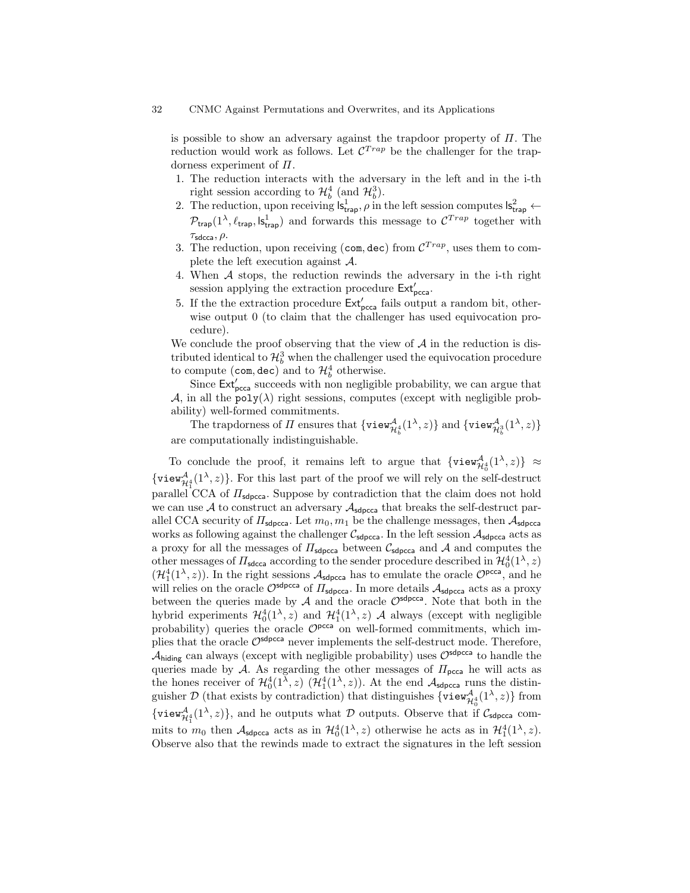is possible to show an adversary against the trapdoor property of $\Pi$. The reduction would work as follows. Let $\mathcal{C}^{Trap}$ be the challenger for the trapdorness experiment of $\Pi$.

1. The reduction interacts with the adversary in the left and in the i-th right session according to $\mathcal{H}_b^4$ (and $\mathcal{H}_b^3$).
2. The reduction, upon receiving $\mathsf{ls}^1_{\mathsf{trap}}, \rho$ in the left session computes $\mathsf{ls}^2_{\mathsf{trap}} \leftarrow \mathcal{P}_{\mathsf{trap}}(1^\lambda, \ell_{\mathsf{trap}}, \mathsf{ls}^1_{\mathsf{trap}})$ and forwards this message to $\mathcal{C}^{Trap}$ together with $\tau_{\mathsf{sdcca}}, \rho$.
3. The reduction, upon receiving $(\mathtt{com}, \mathtt{dec})$ from $\mathcal{C}^{Trap}$, uses them to complete the left execution against $\mathcal{A}$.
4. When $\mathcal{A}$ stops, the reduction rewinds the adversary in the i-th right session applying the extraction procedure $\mathsf{Ext}'_{\mathsf{pcca}}$.
5. If the the extraction procedure $\mathsf{Ext}'_{\mathsf{pcca}}$ fails output a random bit, otherwise output 0 (to claim that the challenger has used equivocation procedure).

We conclude the proof observing that the view of $\mathcal{A}$ in the reduction is distributed identical to $\mathcal{H}_b^3$ when the challenger used the equivocation procedure to compute $(\mathtt{com}, \mathtt{dec})$ and to $\mathcal{H}_b^4$ otherwise.

Since $\mathsf{Ext}'_{\mathsf{pcca}}$ succeeds with non negligible probability, we can argue that $\mathcal{A}$, in all the $\mathtt{poly}(\lambda)$ right sessions, computes (except with negligible probability) well-formed commitments.

The trapdorness of $\Pi$ ensures that $\{\mathtt{view}^{\mathcal{A}}_{\mathcal{H}_b^4}(1^\lambda, z)\}$ and $\{\mathtt{view}^{\mathcal{A}}_{\mathcal{H}_b^3}(1^\lambda, z)\}$ are computationally indistinguishable.

To conclude the proof, it remains left to argue that $\{\mathtt{view}^{\mathcal{A}}_{\mathcal{H}_0^4}(1^\lambda, z)\} \approx \{\mathtt{view}^{\mathcal{A}}_{\mathcal{H}_1^4}(1^\lambda, z)\}$. For this last part of the proof we will rely on the self-destruct parallel CCA of $\Pi_{\mathsf{sdpcca}}$. Suppose by contradiction that the claim does not hold we can use $\mathcal{A}$ to construct an adversary $\mathcal{A}_{\mathsf{sdpcca}}$ that breaks the self-destruct parallel CCA security of $\Pi_{\mathsf{sdpcca}}$. Let $m_0, m_1$ be the challenge messages, then $\mathcal{A}_{\mathsf{sdpcca}}$ works as following against the challenger $\mathcal{C}_{\mathsf{sdpcca}}$. In the left session $\mathcal{A}_{\mathsf{sdpcca}}$ acts as a proxy for all the messages of $\Pi_{\mathsf{sdpcca}}$ between $\mathcal{C}_{\mathsf{sdpcca}}$ and $\mathcal{A}$ and computes the other messages of $\Pi_{\mathsf{sdcca}}$ according to the sender procedure described in $\mathcal{H}_0^4(1^\lambda, z)$ ($\mathcal{H}_1^4(1^\lambda, z)$). In the right sessions $\mathcal{A}_{\mathsf{sdpcca}}$ has to emulate the oracle $\mathcal{O}^{\mathsf{pcca}}$, and he will relies on the oracle $\mathcal{O}^{\mathsf{sdpcca}}$ of $\Pi_{\mathsf{sdpcca}}$. In more details $\mathcal{A}_{\mathsf{sdpcca}}$ acts as a proxy between the queries made by $\mathcal{A}$ and the oracle $\mathcal{O}^{\mathsf{sdpcca}}$. Note that both in the hybrid experiments $\mathcal{H}_0^4(1^\lambda, z)$ and $\mathcal{H}_1^4(1^\lambda, z)$ $\mathcal{A}$ always (except with negligible probability) queries the oracle $\mathcal{O}^{\mathsf{pcca}}$ on well-formed commitments, which implies that the oracle $\mathcal{O}^{\mathsf{sdpcca}}$ never implements the self-destruct mode. Therefore, $\mathcal{A}_{\mathsf{hiding}}$ can always (except with negligible probability) uses $\mathcal{O}^{\mathsf{sdpcca}}$ to handle the queries made by $\mathcal{A}$. As regarding the other messages of $\Pi_{\mathsf{pcca}}$ he will acts as the hones receiver of $\mathcal{H}_0^4(1^\lambda, z)$ ($\mathcal{H}_1^4(1^\lambda, z)$). At the end $\mathcal{A}_{\mathsf{sdpcca}}$ runs the distinguisher $\mathcal{D}$ (that exists by contradiction) that distinguishes $\{\mathtt{view}^{\mathcal{A}}_{\mathcal{H}_0^4}(1^\lambda, z)\}$ from $\{\mathtt{view}^{\mathcal{A}}_{\mathcal{H}_1^4}(1^\lambda, z)\}$, and he outputs what $\mathcal{D}$ outputs. Observe that if $\mathcal{C}_{\mathsf{sdpcca}}$ commits to $m_0$ then $\mathcal{A}_{\mathsf{sdpcca}}$ acts as in $\mathcal{H}_0^4(1^\lambda, z)$ otherwise he acts as in $\mathcal{H}_1^4(1^\lambda, z)$. Observe also that the rewinds made to extract the signatures in the left session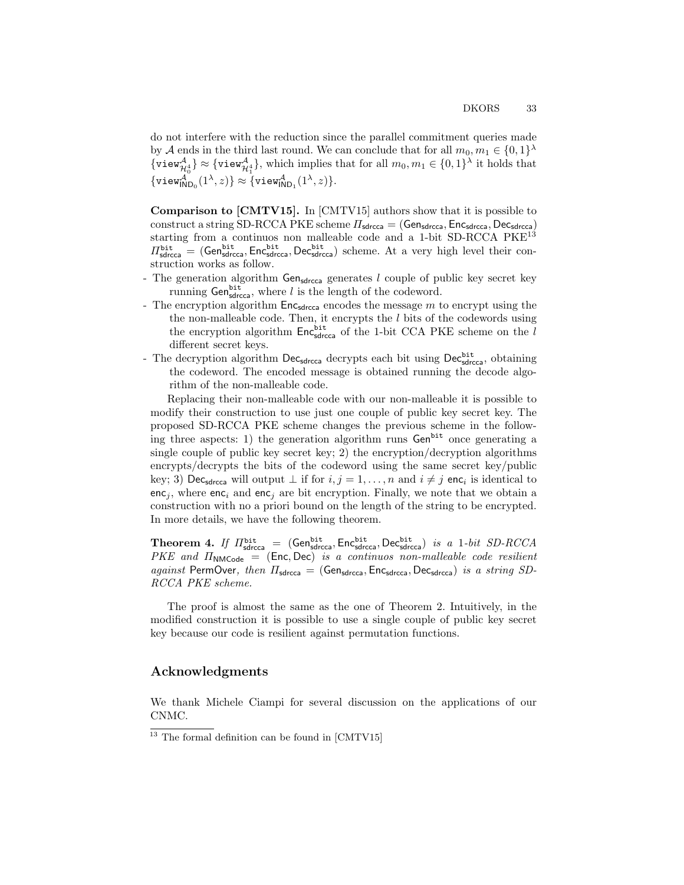do not interfere with the reduction since the parallel commitment queries made by $\mathcal{A}$ ends in the third last round. We can conclude that for all $m_0, m_1 \in \{0,1\}^\lambda$ $\{\mathtt{view}^{\mathcal{A}}_{\mathcal{H}^4_0}\} \approx \{\mathtt{view}^{\mathcal{A}}_{\mathcal{H}^4_1}\}$, which implies that for all $m_0, m_1 \in \{0,1\}^\lambda$ it holds that $\{\mathtt{view}^{\mathcal{A}}_{\mathsf{IND}_0}(1^\lambda, z)\} \approx \{\mathtt{view}^{\mathcal{A}}_{\mathsf{IND}_1}(1^\lambda, z)\}$.

**Comparison to [CMTV15].** In [CMTV15] authors show that it is possible to construct a string SD-RCCA PKE scheme $\Pi_{\mathsf{sdrcca}} = (\mathsf{Gen}_{\mathsf{sdrcca}}, \mathsf{Enc}_{\mathsf{sdrcca}}, \mathsf{Dec}_{\mathsf{sdrcca}})$ starting from a continuos non malleable code and a 1-bit SD-RCCA PKE[13] $\Pi^{\mathtt{bit}}_{\mathsf{sdrcca}} = (\mathsf{Gen}^{\mathtt{bit}}_{\mathsf{sdrcca}}, \mathsf{Enc}^{\mathtt{bit}}_{\mathsf{sdrcca}}, \mathsf{Dec}^{\mathtt{bit}}_{\mathsf{sdrcca}})$ scheme. At a very high level their construction works as follow.

- The generation algorithm $\mathsf{Gen}_{\mathsf{sdrcca}}$ generates $l$ couple of public key secret key running $\mathsf{Gen}^{\mathtt{bit}}_{\mathsf{sdrcca}}$, where $l$ is the length of the codeword.
- The encryption algorithm $\mathsf{Enc}_{\mathsf{sdrcca}}$ encodes the message $m$ to encrypt using the the non-malleable code. Then, it encrypts the $l$ bits of the codewords using the encryption algorithm $\mathsf{Enc}^{\mathtt{bit}}_{\mathsf{sdrcca}}$ of the 1-bit CCA PKE scheme on the $l$ different secret keys.
- The decryption algorithm $\mathsf{Dec}_{\mathsf{sdrcca}}$ decrypts each bit using $\mathsf{Dec}^{\mathtt{bit}}_{\mathsf{sdrcca}}$, obtaining the codeword. The encoded message is obtained running the decode algorithm of the non-malleable code.

Replacing their non-malleable code with our non-malleable it is possible to modify their construction to use just one couple of public key secret key. The proposed SD-RCCA PKE scheme changes the previous scheme in the following three aspects: 1) the generation algorithm runs $\mathsf{Gen}^{\mathtt{bit}}$ once generating a single couple of public key secret key; 2) the encryption/decryption algorithms encrypts/decrypts the bits of the codeword using the same secret key/public key; 3) $\mathsf{Dec}_{\mathsf{sdrcca}}$ will output $\perp$ if for $i, j = 1, \ldots, n$ and $i \neq j$ $\mathsf{enc}_i$ is identical to $\mathsf{enc}_j$, where $\mathsf{enc}_i$ and $\mathsf{enc}_j$ are bit encryption. Finally, we note that we obtain a construction with no a priori bound on the length of the string to be encrypted. In more details, we have the following theorem.

**Theorem 4.** *If $\Pi^{\mathtt{bit}}_{\mathsf{sdrcca}} = (\mathsf{Gen}^{\mathtt{bit}}_{\mathsf{sdrcca}}, \mathsf{Enc}^{\mathtt{bit}}_{\mathsf{sdrcca}}, \mathsf{Dec}^{\mathtt{bit}}_{\mathsf{sdrcca}})$ is a 1-bit SD-RCCA PKE and $\Pi_{\mathsf{NMCode}} = (\mathsf{Enc}, \mathsf{Dec})$ is a continuos non-malleable code resilient against $\mathsf{PermOver}$, then $\Pi_{\mathsf{sdrcca}} = (\mathsf{Gen}_{\mathsf{sdrcca}}, \mathsf{Enc}_{\mathsf{sdrcca}}, \mathsf{Dec}_{\mathsf{sdrcca}})$ is a string SD-RCCA PKE scheme.*

The proof is almost the same as the one of Theorem 2. Intuitively, in the modified construction it is possible to use a single couple of public key secret key because our code is resilient against permutation functions.

## Acknowledgments

We thank Michele Ciampi for several discussion on the applications of our CNMC.

[13] The formal definition can be found in [CMTV15]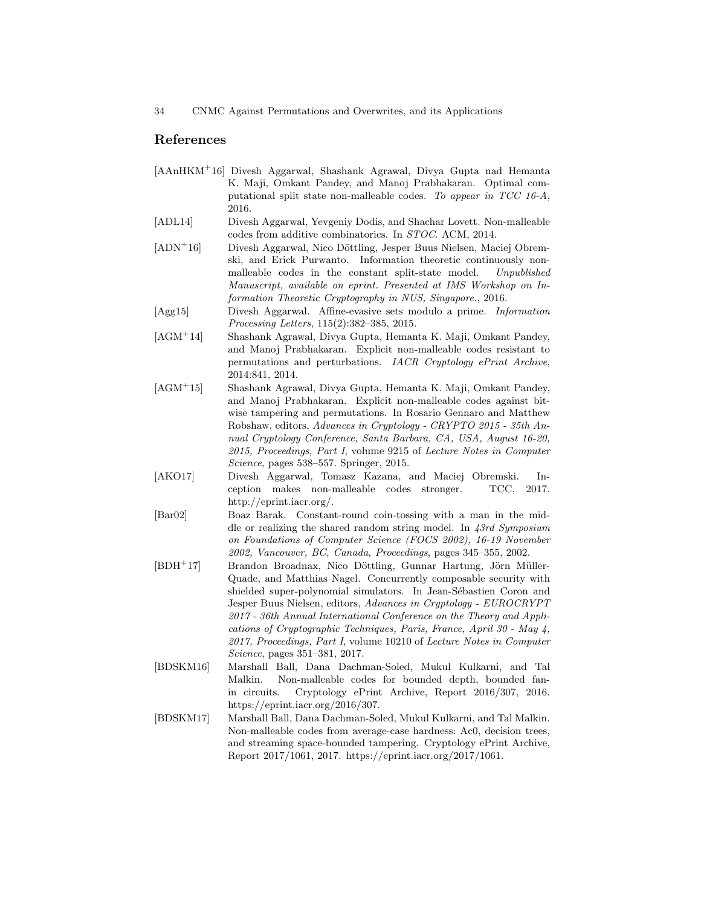## References

[AAnHKM$^+$16] Divesh Aggarwal, Shashank Agrawal, Divya Gupta nad Hemanta K. Maji, Omkant Pandey, and Manoj Prabhakaran. Optimal computational split state non-malleable codes. *To appear in TCC 16-A*, 2016.

[ADL14] Divesh Aggarwal, Yevgeniy Dodis, and Shachar Lovett. Non-malleable codes from additive combinatorics. In *STOC*. ACM, 2014.

[ADN$^+$16] Divesh Aggarwal, Nico Döttling, Jesper Buus Nielsen, Maciej Obremski, and Erick Purwanto. Information theoretic continuously non-malleable codes in the constant split-state model. *Unpublished Manuscript, available on eprint. Presented at IMS Workshop on Information Theoretic Cryptography in NUS, Singapore.*, 2016.

[Agg15] Divesh Aggarwal. Affine-evasive sets modulo a prime. *Information Processing Letters*, 115(2):382–385, 2015.

[AGM$^+$14] Shashank Agrawal, Divya Gupta, Hemanta K. Maji, Omkant Pandey, and Manoj Prabhakaran. Explicit non-malleable codes resistant to permutations and perturbations. *IACR Cryptology ePrint Archive*, 2014:841, 2014.

[AGM$^+$15] Shashank Agrawal, Divya Gupta, Hemanta K. Maji, Omkant Pandey, and Manoj Prabhakaran. Explicit non-malleable codes against bit-wise tampering and permutations. In Rosario Gennaro and Matthew Robshaw, editors, *Advances in Cryptology - CRYPTO 2015 - 35th Annual Cryptology Conference, Santa Barbara, CA, USA, August 16-20, 2015, Proceedings, Part I*, volume 9215 of *Lecture Notes in Computer Science*, pages 538–557. Springer, 2015.

[AKO17] Divesh Aggarwal, Tomasz Kazana, and Maciej Obremski. Inception makes non-malleable codes stronger. TCC, 2017. http://eprint.iacr.org/.

[Bar02] Boaz Barak. Constant-round coin-tossing with a man in the middle or realizing the shared random string model. In *43rd Symposium on Foundations of Computer Science (FOCS 2002), 16-19 November 2002, Vancouver, BC, Canada, Proceedings*, pages 345–355, 2002.

[BDH$^+$17] Brandon Broadnax, Nico Döttling, Gunnar Hartung, Jörn Müller-Quade, and Matthias Nagel. Concurrently composable security with shielded super-polynomial simulators. In Jean-Sébastien Coron and Jesper Buus Nielsen, editors, *Advances in Cryptology - EUROCRYPT 2017 - 36th Annual International Conference on the Theory and Applications of Cryptographic Techniques, Paris, France, April 30 - May 4, 2017, Proceedings, Part I*, volume 10210 of *Lecture Notes in Computer Science*, pages 351–381, 2017.

[BDSKM16] Marshall Ball, Dana Dachman-Soled, Mukul Kulkarni, and Tal Malkin. Non-malleable codes for bounded depth, bounded fan-in circuits. Cryptology ePrint Archive, Report 2016/307, 2016. https://eprint.iacr.org/2016/307.

[BDSKM17] Marshall Ball, Dana Dachman-Soled, Mukul Kulkarni, and Tal Malkin. Non-malleable codes from average-case hardness: Ac0, decision trees, and streaming space-bounded tampering. Cryptology ePrint Archive, Report 2017/1061, 2017. https://eprint.iacr.org/2017/1061.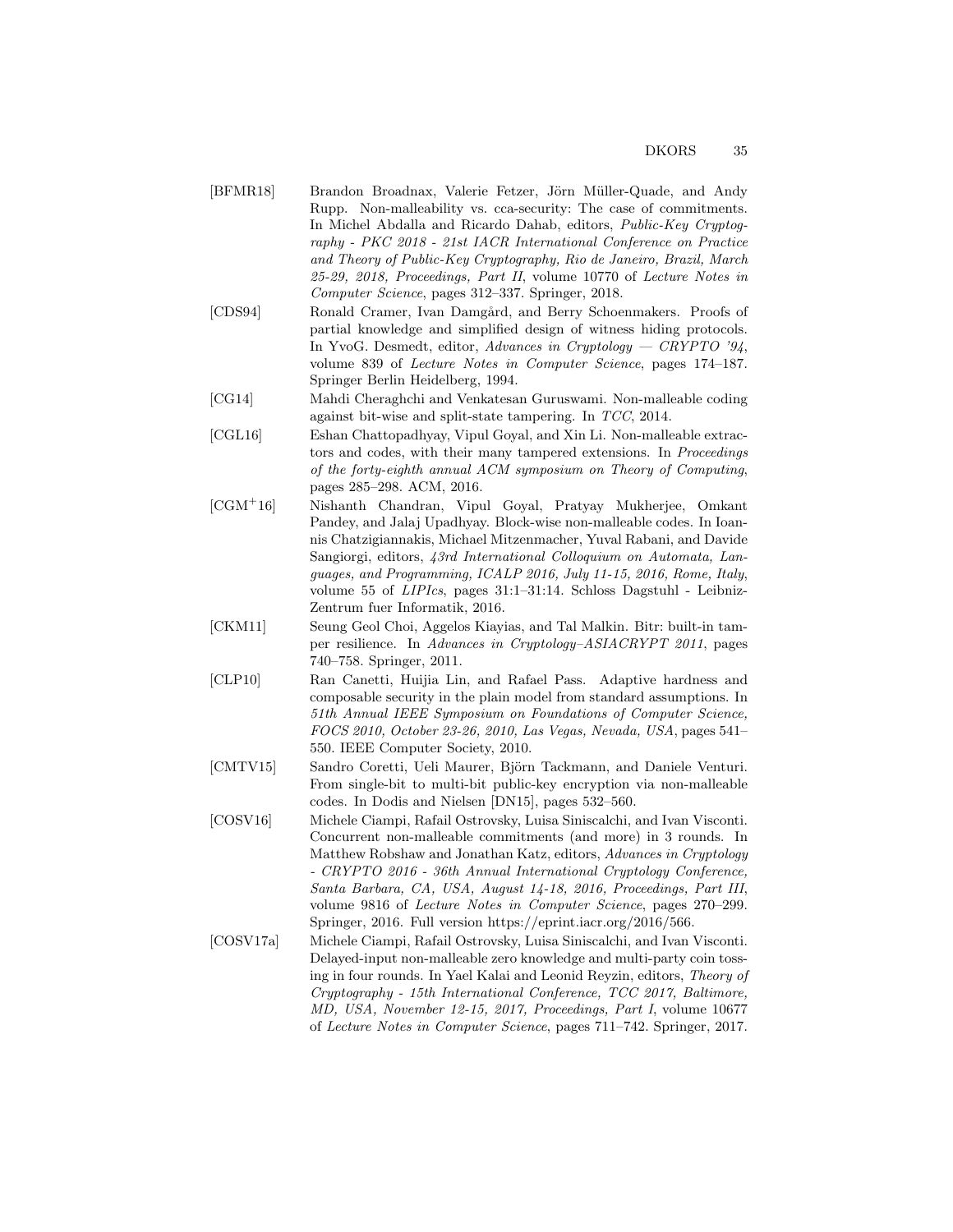[BFMR18] Brandon Broadnax, Valerie Fetzer, Jörn Müller-Quade, and Andy Rupp. Non-malleability vs. cca-security: The case of commitments. In Michel Abdalla and Ricardo Dahab, editors, *Public-Key Cryptography - PKC 2018 - 21st IACR International Conference on Practice and Theory of Public-Key Cryptography, Rio de Janeiro, Brazil, March 25-29, 2018, Proceedings, Part II*, volume 10770 of *Lecture Notes in Computer Science*, pages 312–337. Springer, 2018.

[CDS94] Ronald Cramer, Ivan Damgård, and Berry Schoenmakers. Proofs of partial knowledge and simplified design of witness hiding protocols. In YvoG. Desmedt, editor, *Advances in Cryptology — CRYPTO '94*, volume 839 of *Lecture Notes in Computer Science*, pages 174–187. Springer Berlin Heidelberg, 1994.

[CG14] Mahdi Cheraghchi and Venkatesan Guruswami. Non-malleable coding against bit-wise and split-state tampering. In *TCC*, 2014.

[CGL16] Eshan Chattopadhyay, Vipul Goyal, and Xin Li. Non-malleable extractors and codes, with their many tampered extensions. In *Proceedings of the forty-eighth annual ACM symposium on Theory of Computing*, pages 285–298. ACM, 2016.

[CGM+16] Nishanth Chandran, Vipul Goyal, Pratyay Mukherjee, Omkant Pandey, and Jalaj Upadhyay. Block-wise non-malleable codes. In Ioannis Chatzigiannakis, Michael Mitzenmacher, Yuval Rabani, and Davide Sangiorgi, editors, *43rd International Colloquium on Automata, Languages, and Programming, ICALP 2016, July 11-15, 2016, Rome, Italy*, volume 55 of *LIPIcs*, pages 31:1–31:14. Schloss Dagstuhl - Leibniz-Zentrum fuer Informatik, 2016.

[CKM11] Seung Geol Choi, Aggelos Kiayias, and Tal Malkin. Bitr: built-in tamper resilience. In *Advances in Cryptology–ASIACRYPT 2011*, pages 740–758. Springer, 2011.

[CLP10] Ran Canetti, Huijia Lin, and Rafael Pass. Adaptive hardness and composable security in the plain model from standard assumptions. In *51th Annual IEEE Symposium on Foundations of Computer Science, FOCS 2010, October 23-26, 2010, Las Vegas, Nevada, USA*, pages 541–550. IEEE Computer Society, 2010.

[CMTV15] Sandro Coretti, Ueli Maurer, Björn Tackmann, and Daniele Venturi. From single-bit to multi-bit public-key encryption via non-malleable codes. In Dodis and Nielsen [DN15], pages 532–560.

[COSV16] Michele Ciampi, Rafail Ostrovsky, Luisa Siniscalchi, and Ivan Visconti. Concurrent non-malleable commitments (and more) in 3 rounds. In Matthew Robshaw and Jonathan Katz, editors, *Advances in Cryptology - CRYPTO 2016 - 36th Annual International Cryptology Conference, Santa Barbara, CA, USA, August 14-18, 2016, Proceedings, Part III*, volume 9816 of *Lecture Notes in Computer Science*, pages 270–299. Springer, 2016. Full version https://eprint.iacr.org/2016/566.

[COSV17a] Michele Ciampi, Rafail Ostrovsky, Luisa Siniscalchi, and Ivan Visconti. Delayed-input non-malleable zero knowledge and multi-party coin tossing in four rounds. In Yael Kalai and Leonid Reyzin, editors, *Theory of Cryptography - 15th International Conference, TCC 2017, Baltimore, MD, USA, November 12-15, 2017, Proceedings, Part I*, volume 10677 of *Lecture Notes in Computer Science*, pages 711–742. Springer, 2017.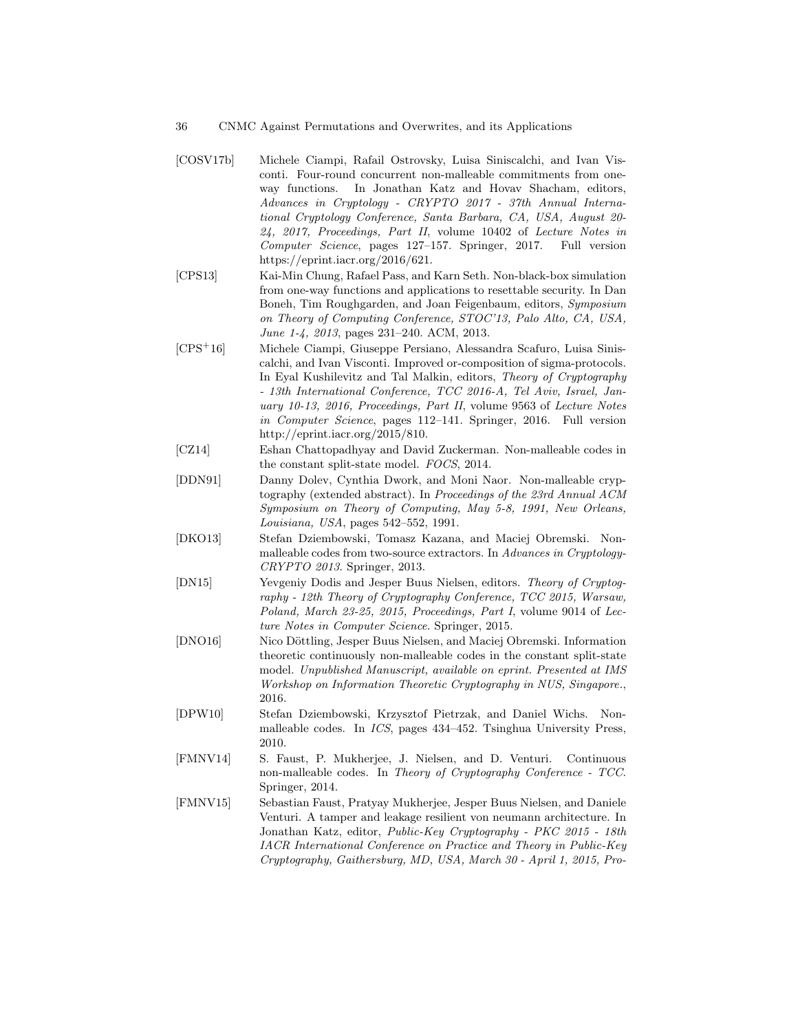[COSV17b] Michele Ciampi, Rafail Ostrovsky, Luisa Siniscalchi, and Ivan Visconti. Four-round concurrent non-malleable commitments from one-way functions. In Jonathan Katz and Hovav Shacham, editors, *Advances in Cryptology - CRYPTO 2017 - 37th Annual International Cryptology Conference, Santa Barbara, CA, USA, August 20-24, 2017, Proceedings, Part II*, volume 10402 of *Lecture Notes in Computer Science*, pages 127–157. Springer, 2017. Full version https://eprint.iacr.org/2016/621.

[CPS13] Kai-Min Chung, Rafael Pass, and Karn Seth. Non-black-box simulation from one-way functions and applications to resettable security. In Dan Boneh, Tim Roughgarden, and Joan Feigenbaum, editors, *Symposium on Theory of Computing Conference, STOC'13, Palo Alto, CA, USA, June 1-4, 2013*, pages 231–240. ACM, 2013.

[CPS+16] Michele Ciampi, Giuseppe Persiano, Alessandra Scafuro, Luisa Siniscalchi, and Ivan Visconti. Improved or-composition of sigma-protocols. In Eyal Kushilevitz and Tal Malkin, editors, *Theory of Cryptography - 13th International Conference, TCC 2016-A, Tel Aviv, Israel, January 10-13, 2016, Proceedings, Part II*, volume 9563 of *Lecture Notes in Computer Science*, pages 112–141. Springer, 2016. Full version http://eprint.iacr.org/2015/810.

[CZ14] Eshan Chattopadhyay and David Zuckerman. Non-malleable codes in the constant split-state model. *FOCS*, 2014.

[DDN91] Danny Dolev, Cynthia Dwork, and Moni Naor. Non-malleable cryptography (extended abstract). In *Proceedings of the 23rd Annual ACM Symposium on Theory of Computing, May 5-8, 1991, New Orleans, Louisiana, USA*, pages 542–552, 1991.

[DKO13] Stefan Dziembowski, Tomasz Kazana, and Maciej Obremski. Non-malleable codes from two-source extractors. In *Advances in Cryptology-CRYPTO 2013*. Springer, 2013.

[DN15] Yevgeniy Dodis and Jesper Buus Nielsen, editors. *Theory of Cryptography - 12th Theory of Cryptography Conference, TCC 2015, Warsaw, Poland, March 23-25, 2015, Proceedings, Part I*, volume 9014 of *Lecture Notes in Computer Science*. Springer, 2015.

[DNO16] Nico Döttling, Jesper Buus Nielsen, and Maciej Obremski. Information theoretic continuously non-malleable codes in the constant split-state model. *Unpublished Manuscript, available on eprint. Presented at IMS Workshop on Information Theoretic Cryptography in NUS, Singapore.*, 2016.

[DPW10] Stefan Dziembowski, Krzysztof Pietrzak, and Daniel Wichs. Non-malleable codes. In *ICS*, pages 434–452. Tsinghua University Press, 2010.

[FMNV14] S. Faust, P. Mukherjee, J. Nielsen, and D. Venturi. Continuous non-malleable codes. In *Theory of Cryptography Conference - TCC*. Springer, 2014.

[FMNV15] Sebastian Faust, Pratyay Mukherjee, Jesper Buus Nielsen, and Daniele Venturi. A tamper and leakage resilient von neumann architecture. In Jonathan Katz, editor, *Public-Key Cryptography - PKC 2015 - 18th IACR International Conference on Practice and Theory in Public-Key Cryptography, Gaithersburg, MD, USA, March 30 - April 1, 2015, Pro-*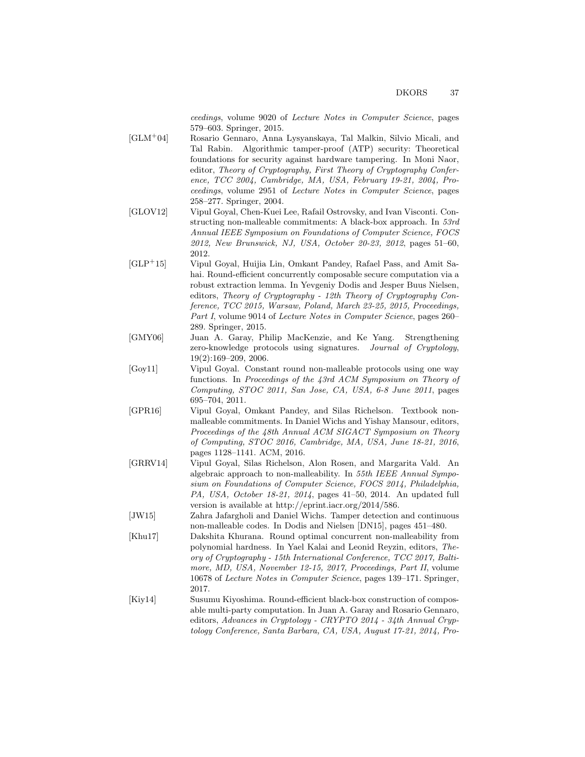*ceedings*, volume 9020 of *Lecture Notes in Computer Science*, pages 579–603. Springer, 2015.

[GLM+04] Rosario Gennaro, Anna Lysyanskaya, Tal Malkin, Silvio Micali, and Tal Rabin. Algorithmic tamper-proof (ATP) security: Theoretical foundations for security against hardware tampering. In Moni Naor, editor, *Theory of Cryptography, First Theory of Cryptography Conference, TCC 2004, Cambridge, MA, USA, February 19-21, 2004, Proceedings*, volume 2951 of *Lecture Notes in Computer Science*, pages 258–277. Springer, 2004.

[GLOV12] Vipul Goyal, Chen-Kuei Lee, Rafail Ostrovsky, and Ivan Visconti. Constructing non-malleable commitments: A black-box approach. In *53rd Annual IEEE Symposium on Foundations of Computer Science, FOCS 2012, New Brunswick, NJ, USA, October 20-23, 2012*, pages 51–60, 2012.

[GLP+15] Vipul Goyal, Huijia Lin, Omkant Pandey, Rafael Pass, and Amit Sahai. Round-efficient concurrently composable secure computation via a robust extraction lemma. In Yevgeniy Dodis and Jesper Buus Nielsen, editors, *Theory of Cryptography - 12th Theory of Cryptography Conference, TCC 2015, Warsaw, Poland, March 23-25, 2015, Proceedings, Part I*, volume 9014 of *Lecture Notes in Computer Science*, pages 260–289. Springer, 2015.

[GMY06] Juan A. Garay, Philip MacKenzie, and Ke Yang. Strengthening zero-knowledge protocols using signatures. *Journal of Cryptology*, 19(2):169–209, 2006.

[Goy11] Vipul Goyal. Constant round non-malleable protocols using one way functions. In *Proceedings of the 43rd ACM Symposium on Theory of Computing, STOC 2011, San Jose, CA, USA, 6-8 June 2011*, pages 695–704, 2011.

[GPR16] Vipul Goyal, Omkant Pandey, and Silas Richelson. Textbook non-malleable commitments. In Daniel Wichs and Yishay Mansour, editors, *Proceedings of the 48th Annual ACM SIGACT Symposium on Theory of Computing, STOC 2016, Cambridge, MA, USA, June 18-21, 2016*, pages 1128–1141. ACM, 2016.

[GRRV14] Vipul Goyal, Silas Richelson, Alon Rosen, and Margarita Vald. An algebraic approach to non-malleability. In *55th IEEE Annual Symposium on Foundations of Computer Science, FOCS 2014, Philadelphia, PA, USA, October 18-21, 2014*, pages 41–50, 2014. An updated full version is available at http://eprint.iacr.org/2014/586.

[JW15] Zahra Jafargholi and Daniel Wichs. Tamper detection and continuous non-malleable codes. In Dodis and Nielsen [DN15], pages 451–480.

[Khu17] Dakshita Khurana. Round optimal concurrent non-malleability from polynomial hardness. In Yael Kalai and Leonid Reyzin, editors, *Theory of Cryptography - 15th International Conference, TCC 2017, Baltimore, MD, USA, November 12-15, 2017, Proceedings, Part II*, volume 10678 of *Lecture Notes in Computer Science*, pages 139–171. Springer, 2017.

[Kiy14] Susumu Kiyoshima. Round-efficient black-box construction of composable multi-party computation. In Juan A. Garay and Rosario Gennaro, editors, *Advances in Cryptology - CRYPTO 2014 - 34th Annual Cryptology Conference, Santa Barbara, CA, USA, August 17-21, 2014, Pro-*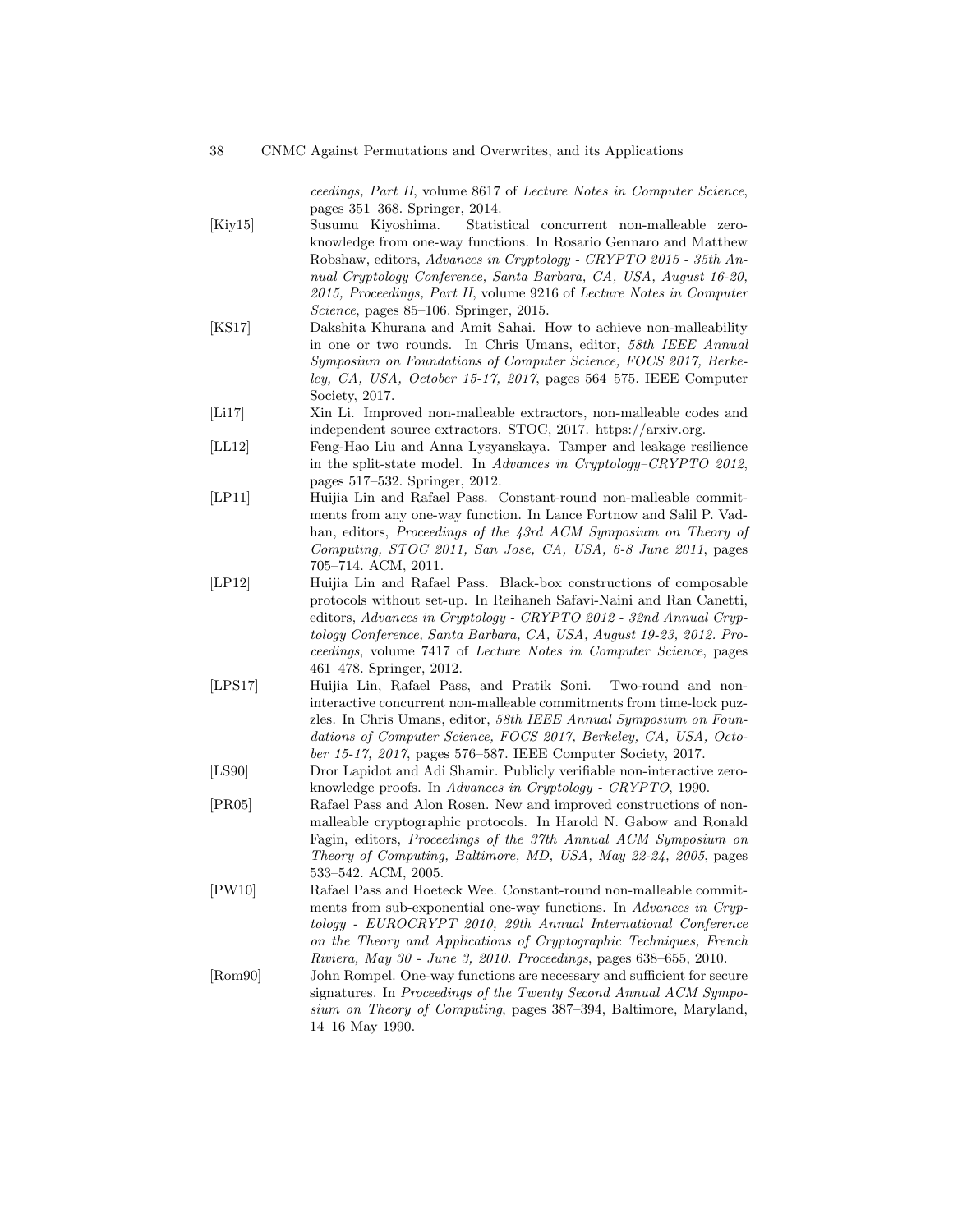*ceedings, Part II*, volume 8617 of *Lecture Notes in Computer Science*, pages 351–368. Springer, 2014.

[Kiy15] Susumu Kiyoshima. Statistical concurrent non-malleable zero-knowledge from one-way functions. In Rosario Gennaro and Matthew Robshaw, editors, *Advances in Cryptology - CRYPTO 2015 - 35th Annual Cryptology Conference, Santa Barbara, CA, USA, August 16-20, 2015, Proceedings, Part II*, volume 9216 of *Lecture Notes in Computer Science*, pages 85–106. Springer, 2015.

[KS17] Dakshita Khurana and Amit Sahai. How to achieve non-malleability in one or two rounds. In Chris Umans, editor, *58th IEEE Annual Symposium on Foundations of Computer Science, FOCS 2017, Berkeley, CA, USA, October 15-17, 2017*, pages 564–575. IEEE Computer Society, 2017.

[Li17] Xin Li. Improved non-malleable extractors, non-malleable codes and independent source extractors. STOC, 2017. https://arxiv.org.

[LL12] Feng-Hao Liu and Anna Lysyanskaya. Tamper and leakage resilience in the split-state model. In *Advances in Cryptology–CRYPTO 2012*, pages 517–532. Springer, 2012.

[LP11] Huijia Lin and Rafael Pass. Constant-round non-malleable commitments from any one-way function. In Lance Fortnow and Salil P. Vadhan, editors, *Proceedings of the 43rd ACM Symposium on Theory of Computing, STOC 2011, San Jose, CA, USA, 6-8 June 2011*, pages 705–714. ACM, 2011.

[LP12] Huijia Lin and Rafael Pass. Black-box constructions of composable protocols without set-up. In Reihaneh Safavi-Naini and Ran Canetti, editors, *Advances in Cryptology - CRYPTO 2012 - 32nd Annual Cryptology Conference, Santa Barbara, CA, USA, August 19-23, 2012. Proceedings*, volume 7417 of *Lecture Notes in Computer Science*, pages 461–478. Springer, 2012.

[LPS17] Huijia Lin, Rafael Pass, and Pratik Soni. Two-round and non-interactive concurrent non-malleable commitments from time-lock puzzles. In Chris Umans, editor, *58th IEEE Annual Symposium on Foundations of Computer Science, FOCS 2017, Berkeley, CA, USA, October 15-17, 2017*, pages 576–587. IEEE Computer Society, 2017.

[LS90] Dror Lapidot and Adi Shamir. Publicly verifiable non-interactive zero-knowledge proofs. In *Advances in Cryptology - CRYPTO*, 1990.

[PR05] Rafael Pass and Alon Rosen. New and improved constructions of non-malleable cryptographic protocols. In Harold N. Gabow and Ronald Fagin, editors, *Proceedings of the 37th Annual ACM Symposium on Theory of Computing, Baltimore, MD, USA, May 22-24, 2005*, pages 533–542. ACM, 2005.

[PW10] Rafael Pass and Hoeteck Wee. Constant-round non-malleable commitments from sub-exponential one-way functions. In *Advances in Cryptology - EUROCRYPT 2010, 29th Annual International Conference on the Theory and Applications of Cryptographic Techniques, French Riviera, May 30 - June 3, 2010. Proceedings*, pages 638–655, 2010.

[Rom90] John Rompel. One-way functions are necessary and sufficient for secure signatures. In *Proceedings of the Twenty Second Annual ACM Symposium on Theory of Computing*, pages 387–394, Baltimore, Maryland, 14–16 May 1990.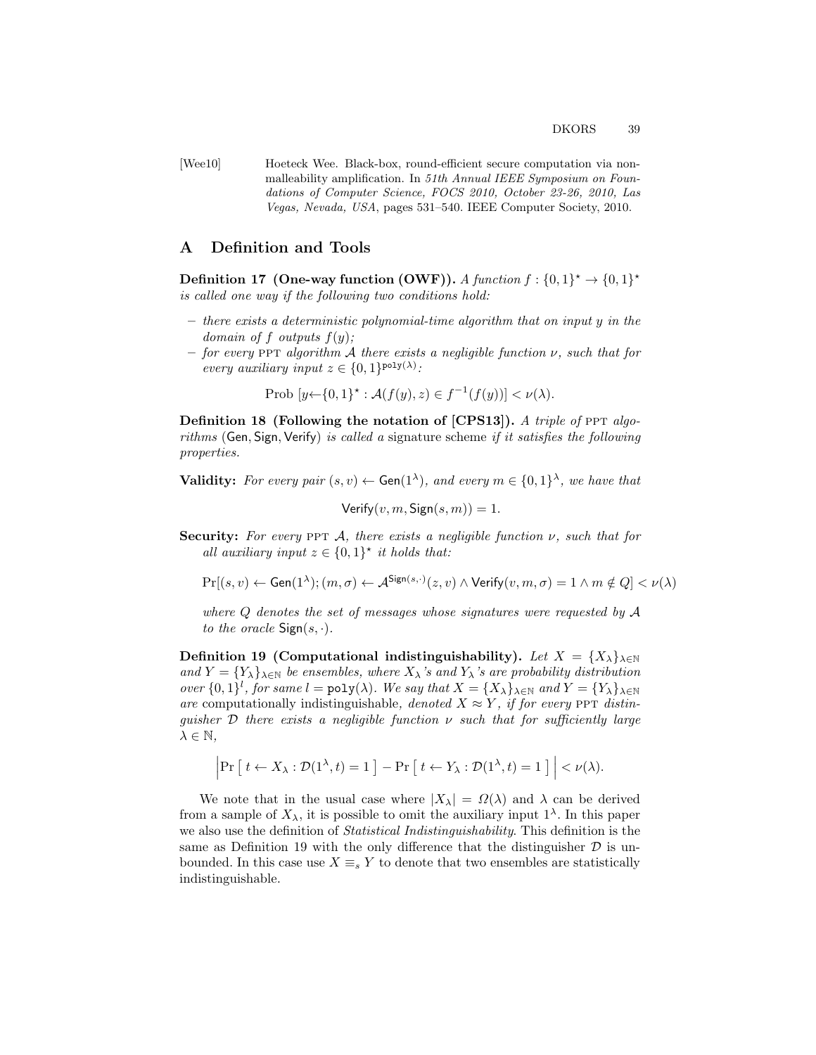[Wee10] Hoeteck Wee. Black-box, round-efficient secure computation via non-malleability amplification. In *51th Annual IEEE Symposium on Foundations of Computer Science, FOCS 2010, October 23-26, 2010, Las Vegas, Nevada, USA*, pages 531–540. IEEE Computer Society, 2010.

# A Definition and Tools

**Definition 17 (One-way function (OWF)).** *A function $f : \{0,1\}^\star \to \{0,1\}^\star$ is called one way if the following two conditions hold:*

- *there exists a deterministic polynomial-time algorithm that on input $y$ in the domain of $f$ outputs $f(y)$;*
- *for every PPT algorithm $\mathcal{A}$ there exists a negligible function $\nu$, such that for every auxiliary input $z \in \{0,1\}^{\mathtt{poly}(\lambda)}$:*

$$\text{Prob}\ [y \leftarrow \{0,1\}^\star : \mathcal{A}(f(y), z) \in f^{-1}(f(y))] < \nu(\lambda).$$

**Definition 18 (Following the notation of [CPS13]).** *A triple of PPT algorithms ($\mathsf{Gen}, \mathsf{Sign}, \mathsf{Verify}$) is called a* signature scheme *if it satisfies the following properties.*

**Validity:** *For every pair $(s, v) \leftarrow \mathsf{Gen}(1^\lambda)$, and every $m \in \{0,1\}^\lambda$, we have that*

$$\mathsf{Verify}(v, m, \mathsf{Sign}(s, m)) = 1.$$

**Security:** *For every PPT $\mathcal{A}$, there exists a negligible function $\nu$, such that for all auxiliary input $z \in \{0,1\}^\star$ it holds that:*

$$\Pr[(s, v) \leftarrow \mathsf{Gen}(1^\lambda); (m, \sigma) \leftarrow \mathcal{A}^{\mathsf{Sign}(s,\cdot)}(z, v) \wedge \mathsf{Verify}(v, m, \sigma) = 1 \wedge m \notin Q] < \nu(\lambda)$$

*where $Q$ denotes the set of messages whose signatures were requested by $\mathcal{A}$ to the oracle $\mathsf{Sign}(s, \cdot)$.*

**Definition 19 (Computational indistinguishability).** *Let $X = \{X_\lambda\}_{\lambda \in \mathbb{N}}$ and $Y = \{Y_\lambda\}_{\lambda \in \mathbb{N}}$ be ensembles, where $X_\lambda$'s and $Y_\lambda$'s are probability distribution over $\{0,1\}^l$, for same $l = \mathtt{poly}(\lambda)$. We say that $X = \{X_\lambda\}_{\lambda \in \mathbb{N}}$ and $Y = \{Y_\lambda\}_{\lambda \in \mathbb{N}}$ are* computationally indistinguishable, *denoted $X \approx Y$, if for every PPT distinguisher $\mathcal{D}$ there exists a negligible function $\nu$ such that for sufficiently large $\lambda \in \mathbb{N}$,*

$$\left| \Pr\left[\ t \leftarrow X_\lambda : \mathcal{D}(1^\lambda, t) = 1\ \right] - \Pr\left[\ t \leftarrow Y_\lambda : \mathcal{D}(1^\lambda, t) = 1\ \right] \right| < \nu(\lambda).$$

We note that in the usual case where $|X_\lambda| = \Omega(\lambda)$ and $\lambda$ can be derived from a sample of $X_\lambda$, it is possible to omit the auxiliary input $1^\lambda$. In this paper we also use the definition of *Statistical Indistinguishability*. This definition is the same as Definition 19 with the only difference that the distinguisher $\mathcal{D}$ is unbounded. In this case use $X \equiv_s Y$ to denote that two ensembles are statistically indistinguishable.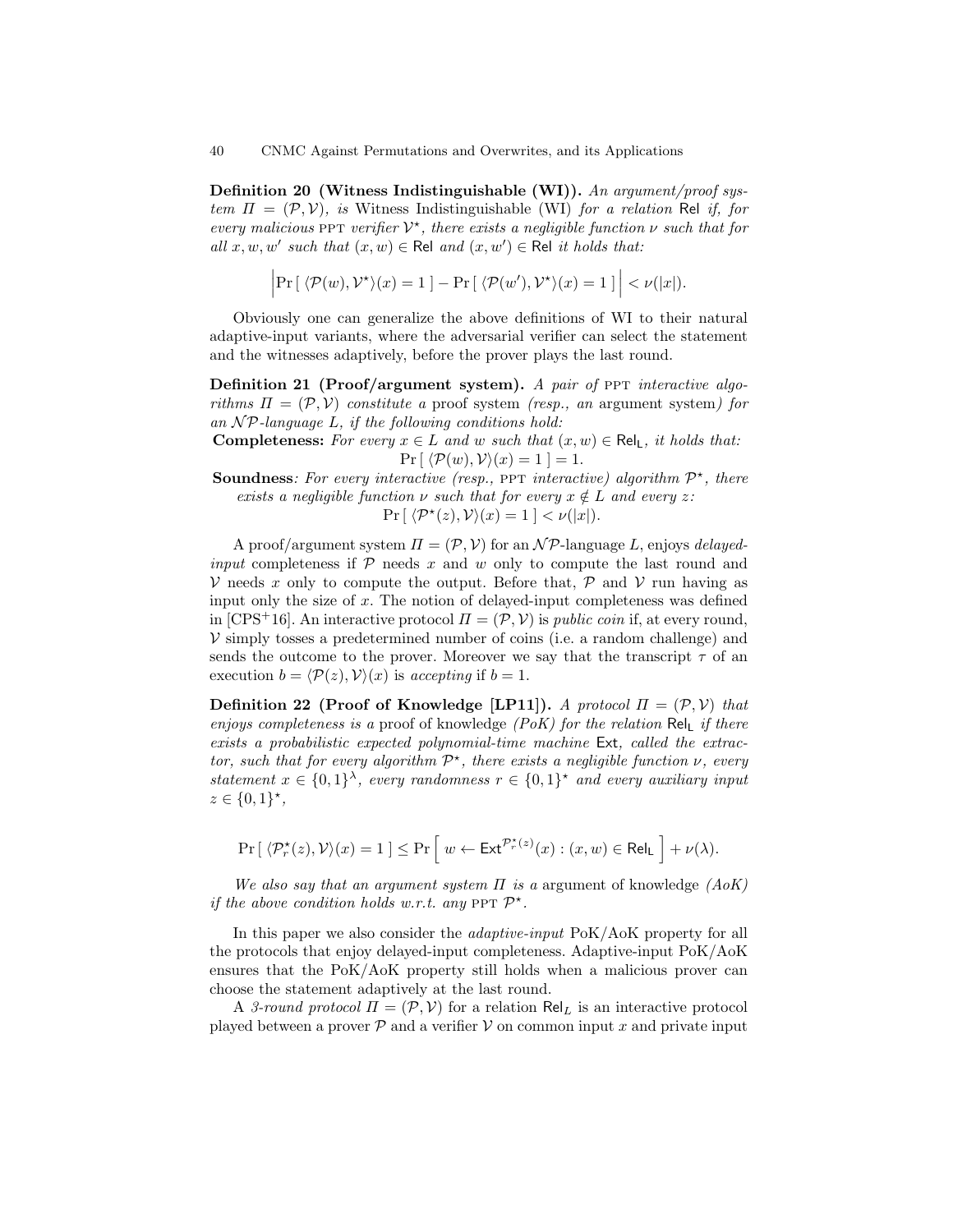**Definition 20 (Witness Indistinguishable (WI)).** *An argument/proof system $\Pi = (\mathcal{P}, \mathcal{V})$, is* Witness Indistinguishable (WI) *for a relation* $\mathsf{Rel}$ *if, for every malicious* PPT *verifier* $\mathcal{V}^\star$*, there exists a negligible function* $\nu$ *such that for all* $x, w, w'$ *such that* $(x, w) \in \mathsf{Rel}$ *and* $(x, w') \in \mathsf{Rel}$ *it holds that:*

$$\Big|\Pr[\, \langle \mathcal{P}(w), \mathcal{V}^\star \rangle(x) = 1 \,] - \Pr[\, \langle \mathcal{P}(w'), \mathcal{V}^\star \rangle(x) = 1 \,]\Big| < \nu(|x|).$$

Obviously one can generalize the above definitions of WI to their natural adaptive-input variants, where the adversarial verifier can select the statement and the witnesses adaptively, before the prover plays the last round.

**Definition 21 (Proof/argument system).** *A pair of* PPT *interactive algorithms* $\Pi = (\mathcal{P}, \mathcal{V})$ *constitute a* proof system *(resp., an* argument system*) for an* $\mathcal{NP}$*-language* $L$*, if the following conditions hold:*

**Completeness:** *For every* $x \in L$ *and* $w$ *such that* $(x, w) \in \mathsf{Rel_L}$*, it holds that:* $\Pr[\, \langle \mathcal{P}(w), \mathcal{V} \rangle(x) = 1 \,] = 1.$

**Soundness***: For every interactive (resp.,* PPT *interactive) algorithm* $\mathcal{P}^\star$*, there exists a negligible function* $\nu$ *such that for every* $x \notin L$ *and every* $z$*:* $\Pr[\, \langle \mathcal{P}^\star(z), \mathcal{V} \rangle(x) = 1 \,] < \nu(|x|).$

A proof/argument system $\Pi = (\mathcal{P}, \mathcal{V})$ for an $\mathcal{NP}$-language $L$, enjoys *delayed-input* completeness if $\mathcal{P}$ needs $x$ and $w$ only to compute the last round and $\mathcal{V}$ needs $x$ only to compute the output. Before that, $\mathcal{P}$ and $\mathcal{V}$ run having as input only the size of $x$. The notion of delayed-input completeness was defined in [CPS+16]. An interactive protocol $\Pi = (\mathcal{P}, \mathcal{V})$ is *public coin* if, at every round, $\mathcal{V}$ simply tosses a predetermined number of coins (i.e. a random challenge) and sends the outcome to the prover. Moreover we say that the transcript $\tau$ of an execution $b = \langle \mathcal{P}(z), \mathcal{V} \rangle(x)$ is *accepting* if $b = 1$.

**Definition 22 (Proof of Knowledge [LP11]).** *A protocol* $\Pi = (\mathcal{P}, \mathcal{V})$ *that enjoys completeness is a* proof of knowledge *(PoK) for the relation* $\mathsf{Rel_L}$ *if there exists a probabilistic expected polynomial-time machine* $\mathsf{Ext}$*, called the extractor, such that for every algorithm* $\mathcal{P}^\star$*, there exists a negligible function* $\nu$*, every statement* $x \in \{0,1\}^\lambda$*, every randomness* $r \in \{0,1\}^\star$ *and every auxiliary input* $z \in \{0,1\}^\star$*,*

$$\Pr[\, \langle \mathcal{P}^\star_r(z), \mathcal{V} \rangle(x) = 1 \,] \leq \Pr\Big[\, w \leftarrow \mathsf{Ext}^{\mathcal{P}^\star_r(z)}(x) : (x, w) \in \mathsf{Rel_L} \,\Big] + \nu(\lambda).$$

*We also say that an argument system* $\Pi$ *is a* argument of knowledge *(AoK) if the above condition holds w.r.t. any* PPT $\mathcal{P}^\star$*.*

In this paper we also consider the *adaptive-input* PoK/AoK property for all the protocols that enjoy delayed-input completeness. Adaptive-input PoK/AoK ensures that the PoK/AoK property still holds when a malicious prover can choose the statement adaptively at the last round.

A *3-round protocol* $\Pi = (\mathcal{P}, \mathcal{V})$ for a relation $\mathsf{Rel}_L$ is an interactive protocol played between a prover $\mathcal{P}$ and a verifier $\mathcal{V}$ on common input $x$ and private input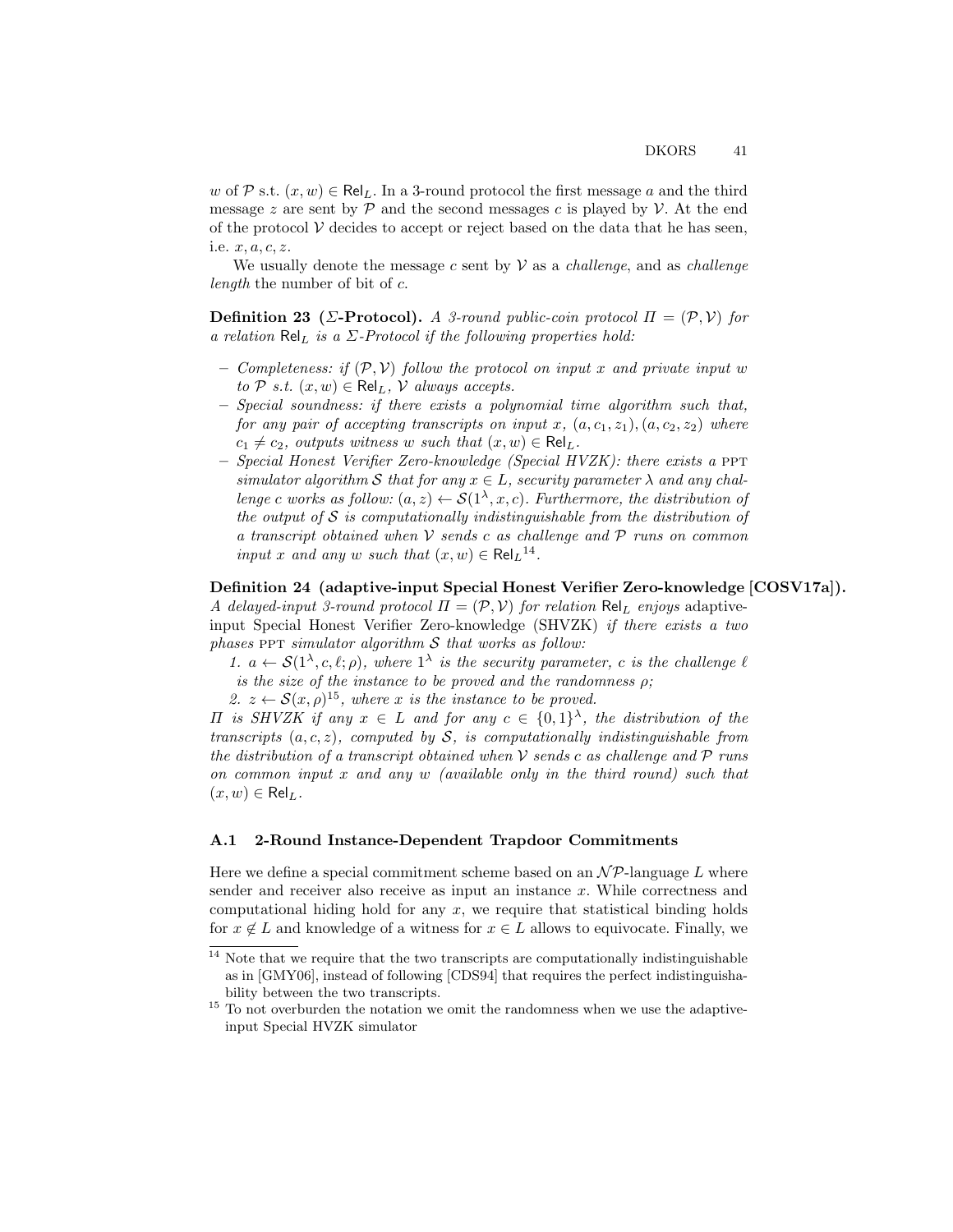$w$ of $\mathcal{P}$ s.t. $(x, w) \in \mathsf{Rel}_L$. In a 3-round protocol the first message $a$ and the third message $z$ are sent by $\mathcal{P}$ and the second messages $c$ is played by $\mathcal{V}$. At the end of the protocol $\mathcal{V}$ decides to accept or reject based on the data that he has seen, i.e. $x, a, c, z$.

We usually denote the message $c$ sent by $\mathcal{V}$ as a *challenge*, and as *challenge length* the number of bit of $c$.

**Definition 23 ($\Sigma$-Protocol).** *A 3-round public-coin protocol $\Pi = (\mathcal{P}, \mathcal{V})$ for a relation $\mathsf{Rel}_L$ is a $\Sigma$-Protocol if the following properties hold:*

- *Completeness: if $(\mathcal{P}, \mathcal{V})$ follow the protocol on input $x$ and private input $w$ to $\mathcal{P}$ s.t. $(x, w) \in \mathsf{Rel}_L$, $\mathcal{V}$ always accepts.*
- *Special soundness: if there exists a polynomial time algorithm such that, for any pair of accepting transcripts on input $x$, $(a, c_1, z_1), (a, c_2, z_2)$ where $c_1 \neq c_2$, outputs witness $w$ such that $(x, w) \in \mathsf{Rel}_L$.*
- *Special Honest Verifier Zero-knowledge (Special HVZK): there exists a* PPT *simulator algorithm $\mathcal{S}$ that for any $x \in L$, security parameter $\lambda$ and any challenge $c$ works as follow: $(a, z) \leftarrow \mathcal{S}(1^\lambda, x, c)$. Furthermore, the distribution of the output of $\mathcal{S}$ is computationally indistinguishable from the distribution of a transcript obtained when $\mathcal{V}$ sends $c$ as challenge and $\mathcal{P}$ runs on common input $x$ and any $w$ such that $(x, w) \in \mathsf{Rel}_L$*[14].

**Definition 24 (adaptive-input Special Honest Verifier Zero-knowledge [COSV17a]).** *A delayed-input 3-round protocol $\Pi = (\mathcal{P}, \mathcal{V})$ for relation $\mathsf{Rel}_L$ enjoys* adaptive-input Special Honest Verifier Zero-knowledge (SHVZK) *if there exists a two phases* PPT *simulator algorithm $\mathcal{S}$ that works as follow:*

1. *$a \leftarrow \mathcal{S}(1^\lambda, c, \ell; \rho)$, where $1^\lambda$ is the security parameter, $c$ is the challenge $\ell$ is the size of the instance to be proved and the randomness $\rho$;*
2. *$z \leftarrow \mathcal{S}(x, \rho)$*[15]*, where $x$ is the instance to be proved.*

*$\Pi$ is SHVZK if any $x \in L$ and for any $c \in \{0,1\}^\lambda$, the distribution of the transcripts $(a, c, z)$, computed by $\mathcal{S}$, is computationally indistinguishable from the distribution of a transcript obtained when $\mathcal{V}$ sends $c$ as challenge and $\mathcal{P}$ runs on common input $x$ and any $w$ (available only in the third round) such that $(x, w) \in \mathsf{Rel}_L$.*

### A.1 2-Round Instance-Dependent Trapdoor Commitments

Here we define a special commitment scheme based on an $\mathcal{NP}$-language $L$ where sender and receiver also receive as input an instance $x$. While correctness and computational hiding hold for any $x$, we require that statistical binding holds for $x \notin L$ and knowledge of a witness for $x \in L$ allows to equivocate. Finally, we

[14] Note that we require that the two transcripts are computationally indistinguishable as in [GMY06], instead of following [CDS94] that requires the perfect indistinguishability between the two transcripts.

[15] To not overburden the notation we omit the randomness when we use the adaptive-input Special HVZK simulator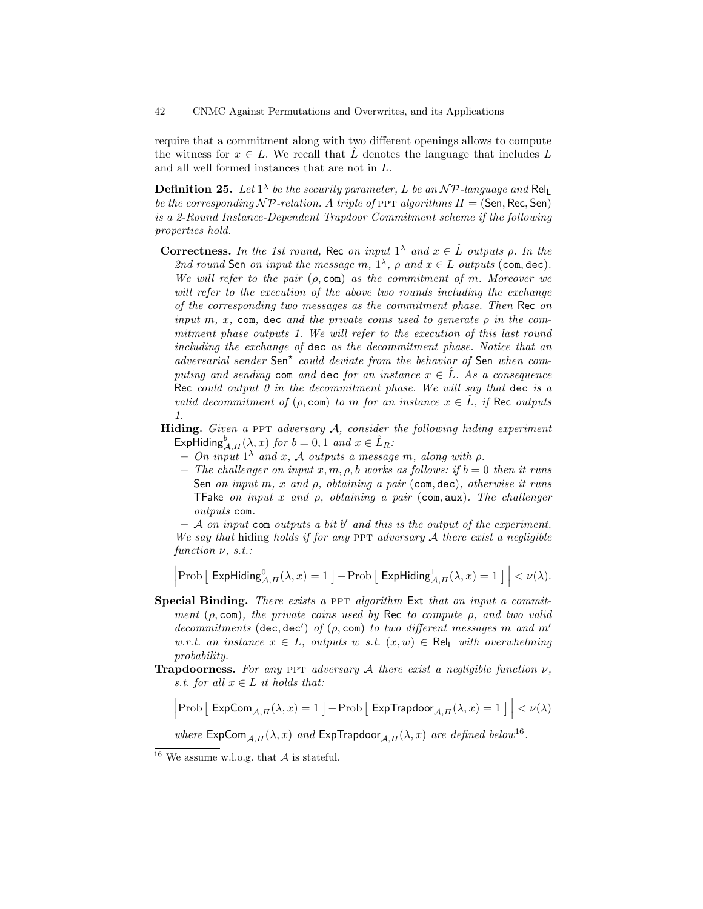require that a commitment along with two different openings allows to compute the witness for $x \in L$. We recall that $\hat{L}$ denotes the language that includes $L$ and all well formed instances that are not in $L$.

**Definition 25.** *Let $1^\lambda$ be the security parameter, $L$ be an $\mathcal{NP}$-language and $\mathsf{Rel_L}$ be the corresponding $\mathcal{NP}$-relation. A triple of* PPT *algorithms $\Pi = (\mathsf{Sen}, \mathsf{Rec}, \mathsf{Sen})$ is a 2-Round Instance-Dependent Trapdoor Commitment scheme if the following properties hold.*

**Correctness.** *In the 1st round,* $\mathsf{Rec}$ *on input $1^\lambda$ and $x \in \hat{L}$ outputs $\rho$. In the 2nd round* $\mathsf{Sen}$ *on input the message $m$, $1^\lambda$, $\rho$ and $x \in L$ outputs $(\mathtt{com}, \mathtt{dec})$. We will refer to the pair $(\rho, \mathtt{com})$ as the commitment of $m$. Moreover we will refer to the execution of the above two rounds including the exchange of the corresponding two messages as the commitment phase. Then* $\mathsf{Rec}$ *on input $m$, $x$, $\mathtt{com}$, $\mathtt{dec}$ and the private coins used to generate $\rho$ in the commitment phase outputs 1. We will refer to the execution of this last round including the exchange of $\mathtt{dec}$ as the decommitment phase. Notice that an adversarial sender $\mathsf{Sen}^\star$ could deviate from the behavior of* $\mathsf{Sen}$ *when computing and sending $\mathtt{com}$ and $\mathtt{dec}$ for an instance $x \in \hat{L}$. As a consequence* $\mathsf{Rec}$ *could output 0 in the decommitment phase. We will say that $\mathtt{dec}$ is a valid decommitment of $(\rho, \mathtt{com})$ to $m$ for an instance $x \in \hat{L}$, if* $\mathsf{Rec}$ *outputs 1.*

**Hiding.** *Given a* PPT *adversary $\mathcal{A}$, consider the following hiding experiment $\mathsf{ExpHiding}^b_{\mathcal{A},\Pi}(\lambda, x)$ for $b = 0, 1$ and $x \in \hat{L}_R$:*

- *On input $1^\lambda$ and $x$, $\mathcal{A}$ outputs a message $m$, along with $\rho$.*
- *The challenger on input $x, m, \rho, b$ works as follows: if $b = 0$ then it runs* $\mathsf{Sen}$ *on input $m$, $x$ and $\rho$, obtaining a pair $(\mathtt{com}, \mathtt{dec})$, otherwise it runs* $\mathsf{TFake}$ *on input $x$ and $\rho$, obtaining a pair $(\mathtt{com}, \mathtt{aux})$. The challenger outputs $\mathtt{com}$.*
- *$\mathcal{A}$ on input $\mathtt{com}$ outputs a bit $b'$ and this is the output of the experiment.*

*We say that* hiding *holds if for any* PPT *adversary $\mathcal{A}$ there exist a negligible function $\nu$, s.t.:*

$$\Big|\mathrm{Prob}\left[\ \mathsf{ExpHiding}^0_{\mathcal{A},\Pi}(\lambda, x) = 1\ \right] - \mathrm{Prob}\left[\ \mathsf{ExpHiding}^1_{\mathcal{A},\Pi}(\lambda, x) = 1\ \right]\Big| < \nu(\lambda).$$

**Special Binding.** *There exists a* PPT *algorithm* $\mathsf{Ext}$ *that on input a commitment $(\rho, \mathtt{com})$, the private coins used by* $\mathsf{Rec}$ *to compute $\rho$, and two valid decommitments $(\mathtt{dec}, \mathtt{dec}')$ of $(\rho, \mathtt{com})$ to two different messages $m$ and $m'$ w.r.t. an instance $x \in L$, outputs $w$ s.t. $(x, w) \in \mathsf{Rel_L}$ with overwhelming probability.*

**Trapdoorness.** *For any* PPT *adversary $\mathcal{A}$ there exist a negligible function $\nu$, s.t. for all $x \in L$ it holds that:*

$$\Big|\mathrm{Prob}\left[\ \mathsf{ExpCom}_{\mathcal{A},\Pi}(\lambda, x) = 1\ \right] - \mathrm{Prob}\left[\ \mathsf{ExpTrapdoor}_{\mathcal{A},\Pi}(\lambda, x) = 1\ \right]\Big| < \nu(\lambda)$$

*where $\mathsf{ExpCom}_{\mathcal{A},\Pi}(\lambda, x)$ and $\mathsf{ExpTrapdoor}_{\mathcal{A},\Pi}(\lambda, x)$ are defined below*[16].

[16] We assume w.l.o.g. that $\mathcal{A}$ is stateful.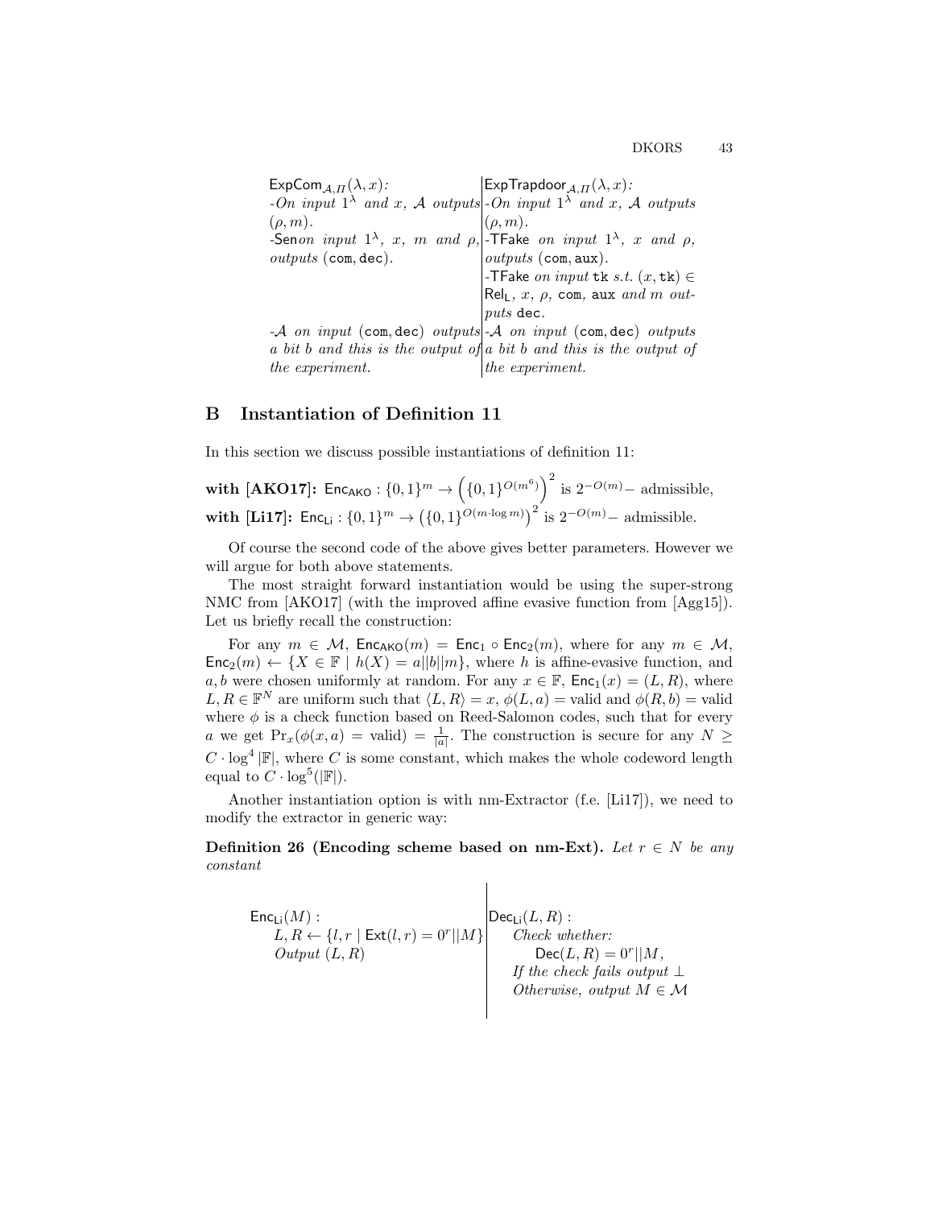| $\mathsf{ExpCom}_{\mathcal{A},\Pi}(\lambda, x)$: | $\mathsf{ExpTrapdoor}_{\mathcal{A},\Pi}(\lambda, x)$: |
|---|---|
| -*On input* $1^\lambda$ *and* $x$, $\mathcal{A}$ *outputs* $(\rho, m)$. | -*On input* $1^\lambda$ *and* $x$, $\mathcal{A}$ *outputs* $(\rho, m)$. |
| -$\mathsf{Sen}$ *on input* $1^\lambda$, $x$, $m$ *and* $\rho$, *outputs* $(\mathtt{com}, \mathtt{dec})$. | -$\mathsf{TFake}$ *on input* $1^\lambda$, $x$ *and* $\rho$, *outputs* $(\mathtt{com}, \mathtt{aux})$. |
| | -$\mathsf{TFake}$ *on input* $\mathtt{tk}$ *s.t.* $(x, \mathtt{tk}) \in \mathsf{Rel_L}$, $x$, $\rho$, $\mathtt{com}$, $\mathtt{aux}$ *and* $m$ *outputs* $\mathtt{dec}$. |
| -$\mathcal{A}$ *on input* $(\mathtt{com}, \mathtt{dec})$ *outputs a bit* $b$ *and this is the output of the experiment.* | -$\mathcal{A}$ *on input* $(\mathtt{com}, \mathtt{dec})$ *outputs a bit* $b$ *and this is the output of the experiment.* |

## B Instantiation of Definition 11

In this section we discuss possible instantiations of definition 11:

**with [AKO17]:** $\mathsf{Enc_{AKO}} : \{0,1\}^m \to \left(\{0,1\}^{O(m^6)}\right)^2$ is $2^{-O(m)}-$ admissible,
**with [Li17]:** $\mathsf{Enc_{Li}} : \{0,1\}^m \to \left(\{0,1\}^{O(m \cdot \log m)}\right)^2$ is $2^{-O(m)}-$ admissible.

Of course the second code of the above gives better parameters. However we will argue for both above statements.

The most straight forward instantiation would be using the super-strong NMC from [AKO17] (with the improved affine evasive function from [Agg15]). Let us briefly recall the construction:

For any $m \in \mathcal{M}$, $\mathsf{Enc_{AKO}}(m) = \mathsf{Enc}_1 \circ \mathsf{Enc}_2(m)$, where for any $m \in \mathcal{M}$, $\mathsf{Enc}_2(m) \leftarrow \{X \in \mathbb{F} \mid h(X) = a||b||m\}$, where $h$ is affine-evasive function, and $a, b$ were chosen uniformly at random. For any $x \in \mathbb{F}$, $\mathsf{Enc}_1(x) = (L, R)$, where $L, R \in \mathbb{F}^N$ are uniform such that $\langle L, R \rangle = x$, $\phi(L, a) = \text{valid}$ and $\phi(R, b) = \text{valid}$ where $\phi$ is a check function based on Reed-Salomon codes, such that for every $a$ we get $\Pr_x(\phi(x, a) = \text{valid}) = \frac{1}{|a|}$. The construction is secure for any $N \geq C \cdot \log^4 |\mathbb{F}|$, where $C$ is some constant, which makes the whole codeword length equal to $C \cdot \log^5(|\mathbb{F}|)$.

Another instantiation option is with nm-Extractor (f.e. [Li17]), we need to modify the extractor in generic way:

**Definition 26 (Encoding scheme based on nm-Ext).** *Let* $r \in N$ *be any constant*

| $\mathsf{Enc_{Li}}(M)$: | $\mathsf{Dec_{Li}}(L, R)$: |
|---|---|
| $L, R \leftarrow \{l, r \mid \mathsf{Ext}(l, r) = 0^r \vert\vert M\}$ | *Check whether:* |
| *Output* $(L, R)$ | $\mathsf{Dec}(L, R) = 0^r \vert\vert M$, |
| | *If the check fails output* $\perp$ |
| | *Otherwise, output* $M \in \mathcal{M}$ |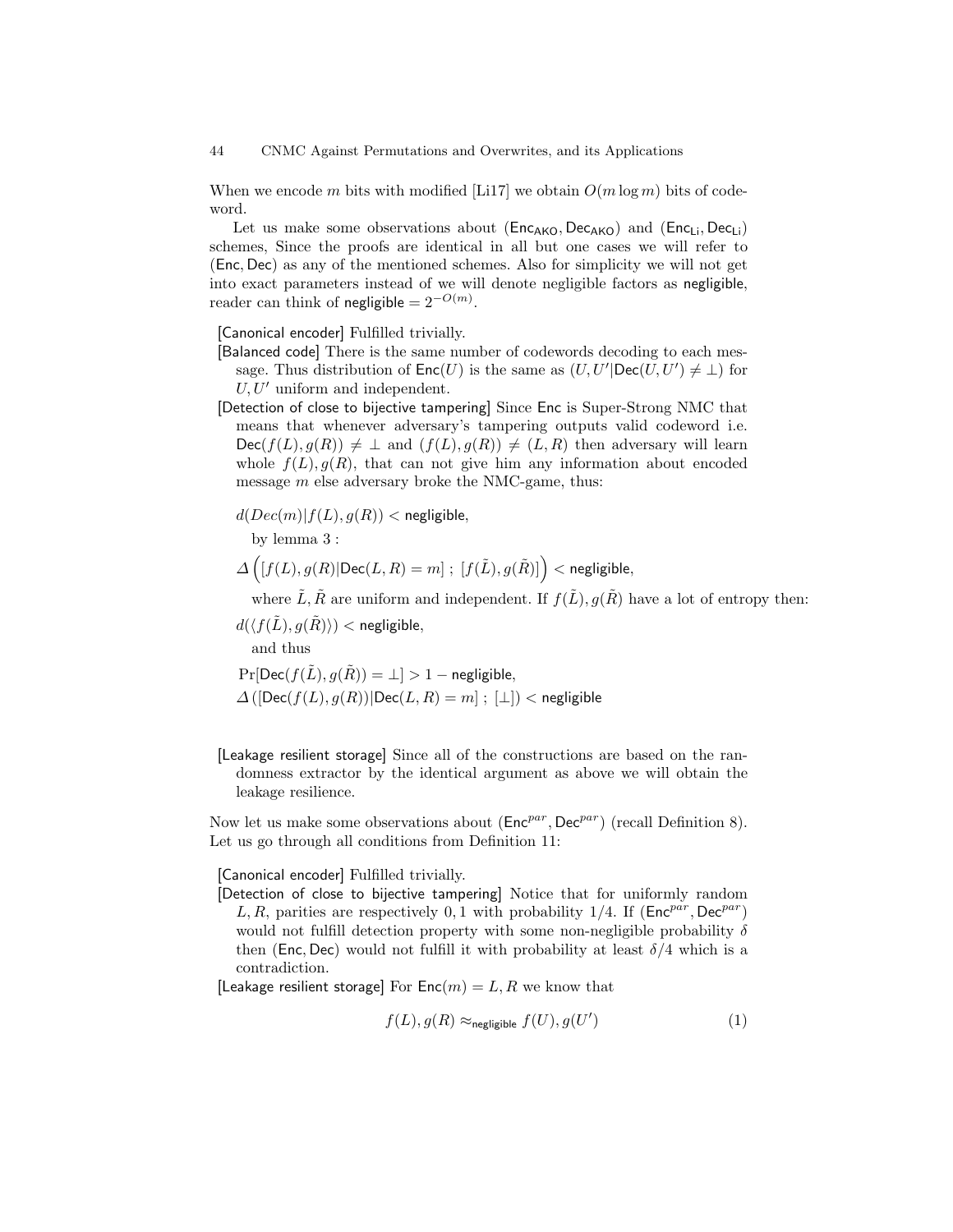When we encode $m$ bits with modified [Li17] we obtain $O(m \log m)$ bits of codeword.

Let us make some observations about $(\mathsf{Enc}_{\mathsf{AKO}}, \mathsf{Dec}_{\mathsf{AKO}})$ and $(\mathsf{Enc}_{\mathsf{Li}}, \mathsf{Dec}_{\mathsf{Li}})$ schemes, Since the proofs are identical in all but one cases we will refer to $(\mathsf{Enc}, \mathsf{Dec})$ as any of the mentioned schemes. Also for simplicity we will not get into exact parameters instead of we will denote negligible factors as $\mathsf{negligible}$, reader can think of $\mathsf{negligible} = 2^{-O(m)}$.

[Canonical encoder] Fulfilled trivially.

[Balanced code] There is the same number of codewords decoding to each message. Thus distribution of $\mathsf{Enc}(U)$ is the same as $(U, U' | \mathsf{Dec}(U, U') \neq \bot)$ for $U, U'$ uniform and independent.

[Detection of close to bijective tampering] Since $\mathsf{Enc}$ is Super-Strong NMC that means that whenever adversary's tampering outputs valid codeword i.e. $\mathsf{Dec}(f(L), g(R)) \neq \bot$ and $(f(L), g(R)) \neq (L, R)$ then adversary will learn whole $f(L), g(R)$, that can not give him any information about encoded message $m$ else adversary broke the NMC-game, thus:

$$d(Dec(m) | f(L), g(R)) < \mathsf{negligible},$$

by lemma 3 :

$$\Delta\left([f(L), g(R) | \mathsf{Dec}(L, R) = m] \; ; \; [f(\tilde{L}), g(\tilde{R})]\right) < \mathsf{negligible},$$

where $\tilde{L}, \tilde{R}$ are uniform and independent. If $f(\tilde{L}), g(\tilde{R})$ have a lot of entropy then:

$$d(\langle f(\tilde{L}), g(\tilde{R}) \rangle) < \mathsf{negligible},$$

and thus

$$\Pr[\mathsf{Dec}(f(\tilde{L}), g(\tilde{R})) = \bot] > 1 - \mathsf{negligible},$$

$$\Delta\left([\mathsf{Dec}(f(L), g(R)) | \mathsf{Dec}(L, R) = m] \; ; \; [\bot]\right) < \mathsf{negligible}$$

[Leakage resilient storage] Since all of the constructions are based on the randomness extractor by the identical argument as above we will obtain the leakage resilience.

Now let us make some observations about $(\mathsf{Enc}^{par}, \mathsf{Dec}^{par})$ (recall Definition 8). Let us go through all conditions from Definition 11:

[Canonical encoder] Fulfilled trivially.

[Detection of close to bijective tampering] Notice that for uniformly random $L, R$, parities are respectively $0, 1$ with probability $1/4$. If $(\mathsf{Enc}^{par}, \mathsf{Dec}^{par})$ would not fulfill detection property with some non-negligible probability $\delta$ then $(\mathsf{Enc}, \mathsf{Dec})$ would not fulfill it with probability at least $\delta/4$ which is a contradiction.

[Leakage resilient storage] For $\mathsf{Enc}(m) = L, R$ we know that

$$f(L), g(R) \approx_{\mathsf{negligible}} f(U), g(U') \tag{1}$$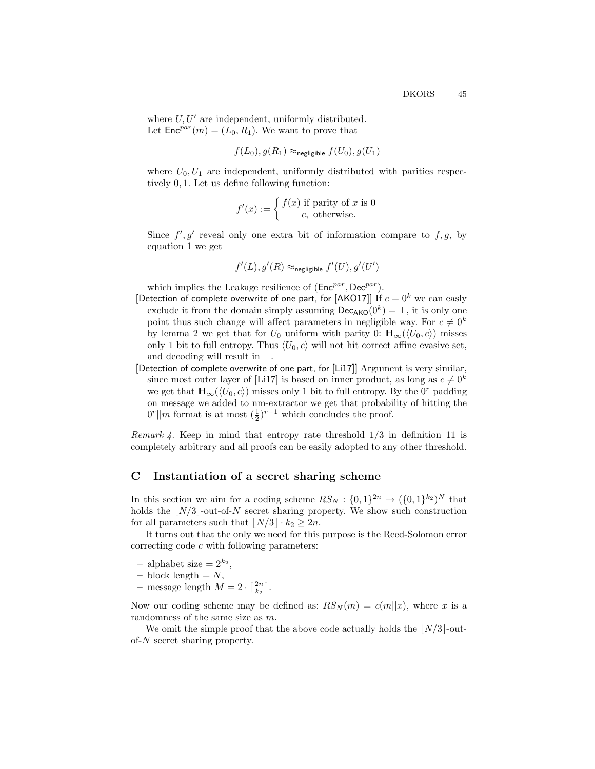where $U, U'$ are independent, uniformly distributed.
Let $\mathsf{Enc}^{par}(m) = (L_0, R_1)$. We want to prove that

$$f(L_0), g(R_1) \approx_{\mathsf{negligible}} f(U_0), g(U_1)$$

where $U_0, U_1$ are independent, uniformly distributed with parities respectively $0, 1$. Let us define following function:

$$f'(x) := \begin{cases} f(x) \text{ if parity of } x \text{ is } 0 \\ c, \text{ otherwise.} \end{cases}$$

Since $f', g'$ reveal only one extra bit of information compare to $f, g$, by equation 1 we get

$$f'(L), g'(R) \approx_{\mathsf{negligible}} f'(U), g'(U')$$

which implies the Leakage resilience of $(\mathsf{Enc}^{par}, \mathsf{Dec}^{par})$.

[Detection of complete overwrite of one part, for [AKO17]] If $c = 0^k$ we can easly exclude it from the domain simply assuming $\mathsf{Dec}_{\mathsf{AKO}}(0^k) = \bot$, it is only one point thus such change will affect parameters in negligible way. For $c \neq 0^k$ by lemma 2 we get that for $U_0$ uniform with parity 0: $\mathbf{H}_\infty(\langle U_0, c\rangle)$ misses only 1 bit to full entropy. Thus $\langle U_0, c\rangle$ will not hit correct affine evasive set, and decoding will result in $\bot$.

[Detection of complete overwrite of one part, for [Li17]] Argument is very similar, since most outer layer of [Li17] is based on inner product, as long as $c \neq 0^k$ we get that $\mathbf{H}_\infty(\langle U_0, c\rangle)$ misses only 1 bit to full entropy. By the $0^r$ padding on message we added to nm-extractor we get that probability of hitting the $0^r||m$ format is at most $(\frac{1}{2})^{r-1}$ which concludes the proof.

*Remark 4.* Keep in mind that entropy rate threshold 1/3 in definition 11 is completely arbitrary and all proofs can be easily adopted to any other threshold.

## C Instantiation of a secret sharing scheme

In this section we aim for a coding scheme $RS_N : \{0,1\}^{2n} \to (\{0,1\}^{k_2})^N$ that holds the $\lfloor N/3 \rfloor$-out-of-$N$ secret sharing property. We show such construction for all parameters such that $\lfloor N/3 \rfloor \cdot k_2 \geq 2n$.

It turns out that the only we need for this purpose is the Reed-Solomon error correcting code $c$ with following parameters:

- alphabet size $= 2^{k_2}$,
- block length $= N$,
- message length $M = 2 \cdot \lceil \frac{2n}{k_2} \rceil$.

Now our coding scheme may be defined as: $RS_N(m) = c(m||x)$, where $x$ is a randomness of the same size as $m$.

We omit the simple proof that the above code actually holds the $\lfloor N/3 \rfloor$-out-of-$N$ secret sharing property.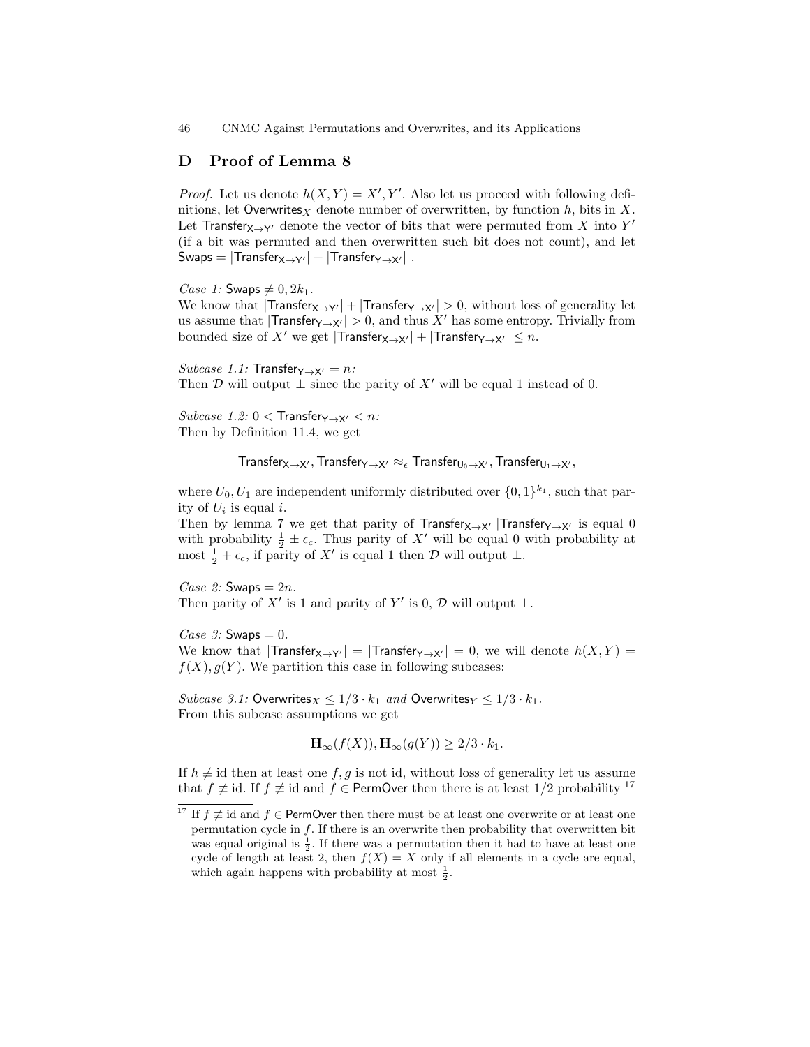## D Proof of Lemma 8

*Proof.* Let us denote $h(X, Y) = X', Y'$. Also let us proceed with following definitions, let $\mathsf{Overwrites}_X$ denote number of overwritten, by function $h$, bits in $X$. Let $\mathsf{Transfer}_{\mathsf{X} \to \mathsf{Y'}}$ denote the vector of bits that were permuted from $X$ into $Y'$ (if a bit was permuted and then overwritten such bit does not count), and let $\mathsf{Swaps} = |\mathsf{Transfer}_{\mathsf{X} \to \mathsf{Y'}}| + |\mathsf{Transfer}_{\mathsf{Y} \to \mathsf{X'}}|$ .

*Case 1:* $\mathsf{Swaps} \neq 0, 2k_1$.
We know that $|\mathsf{Transfer}_{\mathsf{X} \to \mathsf{Y'}}| + |\mathsf{Transfer}_{\mathsf{Y} \to \mathsf{X'}}| > 0$, without loss of generality let us assume that $|\mathsf{Transfer}_{\mathsf{Y} \to \mathsf{X'}}| > 0$, and thus $X'$ has some entropy. Trivially from bounded size of $X'$ we get $|\mathsf{Transfer}_{\mathsf{X} \to \mathsf{X'}}| + |\mathsf{Transfer}_{\mathsf{Y} \to \mathsf{X'}}| \leq n$.

*Subcase 1.1:* $\mathsf{Transfer}_{\mathsf{Y} \to \mathsf{X'}} = n$*:*
Then $\mathcal{D}$ will output $\perp$ since the parity of $X'$ will be equal 1 instead of 0.

*Subcase 1.2:* $0 < \mathsf{Transfer}_{\mathsf{Y} \to \mathsf{X'}} < n$*:*
Then by Definition 11.4, we get

$$\mathsf{Transfer}_{\mathsf{X} \to \mathsf{X'}}, \mathsf{Transfer}_{\mathsf{Y} \to \mathsf{X'}} \approx_\epsilon \mathsf{Transfer}_{\mathsf{U_0} \to \mathsf{X'}}, \mathsf{Transfer}_{\mathsf{U_1} \to \mathsf{X'}},$$

where $U_0, U_1$ are independent uniformly distributed over $\{0,1\}^{k_1}$, such that parity of $U_i$ is equal $i$.
Then by lemma 7 we get that parity of $\mathsf{Transfer}_{\mathsf{X} \to \mathsf{X'}} || \mathsf{Transfer}_{\mathsf{Y} \to \mathsf{X'}}$ is equal 0 with probability $\frac{1}{2} \pm \epsilon_c$. Thus parity of $X'$ will be equal 0 with probability at most $\frac{1}{2} + \epsilon_c$, if parity of $X'$ is equal 1 then $\mathcal{D}$ will output $\perp$.

*Case 2:* $\mathsf{Swaps} = 2n$.
Then parity of $X'$ is 1 and parity of $Y'$ is 0, $\mathcal{D}$ will output $\perp$.

*Case 3:* $\mathsf{Swaps} = 0$.
We know that $|\mathsf{Transfer}_{\mathsf{X} \to \mathsf{Y'}}| = |\mathsf{Transfer}_{\mathsf{Y} \to \mathsf{X'}}| = 0$, we will denote $h(X, Y) = f(X), g(Y)$. We partition this case in following subcases:

*Subcase 3.1:* $\mathsf{Overwrites}_X \leq 1/3 \cdot k_1$ *and* $\mathsf{Overwrites}_Y \leq 1/3 \cdot k_1$.
From this subcase assumptions we get

$$\mathbf{H}_\infty(f(X)), \mathbf{H}_\infty(g(Y)) \geq 2/3 \cdot k_1.$$

If $h \not\equiv \text{id}$ then at least one $f, g$ is not id, without loss of generality let us assume that $f \not\equiv \text{id}$. If $f \not\equiv \text{id}$ and $f \in \mathsf{PermOver}$ then there is at least 1/2 probability [17]

[17] If $f \not\equiv \text{id}$ and $f \in \mathsf{PermOver}$ then there must be at least one overwrite or at least one permutation cycle in $f$. If there is an overwrite then probability that overwritten bit was equal original is $\frac{1}{2}$. If there was a permutation then it had to have at least one cycle of length at least 2, then $f(X) = X$ only if all elements in a cycle are equal, which again happens with probability at most $\frac{1}{2}$.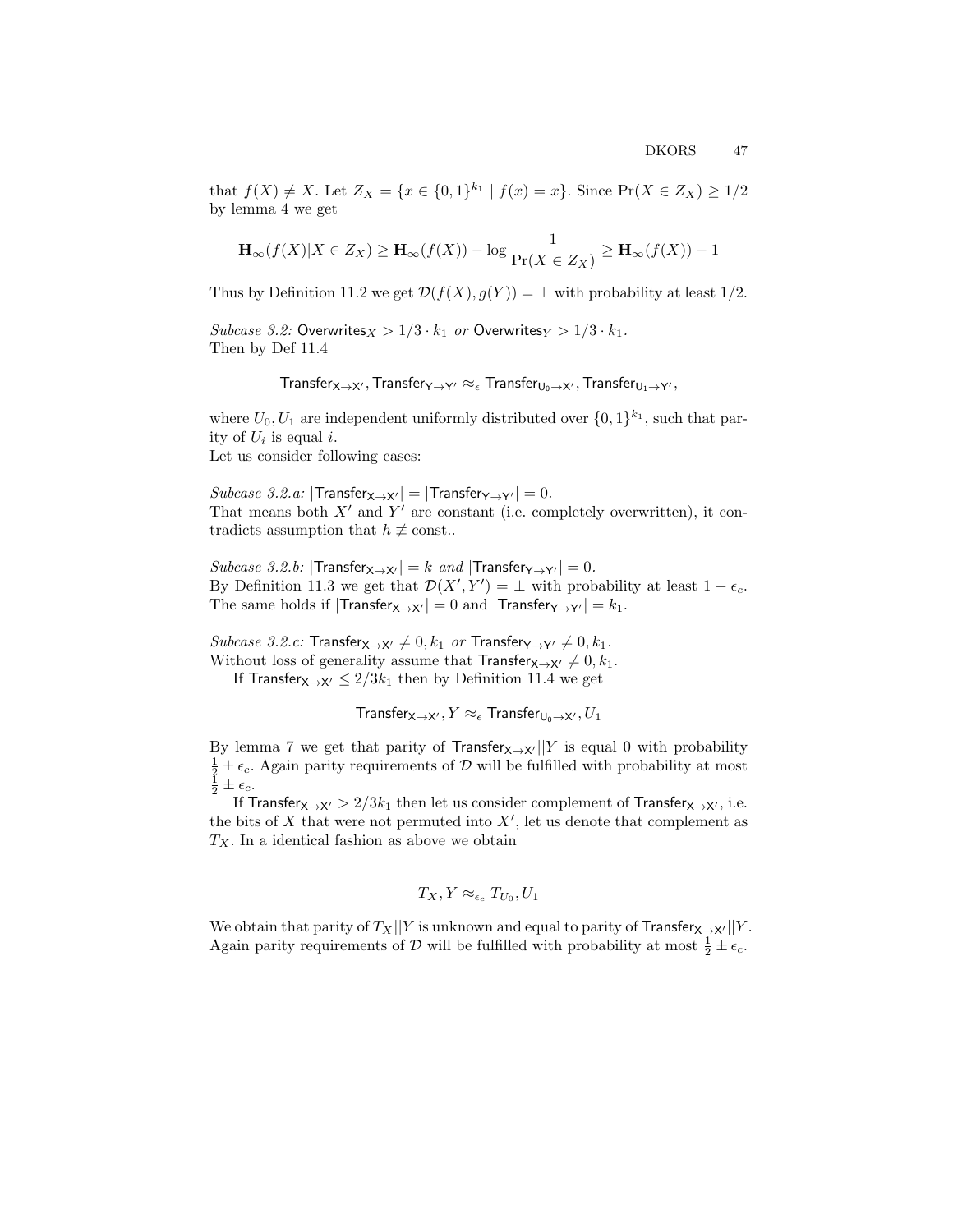that $f(X) \neq X$. Let $Z_X = \{x \in \{0,1\}^{k_1} \mid f(x) = x\}$. Since $\Pr(X \in Z_X) \geq 1/2$ by lemma 4 we get

$$\mathbf{H}_\infty(f(X)|X \in Z_X) \geq \mathbf{H}_\infty(f(X)) - \log \frac{1}{\Pr(X \in Z_X)} \geq \mathbf{H}_\infty(f(X)) - 1$$

Thus by Definition 11.2 we get $\mathcal{D}(f(X), g(Y)) = \perp$ with probability at least $1/2$.

*Subcase 3.2:* $\mathsf{Overwrites}_X > 1/3 \cdot k_1$ *or* $\mathsf{Overwrites}_Y > 1/3 \cdot k_1$.
Then by Def 11.4

$$\mathsf{Transfer}_{\mathsf{X} \to \mathsf{X}'}, \mathsf{Transfer}_{\mathsf{Y} \to \mathsf{Y}'} \approx_\epsilon \mathsf{Transfer}_{\mathsf{U_0} \to \mathsf{X}'}, \mathsf{Transfer}_{\mathsf{U_1} \to \mathsf{Y}'},$$

where $U_0, U_1$ are independent uniformly distributed over $\{0,1\}^{k_1}$, such that parity of $U_i$ is equal $i$.
Let us consider following cases:

*Subcase 3.2.a:* $|\mathsf{Transfer}_{\mathsf{X} \to \mathsf{X}'}| = |\mathsf{Transfer}_{\mathsf{Y} \to \mathsf{Y}'}| = 0$.
That means both $X'$ and $Y'$ are constant (i.e. completely overwritten), it contradicts assumption that $h \not\equiv \text{const}$..

*Subcase 3.2.b:* $|\mathsf{Transfer}_{\mathsf{X} \to \mathsf{X}'}| = k$ *and* $|\mathsf{Transfer}_{\mathsf{Y} \to \mathsf{Y}'}| = 0$.
By Definition 11.3 we get that $\mathcal{D}(X', Y') = \perp$ with probability at least $1 - \epsilon_c$. The same holds if $|\mathsf{Transfer}_{\mathsf{X} \to \mathsf{X}'}| = 0$ and $|\mathsf{Transfer}_{\mathsf{Y} \to \mathsf{Y}'}| = k_1$.

*Subcase 3.2.c:* $\mathsf{Transfer}_{\mathsf{X} \to \mathsf{X}'} \neq 0, k_1$ *or* $\mathsf{Transfer}_{\mathsf{Y} \to \mathsf{Y}'} \neq 0, k_1$.
Without loss of generality assume that $\mathsf{Transfer}_{\mathsf{X} \to \mathsf{X}'} \neq 0, k_1$.

If $\mathsf{Transfer}_{\mathsf{X} \to \mathsf{X}'} \leq 2/3 k_1$ then by Definition 11.4 we get

$$\mathsf{Transfer}_{\mathsf{X} \to \mathsf{X}'}, Y \approx_\epsilon \mathsf{Transfer}_{\mathsf{U_0} \to \mathsf{X}'}, U_1$$

By lemma 7 we get that parity of $\mathsf{Transfer}_{\mathsf{X} \to \mathsf{X}'}||Y$ is equal 0 with probability $\frac{1}{2} \pm \epsilon_c$. Again parity requirements of $\mathcal{D}$ will be fulfilled with probability at most $\frac{1}{2} \pm \epsilon_c$.

If $\mathsf{Transfer}_{\mathsf{X} \to \mathsf{X}'} > 2/3 k_1$ then let us consider complement of $\mathsf{Transfer}_{\mathsf{X} \to \mathsf{X}'}$, i.e. the bits of $X$ that were not permuted into $X'$, let us denote that complement as $T_X$. In a identical fashion as above we obtain

$$T_X, Y \approx_{\epsilon_c} T_{U_0}, U_1$$

We obtain that parity of $T_X||Y$ is unknown and equal to parity of $\mathsf{Transfer}_{\mathsf{X} \to \mathsf{X}'}||Y$. Again parity requirements of $\mathcal{D}$ will be fulfilled with probability at most $\frac{1}{2} \pm \epsilon_c$.